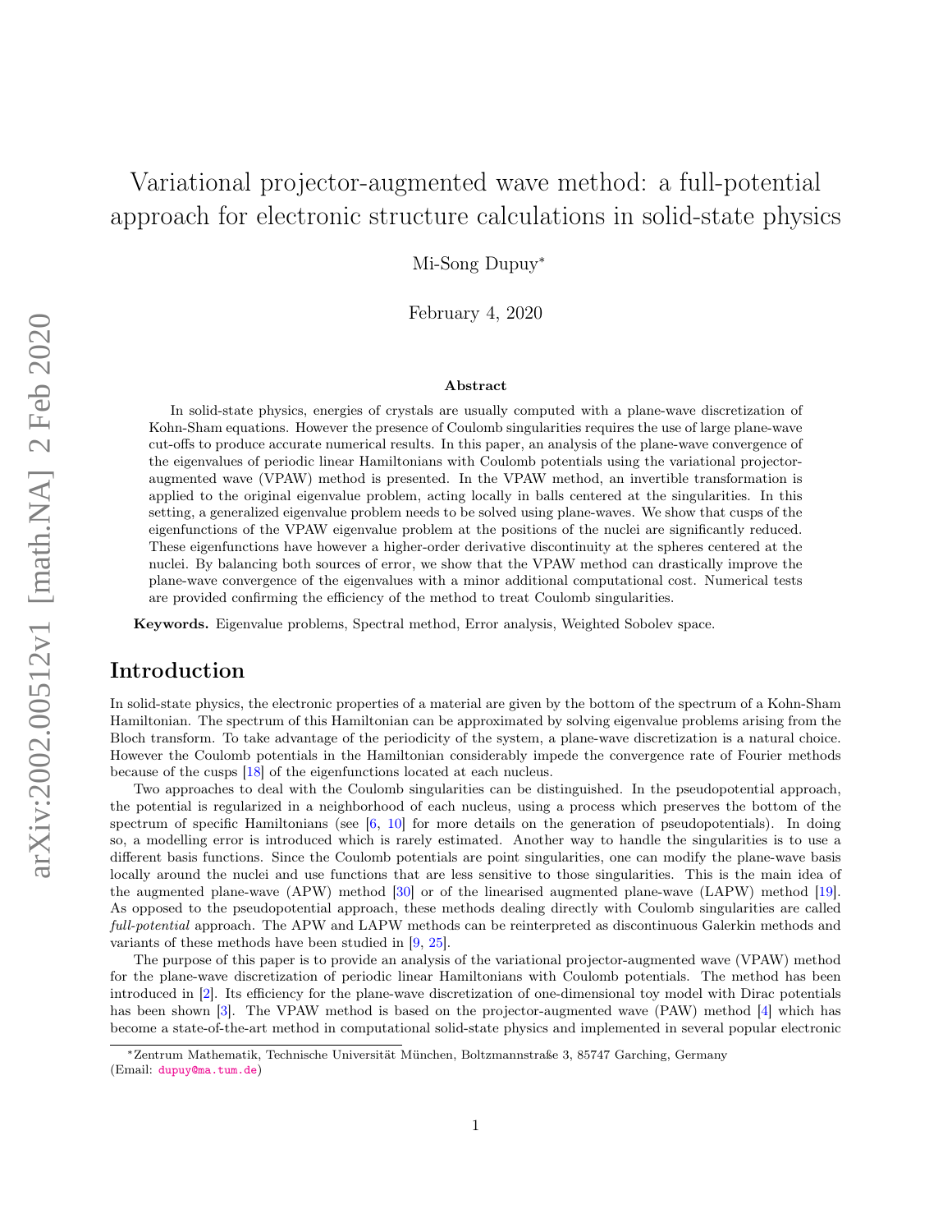# Variational projector-augmented wave method: a full-potential approach for electronic structure calculations in solid-state physics

Mi-Song Dupuy*

February 4, 2020

## Abstract

In solid-state physics, energies of crystals are usually computed with a plane-wave discretization of Kohn-Sham equations. However the presence of Coulomb singularities requires the use of large plane-wave cut-offs to produce accurate numerical results. In this paper, an analysis of the plane-wave convergence of the eigenvalues of periodic linear Hamiltonians with Coulomb potentials using the variational projector-augmented wave (VPAW) method is presented. In the VPAW method, an invertible transformation is applied to the original eigenvalue problem, acting locally in balls centered at the singularities. In this setting, a generalized eigenvalue problem needs to be solved using plane-waves. We show that cusps of the eigenfunctions of the VPAW eigenvalue problem at the positions of the nuclei are significantly reduced. These eigenfunctions have however a higher-order derivative discontinuity at the spheres centered at the nuclei. By balancing both sources of error, we show that the VPAW method can drastically improve the plane-wave convergence of the eigenvalues with a minor additional computational cost. Numerical tests are provided confirming the efficiency of the method to treat Coulomb singularities.

**Keywords.** Eigenvalue problems, Spectral method, Error analysis, Weighted Sobolev space.

## Introduction

In solid-state physics, the electronic properties of a material are given by the bottom of the spectrum of a Kohn-Sham Hamiltonian. The spectrum of this Hamiltonian can be approximated by solving eigenvalue problems arising from the Bloch transform. To take advantage of the periodicity of the system, a plane-wave discretization is a natural choice. However the Coulomb potentials in the Hamiltonian considerably impede the convergence rate of Fourier methods because of the cusps [18] of the eigenfunctions located at each nucleus.

Two approaches to deal with the Coulomb singularities can be distinguished. In the pseudopotential approach, the potential is regularized in a neighborhood of each nucleus, using a process which preserves the bottom of the spectrum of specific Hamiltonians (see [6, 10] for more details on the generation of pseudopotentials). In doing so, a modelling error is introduced which is rarely estimated. Another way to handle the singularities is to use a different basis functions. Since the Coulomb potentials are point singularities, one can modify the plane-wave basis locally around the nuclei and use functions that are less sensitive to those singularities. This is the main idea of the augmented plane-wave (APW) method [30] or of the linearised augmented plane-wave (LAPW) method [19]. As opposed to the pseudopotential approach, these methods dealing directly with Coulomb singularities are called *full-potential* approach. The APW and LAPW methods can be reinterpreted as discontinuous Galerkin methods and variants of these methods have been studied in [9, 25].

The purpose of this paper is to provide an analysis of the variational projector-augmented wave (VPAW) method for the plane-wave discretization of periodic linear Hamiltonians with Coulomb potentials. The method has been introduced in [2]. Its efficiency for the plane-wave discretization of one-dimensional toy model with Dirac potentials has been shown [3]. The VPAW method is based on the projector-augmented wave (PAW) method [4] which has become a state-of-the-art method in computational solid-state physics and implemented in several popular electronic

*Zentrum Mathematik, Technische Universität München, Boltzmannstraße 3, 85747 Garching, Germany (Email: dupuy@ma.tum.de)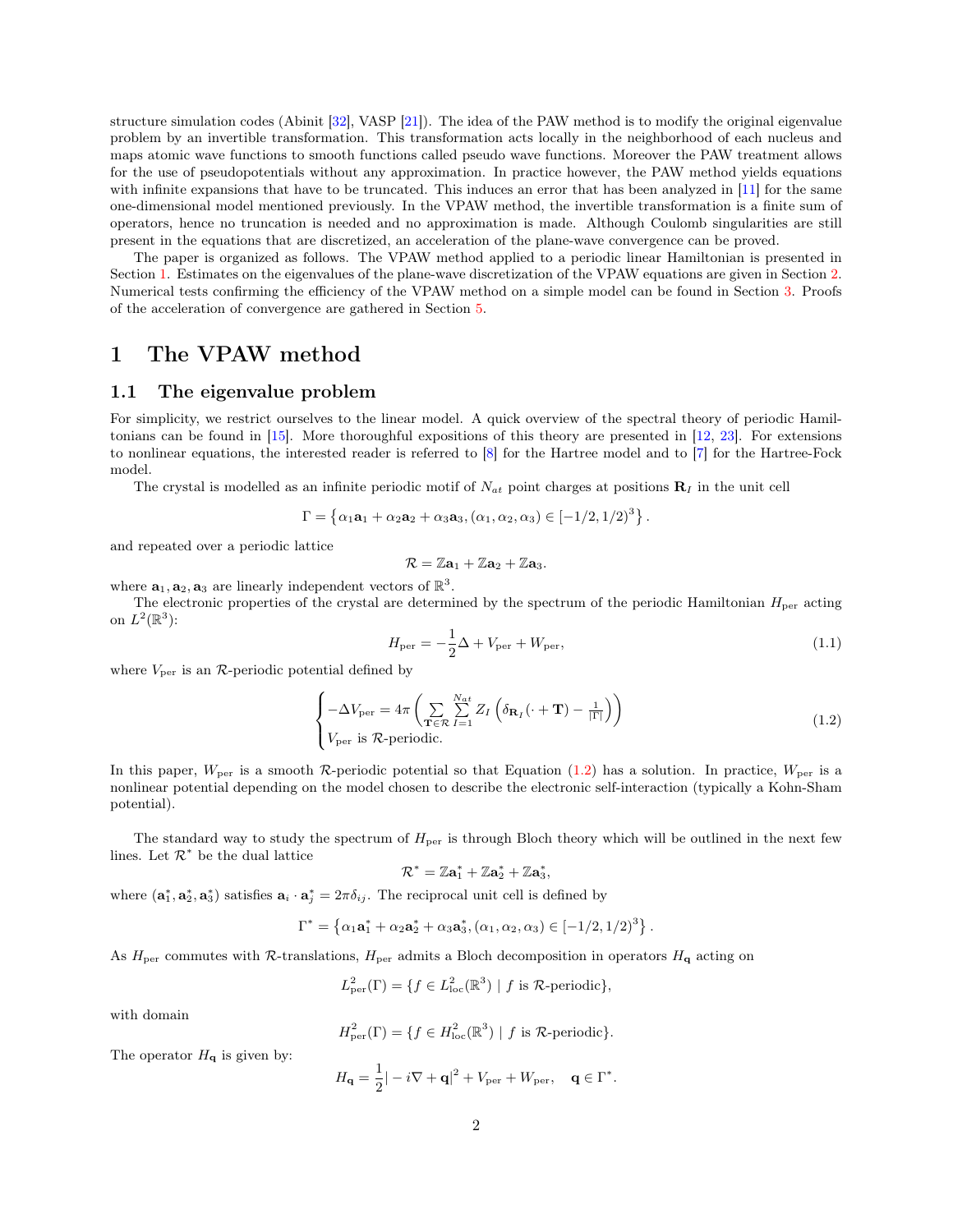structure simulation codes (Abinit [32], VASP [21]). The idea of the PAW method is to modify the original eigenvalue problem by an invertible transformation. This transformation acts locally in the neighborhood of each nucleus and maps atomic wave functions to smooth functions called pseudo wave functions. Moreover the PAW treatment allows for the use of pseudopotentials without any approximation. In practice however, the PAW method yields equations with infinite expansions that have to be truncated. This induces an error that has been analyzed in [11] for the same one-dimensional model mentioned previously. In the VPAW method, the invertible transformation is a finite sum of operators, hence no truncation is needed and no approximation is made. Although Coulomb singularities are still present in the equations that are discretized, an acceleration of the plane-wave convergence can be proved.

The paper is organized as follows. The VPAW method applied to a periodic linear Hamiltonian is presented in Section 1. Estimates on the eigenvalues of the plane-wave discretization of the VPAW equations are given in Section 2. Numerical tests confirming the efficiency of the VPAW method on a simple model can be found in Section 3. Proofs of the acceleration of convergence are gathered in Section 5.

# 1 The VPAW method

## 1.1 The eigenvalue problem

For simplicity, we restrict ourselves to the linear model. A quick overview of the spectral theory of periodic Hamiltonians can be found in [15]. More thoroughful expositions of this theory are presented in [12, 23]. For extensions to nonlinear equations, the interested reader is referred to [8] for the Hartree model and to [7] for the Hartree-Fock model.

The crystal is modelled as an infinite periodic motif of $N_{at}$ point charges at positions $\mathbf{R}_I$ in the unit cell

$$\Gamma = \left\{ \alpha_1 \mathbf{a}_1 + \alpha_2 \mathbf{a}_2 + \alpha_3 \mathbf{a}_3, (\alpha_1, \alpha_2, \alpha_3) \in [-1/2, 1/2)^3 \right\}.$$

and repeated over a periodic lattice

$$\mathcal{R} = \mathbb{Z}\mathbf{a}_1 + \mathbb{Z}\mathbf{a}_2 + \mathbb{Z}\mathbf{a}_3.$$

where $\mathbf{a}_1, \mathbf{a}_2, \mathbf{a}_3$ are linearly independent vectors of $\mathbb{R}^3$.

The electronic properties of the crystal are determined by the spectrum of the periodic Hamiltonian $H_{\rm per}$ acting on $L^2(\mathbb{R}^3)$:

$$H_{\rm per} = -\frac{1}{2}\Delta + V_{\rm per} + W_{\rm per}, \tag{1.1}$$

where $V_{\rm per}$ is an $\mathcal{R}$-periodic potential defined by

$$\begin{cases} -\Delta V_{\rm per} = 4\pi \left( \sum\limits_{\mathbf{T} \in \mathcal{R}} \sum\limits_{I=1}^{N_{at}} Z_I \left( \delta_{\mathbf{R}_I}(\cdot + \mathbf{T}) - \frac{1}{|\Gamma|} \right) \right) \\ V_{\rm per} \text{ is } \mathcal{R}\text{-periodic.} \end{cases} \tag{1.2}$$

In this paper, $W_{\rm per}$ is a smooth $\mathcal{R}$-periodic potential so that Equation (1.2) has a solution. In practice, $W_{\rm per}$ is a nonlinear potential depending on the model chosen to describe the electronic self-interaction (typically a Kohn-Sham potential).

The standard way to study the spectrum of $H_{\rm per}$ is through Bloch theory which will be outlined in the next few lines. Let $\mathcal{R}^*$ be the dual lattice

$$\mathcal{R}^* = \mathbb{Z}\mathbf{a}_1^* + \mathbb{Z}\mathbf{a}_2^* + \mathbb{Z}\mathbf{a}_3^*,$$

where $(\mathbf{a}_1^*, \mathbf{a}_2^*, \mathbf{a}_3^*)$ satisfies $\mathbf{a}_i \cdot \mathbf{a}_j^* = 2\pi\delta_{ij}$. The reciprocal unit cell is defined by

$$\Gamma^* = \left\{ \alpha_1 \mathbf{a}_1^* + \alpha_2 \mathbf{a}_2^* + \alpha_3 \mathbf{a}_3^*, (\alpha_1, \alpha_2, \alpha_3) \in [-1/2, 1/2)^3 \right\}.$$

As $H_{\rm per}$ commutes with $\mathcal{R}$-translations, $H_{\rm per}$ admits a Bloch decomposition in operators $H_{\mathbf{q}}$ acting on

$$L^2_{\rm per}(\Gamma) = \{ f \in L^2_{\rm loc}(\mathbb{R}^3) \mid f \text{ is } \mathcal{R}\text{-periodic} \},$$

with domain

$$H^2_{\rm per}(\Gamma) = \{ f \in H^2_{\rm loc}(\mathbb{R}^3) \mid f \text{ is } \mathcal{R}\text{-periodic} \}.$$

The operator $H_{\mathbf{q}}$ is given by:

$$H_{\mathbf{q}} = \frac{1}{2}|-i\nabla + \mathbf{q}|^2 + V_{\rm per} + W_{\rm per}, \quad \mathbf{q} \in \Gamma^*.$$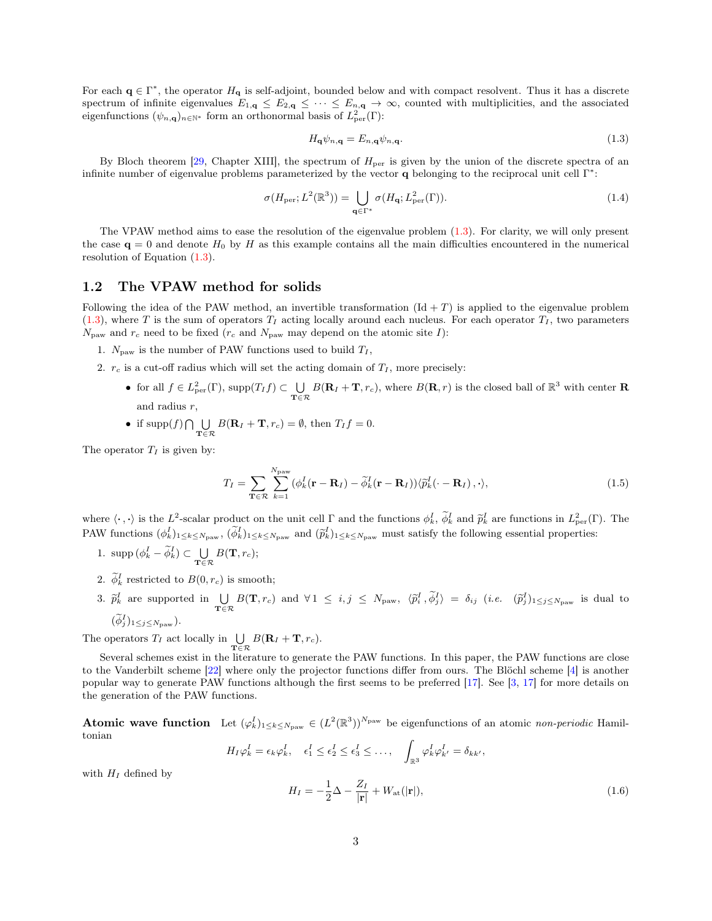For each $\mathbf{q} \in \Gamma^*$, the operator $H_\mathbf{q}$ is self-adjoint, bounded below and with compact resolvent. Thus it has a discrete spectrum of infinite eigenvalues $E_{1,\mathbf{q}} \leq E_{2,\mathbf{q}} \leq \cdots \leq E_{n,\mathbf{q}} \to \infty$, counted with multiplicities, and the associated eigenfunctions $(\psi_{n,\mathbf{q}})_{n\in\mathbb{N}^*}$ form an orthonormal basis of $L^2_{\mathrm{per}}(\Gamma)$:

$$H_\mathbf{q}\psi_{n,\mathbf{q}} = E_{n,\mathbf{q}}\psi_{n,\mathbf{q}}. \tag{1.3}$$

By Bloch theorem [29, Chapter XIII], the spectrum of $H_{\mathrm{per}}$ is given by the union of the discrete spectra of an infinite number of eigenvalue problems parameterized by the vector $\mathbf{q}$ belonging to the reciprocal unit cell $\Gamma^*$:

$$\sigma(H_{\mathrm{per}}; L^2(\mathbb{R}^3)) = \bigcup_{\mathbf{q}\in\Gamma^*} \sigma(H_\mathbf{q}; L^2_{\mathrm{per}}(\Gamma)). \tag{1.4}$$

The VPAW method aims to ease the resolution of the eigenvalue problem (1.3). For clarity, we will only present the case $\mathbf{q} = 0$ and denote $H_0$ by $H$ as this example contains all the main difficulties encountered in the numerical resolution of Equation (1.3).

## 1.2 The VPAW method for solids

Following the idea of the PAW method, an invertible transformation $(\mathrm{Id} + T)$ is applied to the eigenvalue problem (1.3), where $T$ is the sum of operators $T_I$ acting locally around each nucleus. For each operator $T_I$, two parameters $N_{\mathrm{paw}}$ and $r_c$ need to be fixed ($r_c$ and $N_{\mathrm{paw}}$ may depend on the atomic site $I$):

1. $N_{\mathrm{paw}}$ is the number of PAW functions used to build $T_I$,
2. $r_c$ is a cut-off radius which will set the acting domain of $T_I$, more precisely:
   - for all $f \in L^2_{\mathrm{per}}(\Gamma)$, $\mathrm{supp}(T_I f) \subset \bigcup_{\mathbf{T}\in\mathcal{R}} B(\mathbf{R}_I + \mathbf{T}, r_c)$, where $B(\mathbf{R}, r)$ is the closed ball of $\mathbb{R}^3$ with center $\mathbf{R}$ and radius $r$,
   - if $\mathrm{supp}(f) \bigcap \bigcup_{\mathbf{T}\in\mathcal{R}} B(\mathbf{R}_I + \mathbf{T}, r_c) = \emptyset$, then $T_I f = 0$.

The operator $T_I$ is given by:

$$T_I = \sum_{\mathbf{T}\in\mathcal{R}} \sum_{k=1}^{N_{\mathrm{paw}}} (\phi_k^I(\mathbf{r} - \mathbf{R}_I) - \widetilde{\phi}_k^I(\mathbf{r} - \mathbf{R}_I))\langle \widetilde{p}_k^I(\cdot - \mathbf{R}_I)\,, \cdot\rangle, \tag{1.5}$$

where $\langle \cdot\,, \cdot\rangle$ is the $L^2$-scalar product on the unit cell $\Gamma$ and the functions $\phi_k^I$, $\widetilde{\phi}_k^I$ and $\widetilde{p}_k^I$ are functions in $L^2_{\mathrm{per}}(\Gamma)$. The PAW functions $(\phi_k^I)_{1\leq k\leq N_{\mathrm{paw}}}$, $(\widetilde{\phi}_k^I)_{1\leq k\leq N_{\mathrm{paw}}}$ and $(\widetilde{p}_k^I)_{1\leq k\leq N_{\mathrm{paw}}}$ must satisfy the following essential properties:

1. $\mathrm{supp}\,(\phi_k^I - \widetilde{\phi}_k^I) \subset \bigcup_{\mathbf{T}\in\mathcal{R}} B(\mathbf{T}, r_c)$;
2. $\widetilde{\phi}_k^I$ restricted to $B(0, r_c)$ is smooth;
3. $\widetilde{p}_k^I$ are supported in $\bigcup_{\mathbf{T}\in\mathcal{R}} B(\mathbf{T}, r_c)$ and $\forall\, 1 \leq i, j \leq N_{\mathrm{paw}}$, $\langle \widetilde{p}_i^I\,, \widetilde{\phi}_j^I\rangle = \delta_{ij}$ (*i.e.* $(\widetilde{p}_j^I)_{1\leq j\leq N_{\mathrm{paw}}}$ is dual to $(\widetilde{\phi}_j^I)_{1\leq j\leq N_{\mathrm{paw}}}$).

The operators $T_I$ act locally in $\bigcup_{\mathbf{T}\in\mathcal{R}} B(\mathbf{R}_I + \mathbf{T}, r_c)$.

Several schemes exist in the literature to generate the PAW functions. In this paper, the PAW functions are close to the Vanderbilt scheme [22] where only the projector functions differ from ours. The Blöchl scheme [4] is another popular way to generate PAW functions although the first seems to be preferred [17]. See [3, 17] for more details on the generation of the PAW functions.

**Atomic wave function** Let $(\varphi_k^I)_{1\leq k\leq N_{\mathrm{paw}}} \in (L^2(\mathbb{R}^3))^{N_{\mathrm{paw}}}$ be eigenfunctions of an atomic *non-periodic* Hamiltonian

$$H_I\varphi_k^I = \epsilon_k\varphi_k^I, \quad \epsilon_1^I \leq \epsilon_2^I \leq \epsilon_3^I \leq \dots, \quad \int_{\mathbb{R}^3} \varphi_k^I\varphi_{k'}^I = \delta_{kk'},$$

with $H_I$ defined by

$$H_I = -\frac{1}{2}\Delta - \frac{Z_I}{|\mathbf{r}|} + W_{\mathrm{at}}(|\mathbf{r}|), \tag{1.6}$$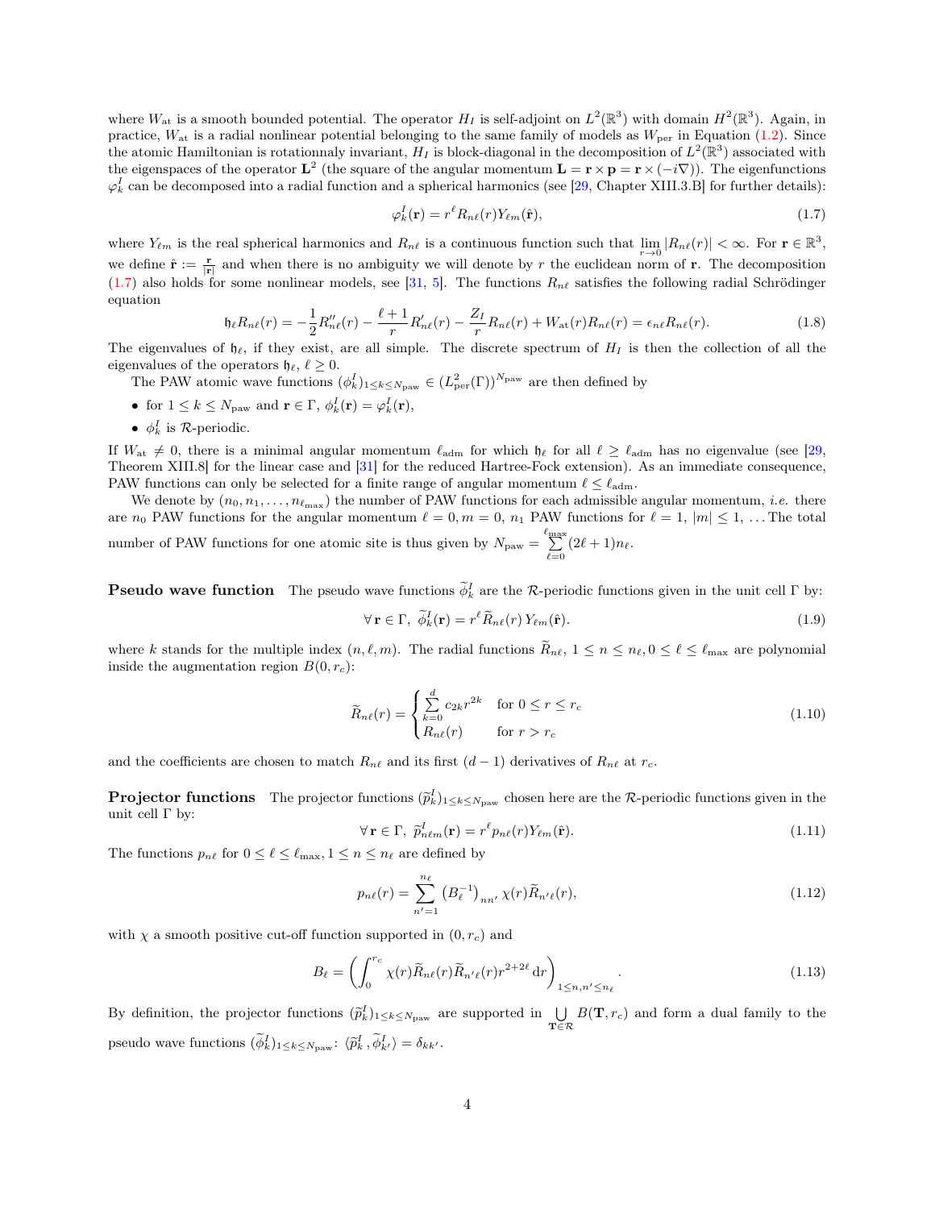where $W_{\rm at}$ is a smooth bounded potential. The operator $H_I$ is self-adjoint on $L^2(\mathbb{R}^3)$ with domain $H^2(\mathbb{R}^3)$. Again, in practice, $W_{\rm at}$ is a radial nonlinear potential belonging to the same family of models as $W_{\rm per}$ in Equation (1.2). Since the atomic Hamiltonian is rotationnaly invariant, $H_I$ is block-diagonal in the decomposition of $L^2(\mathbb{R}^3)$ associated with the eigenspaces of the operator $\mathbf{L}^2$ (the square of the angular momentum $\mathbf{L} = \mathbf{r} \times \mathbf{p} = \mathbf{r} \times (-i\nabla)$). The eigenfunctions $\varphi_k^I$ can be decomposed into a radial function and a spherical harmonics (see [29, Chapter XIII.3.B] for further details):

$$\varphi_k^I(\mathbf{r}) = r^\ell R_{n\ell}(r) Y_{\ell m}(\hat{\mathbf{r}}), \tag{1.7}$$

where $Y_{\ell m}$ is the real spherical harmonics and $R_{n\ell}$ is a continuous function such that $\lim_{r\to 0} |R_{n\ell}(r)| < \infty$. For $\mathbf{r} \in \mathbb{R}^3$, we define $\hat{\mathbf{r}} := \frac{\mathbf{r}}{|\mathbf{r}|}$ and when there is no ambiguity we will denote by $r$ the euclidean norm of $\mathbf{r}$. The decomposition (1.7) also holds for some nonlinear models, see [31, 5]. The functions $R_{n\ell}$ satisfies the following radial Schrödinger equation

$$\mathfrak{h}_\ell R_{n\ell}(r) = -\frac{1}{2} R''_{n\ell}(r) - \frac{\ell+1}{r} R'_{n\ell}(r) - \frac{Z_I}{r} R_{n\ell}(r) + W_{\rm at}(r) R_{n\ell}(r) = \epsilon_{n\ell} R_{n\ell}(r). \tag{1.8}$$

The eigenvalues of $\mathfrak{h}_\ell$, if they exist, are all simple. The discrete spectrum of $H_I$ is then the collection of all the eigenvalues of the operators $\mathfrak{h}_\ell$, $\ell \geq 0$.

The PAW atomic wave functions $(\phi_k^I)_{1\leq k \leq N_{\rm paw}} \in (L^2_{\rm per}(\Gamma))^{N_{\rm paw}}$ are then defined by

- for $1 \leq k \leq N_{\rm paw}$ and $\mathbf{r} \in \Gamma$, $\phi_k^I(\mathbf{r}) = \varphi_k^I(\mathbf{r})$,
- $\phi_k^I$ is $\mathcal{R}$-periodic.

If $W_{\rm at} \neq 0$, there is a minimal angular momentum $\ell_{\rm adm}$ for which $\mathfrak{h}_\ell$ for all $\ell \geq \ell_{\rm adm}$ has no eigenvalue (see [29, Theorem XIII.8] for the linear case and [31] for the reduced Hartree-Fock extension). As an immediate consequence, PAW functions can only be selected for a finite range of angular momentum $\ell \leq \ell_{\rm adm}$.

We denote by $(n_0, n_1, \dots, n_{\ell_{\max}})$ the number of PAW functions for each admissible angular momentum, *i.e.* there are $n_0$ PAW functions for the angular momentum $\ell = 0, m = 0$, $n_1$ PAW functions for $\ell = 1$, $|m| \leq 1$, ... The total number of PAW functions for one atomic site is thus given by $N_{\rm paw} = \sum_{\ell=0}^{\ell_{\max}} (2\ell+1) n_\ell$.

**Pseudo wave function** The pseudo wave functions $\widetilde{\phi}_k^I$ are the $\mathcal{R}$-periodic functions given in the unit cell $\Gamma$ by:

$$\forall\, \mathbf{r} \in \Gamma,\ \widetilde{\phi}_k^I(\mathbf{r}) = r^\ell \widetilde{R}_{n\ell}(r)\, Y_{\ell m}(\hat{\mathbf{r}}). \tag{1.9}$$

where $k$ stands for the multiple index $(n, \ell, m)$. The radial functions $\widetilde{R}_{n\ell}$, $1 \leq n \leq n_\ell, 0 \leq \ell \leq \ell_{\max}$ are polynomial inside the augmentation region $B(0, r_c)$:

$$\widetilde{R}_{n\ell}(r) = \begin{cases} \sum_{k=0}^{d} c_{2k} r^{2k} & \text{for } 0 \leq r \leq r_c \\ R_{n\ell}(r) & \text{for } r > r_c \end{cases} \tag{1.10}$$

and the coefficients are chosen to match $R_{n\ell}$ and its first $(d-1)$ derivatives of $R_{n\ell}$ at $r_c$.

**Projector functions** The projector functions $(\widetilde{p}_k^I)_{1\leq k\leq N_{\rm paw}}$ chosen here are the $\mathcal{R}$-periodic functions given in the unit cell $\Gamma$ by:

$$\forall\, \mathbf{r} \in \Gamma,\ \widetilde{p}_{n\ell m}^I(\mathbf{r}) = r^\ell p_{n\ell}(r) Y_{\ell m}(\hat{\mathbf{r}}). \tag{1.11}$$

The functions $p_{n\ell}$ for $0 \leq \ell \leq \ell_{\max}, 1 \leq n \leq n_\ell$ are defined by

$$p_{n\ell}(r) = \sum_{n'=1}^{n_\ell} \left(B_\ell^{-1}\right)_{nn'} \chi(r) \widetilde{R}_{n'\ell}(r), \tag{1.12}$$

with $\chi$ a smooth positive cut-off function supported in $(0, r_c)$ and

$$B_\ell = \left( \int_0^{r_c} \chi(r) \widetilde{R}_{n\ell}(r) \widetilde{R}_{n'\ell}(r) r^{2+2\ell}\, \mathrm{d}r \right)_{1\leq n,n' \leq n_\ell}. \tag{1.13}$$

By definition, the projector functions $(\widetilde{p}_k^I)_{1\leq k\leq N_{\rm paw}}$ are supported in $\bigcup_{\mathbf{T}\in\mathcal{R}} B(\mathbf{T}, r_c)$ and form a dual family to the pseudo wave functions $(\widetilde{\phi}_k^I)_{1\leq k\leq N_{\rm paw}}$: $\langle \widetilde{p}_k^I, \widetilde{\phi}_{k'}^I \rangle = \delta_{kk'}$.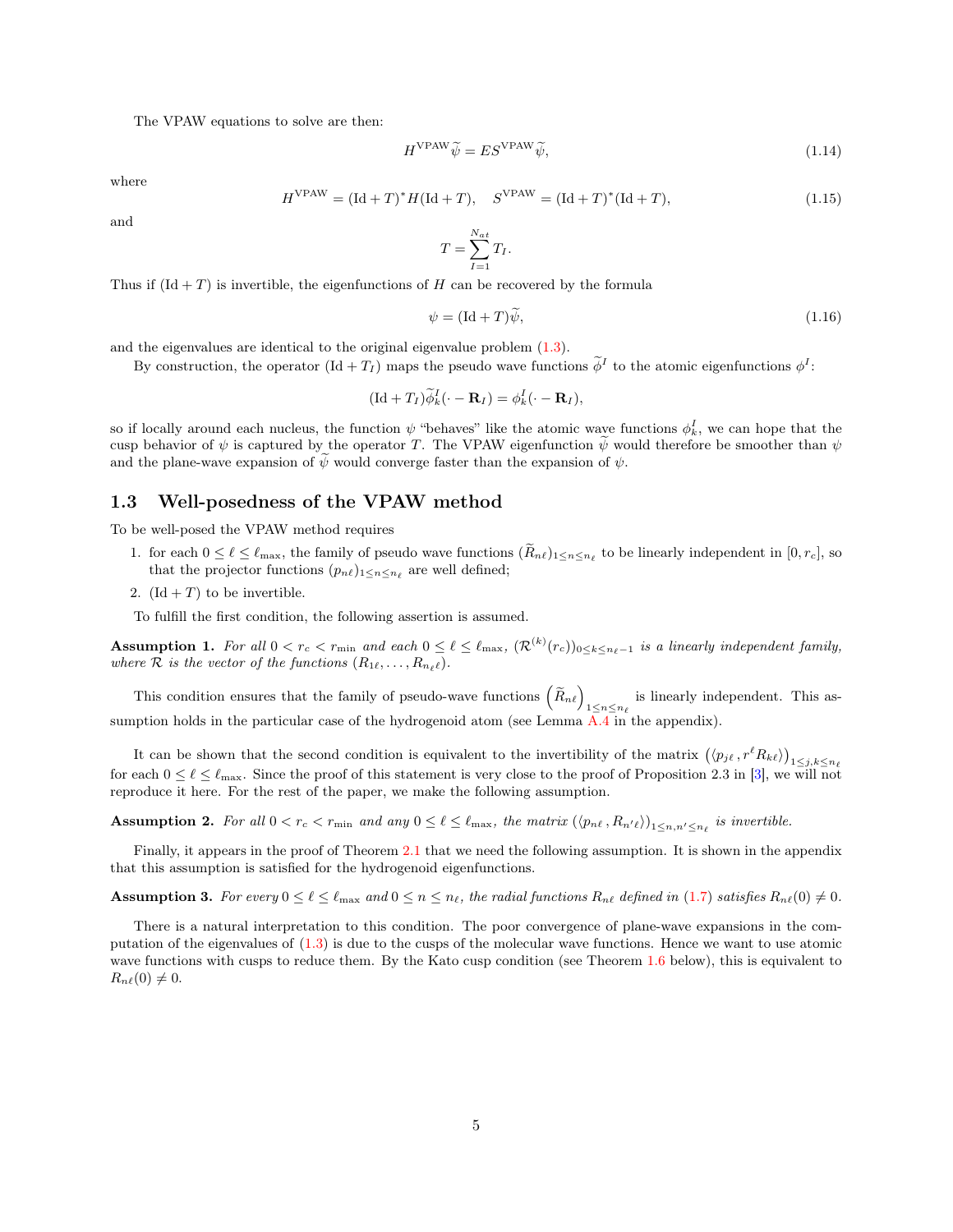The VPAW equations to solve are then:

$$H^{\mathrm{VPAW}}\widetilde{\psi} = ES^{\mathrm{VPAW}}\widetilde{\psi}, \tag{1.14}$$

where

$$H^{\mathrm{VPAW}} = (\mathrm{Id}+T)^* H (\mathrm{Id}+T), \quad S^{\mathrm{VPAW}} = (\mathrm{Id}+T)^*(\mathrm{Id}+T), \tag{1.15}$$

and

$$T = \sum_{I=1}^{N_{at}} T_I.$$

Thus if $(\mathrm{Id}+T)$ is invertible, the eigenfunctions of $H$ can be recovered by the formula

$$\psi = (\mathrm{Id}+T)\widetilde{\psi}, \tag{1.16}$$

and the eigenvalues are identical to the original eigenvalue problem (1.3).

By construction, the operator $(\mathrm{Id}+T_I)$ maps the pseudo wave functions $\widetilde{\phi}^I$ to the atomic eigenfunctions $\phi^I$:

$$(\mathrm{Id}+T_I)\widetilde{\phi}_k^I(\cdot - \mathbf{R}_I) = \phi_k^I(\cdot - \mathbf{R}_I),$$

so if locally around each nucleus, the function $\psi$ "behaves" like the atomic wave functions $\phi_k^I$, we can hope that the cusp behavior of $\psi$ is captured by the operator $T$. The VPAW eigenfunction $\widetilde{\psi}$ would therefore be smoother than $\psi$ and the plane-wave expansion of $\widetilde{\psi}$ would converge faster than the expansion of $\psi$.

## 1.3 Well-posedness of the VPAW method

To be well-posed the VPAW method requires

1. for each $0 \le \ell \le \ell_{\max}$, the family of pseudo wave functions $(\widetilde{R}_{n\ell})_{1\le n\le n_\ell}$ to be linearly independent in $[0, r_c]$, so that the projector functions $(p_{n\ell})_{1\le n\le n_\ell}$ are well defined;
2. $(\mathrm{Id}+T)$ to be invertible.

To fulfill the first condition, the following assertion is assumed.

**Assumption 1.** *For all $0 < r_c < r_{\min}$ and each $0 \le \ell \le \ell_{\max}$, $(\mathcal{R}^{(k)}(r_c))_{0\le k\le n_\ell - 1}$ is a linearly independent family, where $\mathcal{R}$ is the vector of the functions $(R_{1\ell}, \dots, R_{n_\ell \ell})$.*

This condition ensures that the family of pseudo-wave functions $\left(\widetilde{R}_{n\ell}\right)_{1\le n\le n_\ell}$ is linearly independent. This assumption holds in the particular case of the hydrogenoid atom (see Lemma A.4 in the appendix).

It can be shown that the second condition is equivalent to the invertibility of the matrix $\left(\langle p_{j\ell}\,, r^\ell R_{k\ell}\rangle\right)_{1\le j,k\le n_\ell}$ for each $0 \le \ell \le \ell_{\max}$. Since the proof of this statement is very close to the proof of Proposition 2.3 in [3], we will not reproduce it here. For the rest of the paper, we make the following assumption.

**Assumption 2.** *For all $0 < r_c < r_{\min}$ and any $0 \le \ell \le \ell_{\max}$, the matrix $\left(\langle p_{n\ell}\,, R_{n'\ell}\rangle\right)_{1\le n,n'\le n_\ell}$ is invertible.*

Finally, it appears in the proof of Theorem 2.1 that we need the following assumption. It is shown in the appendix that this assumption is satisfied for the hydrogenoid eigenfunctions.

**Assumption 3.** *For every $0 \le \ell \le \ell_{\max}$ and $0 \le n \le n_\ell$, the radial functions $R_{n\ell}$ defined in (1.7) satisfies $R_{n\ell}(0) \neq 0$.*

There is a natural interpretation to this condition. The poor convergence of plane-wave expansions in the computation of the eigenvalues of (1.3) is due to the cusps of the molecular wave functions. Hence we want to use atomic wave functions with cusps to reduce them. By the Kato cusp condition (see Theorem 1.6 below), this is equivalent to $R_{n\ell}(0) \neq 0$.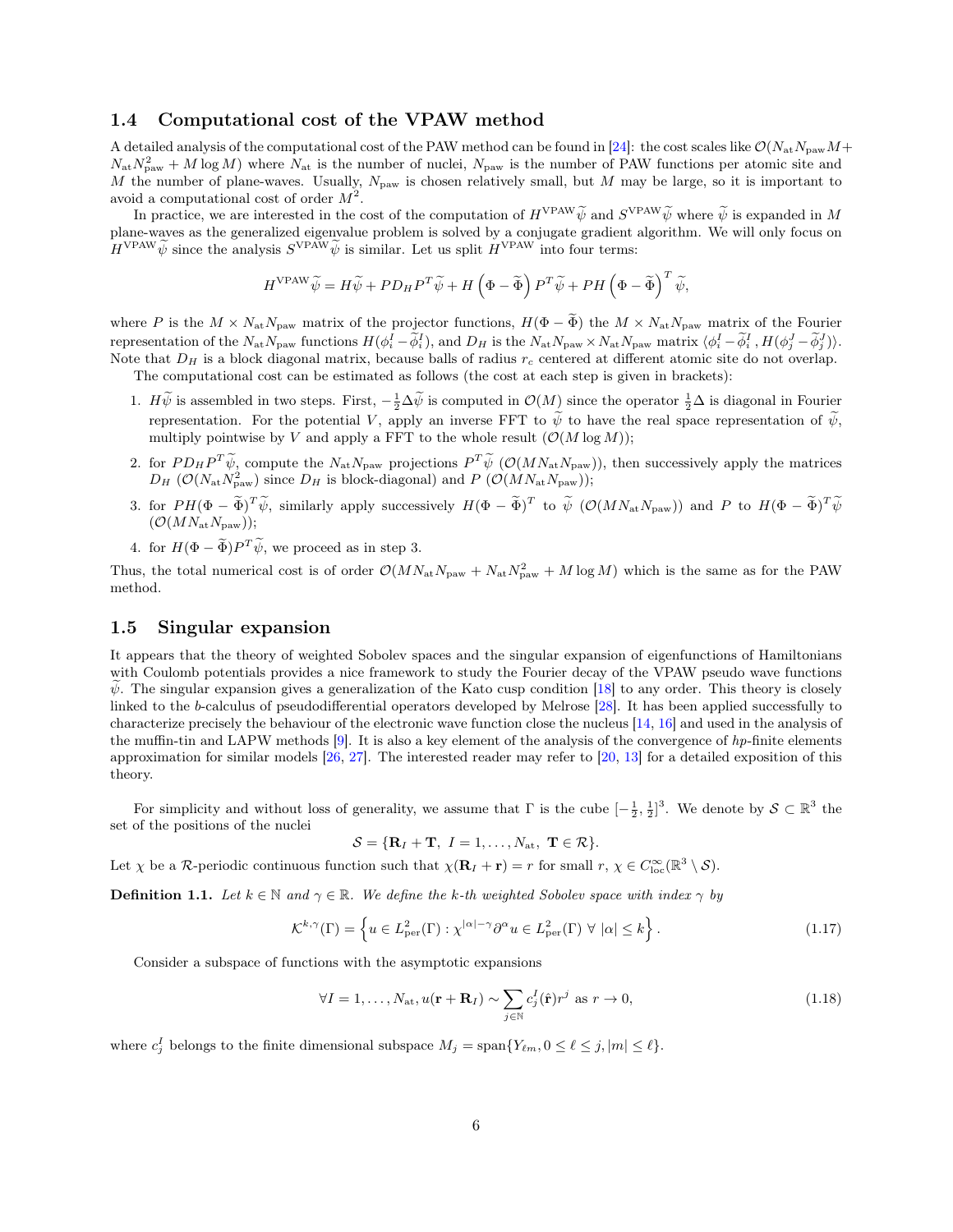### 1.4 Computational cost of the VPAW method

A detailed analysis of the computational cost of the PAW method can be found in [24]: the cost scales like $\mathcal{O}(N_{\text{at}}N_{\text{paw}}M + N_{\text{at}}N_{\text{paw}}^2 + M\log M)$ where $N_{\text{at}}$ is the number of nuclei, $N_{\text{paw}}$ is the number of PAW functions per atomic site and $M$ the number of plane-waves. Usually, $N_{\text{paw}}$ is chosen relatively small, but $M$ may be large, so it is important to avoid a computational cost of order $M^2$.

In practice, we are interested in the cost of the computation of $H^{\text{VPAW}}\widetilde{\psi}$ and $S^{\text{VPAW}}\widetilde{\psi}$ where $\widetilde{\psi}$ is expanded in $M$ plane-waves as the generalized eigenvalue problem is solved by a conjugate gradient algorithm. We will only focus on $H^{\text{VPAW}}\widetilde{\psi}$ since the analysis $S^{\text{VPAW}}\widetilde{\psi}$ is similar. Let us split $H^{\text{VPAW}}$ into four terms:

$$H^{\text{VPAW}}\widetilde{\psi} = H\widetilde{\psi} + PD_H P^T\widetilde{\psi} + H\left(\Phi - \widetilde{\Phi}\right)P^T\widetilde{\psi} + PH\left(\Phi - \widetilde{\Phi}\right)^T\widetilde{\psi},$$

where $P$ is the $M \times N_{\text{at}}N_{\text{paw}}$ matrix of the projector functions, $H(\Phi - \widetilde{\Phi})$ the $M \times N_{\text{at}}N_{\text{paw}}$ matrix of the Fourier representation of the $N_{\text{at}}N_{\text{paw}}$ functions $H(\phi_i^I - \widetilde{\phi}_i^I)$, and $D_H$ is the $N_{\text{at}}N_{\text{paw}} \times N_{\text{at}}N_{\text{paw}}$ matrix $\langle \phi_i^I - \widetilde{\phi}_i^I, H(\phi_j^J - \widetilde{\phi}_j^J)\rangle$. Note that $D_H$ is a block diagonal matrix, because balls of radius $r_c$ centered at different atomic site do not overlap.

The computational cost can be estimated as follows (the cost at each step is given in brackets):

1. $H\widetilde{\psi}$ is assembled in two steps. First, $-\frac{1}{2}\Delta\widetilde{\psi}$ is computed in $\mathcal{O}(M)$ since the operator $\frac{1}{2}\Delta$ is diagonal in Fourier representation. For the potential $V$, apply an inverse FFT to $\widetilde{\psi}$ to have the real space representation of $\widetilde{\psi}$, multiply pointwise by $V$ and apply a FFT to the whole result ($\mathcal{O}(M\log M)$);
2. for $PD_H P^T\widetilde{\psi}$, compute the $N_{\text{at}}N_{\text{paw}}$ projections $P^T\widetilde{\psi}$ ($\mathcal{O}(MN_{\text{at}}N_{\text{paw}})$), then successively apply the matrices $D_H$ ($\mathcal{O}(N_{\text{at}}N_{\text{paw}}^2)$ since $D_H$ is block-diagonal) and $P$ ($\mathcal{O}(MN_{\text{at}}N_{\text{paw}})$);
3. for $PH(\Phi - \widetilde{\Phi})^T\widetilde{\psi}$, similarly apply successively $H(\Phi - \widetilde{\Phi})^T$ to $\widetilde{\psi}$ ($\mathcal{O}(MN_{\text{at}}N_{\text{paw}})$) and $P$ to $H(\Phi - \widetilde{\Phi})^T\widetilde{\psi}$ ($\mathcal{O}(MN_{\text{at}}N_{\text{paw}})$);
4. for $H(\Phi - \widetilde{\Phi})P^T\widetilde{\psi}$, we proceed as in step 3.

Thus, the total numerical cost is of order $\mathcal{O}(MN_{\text{at}}N_{\text{paw}} + N_{\text{at}}N_{\text{paw}}^2 + M\log M)$ which is the same as for the PAW method.

### 1.5 Singular expansion

It appears that the theory of weighted Sobolev spaces and the singular expansion of eigenfunctions of Hamiltonians with Coulomb potentials provides a nice framework to study the Fourier decay of the VPAW pseudo wave functions $\widetilde{\psi}$. The singular expansion gives a generalization of the Kato cusp condition [18] to any order. This theory is closely linked to the $b$-calculus of pseudodifferential operators developed by Melrose [28]. It has been applied successfully to characterize precisely the behaviour of the electronic wave function close the nucleus [14, 16] and used in the analysis of the muffin-tin and LAPW methods [9]. It is also a key element of the analysis of the convergence of $hp$-finite elements approximation for similar models [26, 27]. The interested reader may refer to [20, 13] for a detailed exposition of this theory.

For simplicity and without loss of generality, we assume that $\Gamma$ is the cube $[-\frac{1}{2}, \frac{1}{2}]^3$. We denote by $\mathcal{S} \subset \mathbb{R}^3$ the set of the positions of the nuclei

$$\mathcal{S} = \{\mathbf{R}_I + \mathbf{T},\ I = 1, \ldots, N_{\text{at}},\ \mathbf{T} \in \mathcal{R}\}.$$

Let $\chi$ be a $\mathcal{R}$-periodic continuous function such that $\chi(\mathbf{R}_I + \mathbf{r}) = r$ for small $r$, $\chi \in C^\infty_{\text{loc}}(\mathbb{R}^3 \setminus \mathcal{S})$.

**Definition 1.1.** *Let $k \in \mathbb{N}$ and $\gamma \in \mathbb{R}$. We define the $k$-th weighted Sobolev space with index $\gamma$ by*

$$\mathcal{K}^{k,\gamma}(\Gamma) = \left\{u \in L^2_{\text{per}}(\Gamma) : \chi^{|\alpha|-\gamma}\partial^\alpha u \in L^2_{\text{per}}(\Gamma)\ \forall\ |\alpha| \leq k\right\}. \tag{1.17}$$

Consider a subspace of functions with the asymptotic expansions

$$\forall I = 1, \ldots, N_{\text{at}}, u(\mathbf{r} + \mathbf{R}_I) \sim \sum_{j \in \mathbb{N}} c_j^I(\hat{\mathbf{r}})r^j \text{ as } r \to 0, \tag{1.18}$$

where $c_j^I$ belongs to the finite dimensional subspace $M_j = \text{span}\{Y_{\ell m}, 0 \leq \ell \leq j, |m| \leq \ell\}$.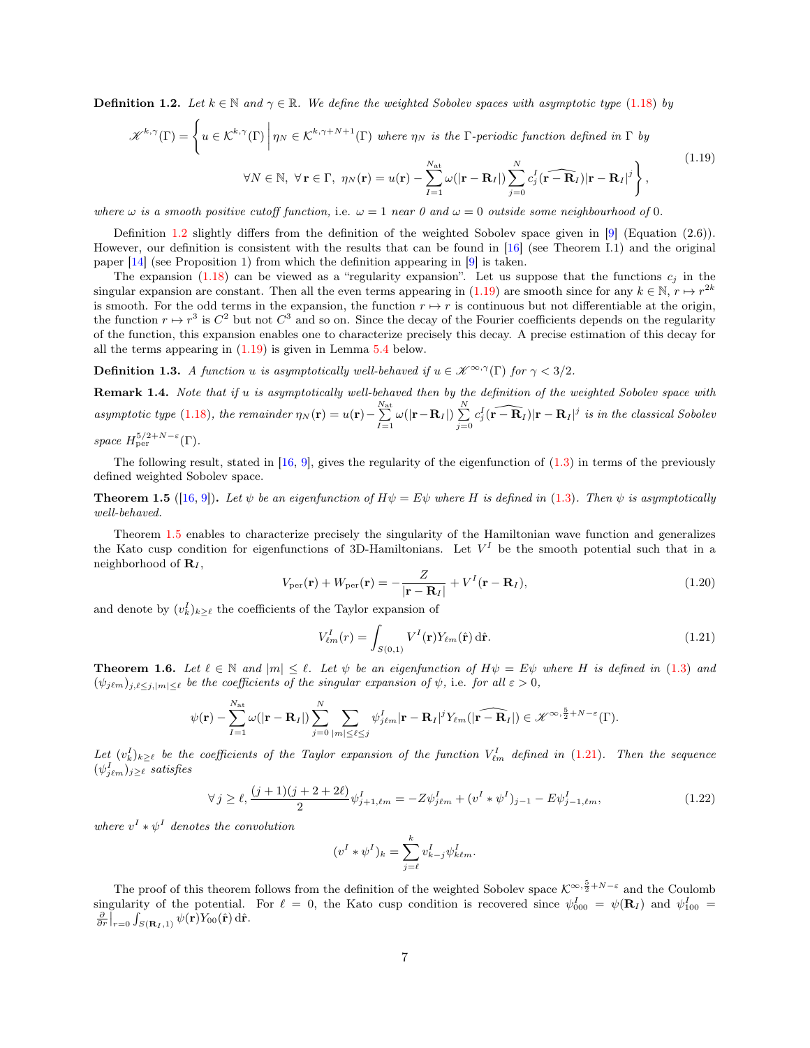**Definition 1.2.** *Let $k \in \mathbb{N}$ and $\gamma \in \mathbb{R}$. We define the weighted Sobolev spaces with asymptotic type (1.18) by*

$$\mathscr{K}^{k,\gamma}(\Gamma) = \left\{ u \in \mathcal{K}^{k,\gamma}(\Gamma) \,\middle|\, \eta_N \in \mathcal{K}^{k,\gamma+N+1}(\Gamma) \text{ where } \eta_N \text{ is the } \Gamma\text{-periodic function defined in } \Gamma \text{ by} \right.$$
$$\left. \forall N \in \mathbb{N},\ \forall \mathbf{r} \in \Gamma,\ \eta_N(\mathbf{r}) = u(\mathbf{r}) - \sum_{I=1}^{N_{\mathrm{at}}} \omega(|\mathbf{r} - \mathbf{R}_I|) \sum_{j=0}^{N} c_j^I(\widehat{\mathbf{r} - \mathbf{R}_I})|\mathbf{r} - \mathbf{R}_I|^j \right\}, \tag{1.19}$$

*where $\omega$ is a smooth positive cutoff function, i.e. $\omega = 1$ near $0$ and $\omega = 0$ outside some neighbourhood of $0$.*

Definition 1.2 slightly differs from the definition of the weighted Sobolev space given in [9] (Equation (2.6)). However, our definition is consistent with the results that can be found in [16] (see Theorem I.1) and the original paper [14] (see Proposition 1) from which the definition appearing in [9] is taken.

The expansion (1.18) can be viewed as a "regularity expansion". Let us suppose that the functions $c_j$ in the singular expansion are constant. Then all the even terms appearing in (1.19) are smooth since for any $k \in \mathbb{N}$, $r \mapsto r^{2k}$ is smooth. For the odd terms in the expansion, the function $r \mapsto r$ is continuous but not differentiable at the origin, the function $r \mapsto r^3$ is $C^2$ but not $C^3$ and so on. Since the decay of the Fourier coefficients depends on the regularity of the function, this expansion enables one to characterize precisely this decay. A precise estimation of this decay for all the terms appearing in (1.19) is given in Lemma 5.4 below.

**Definition 1.3.** *A function $u$ is asymptotically well-behaved if $u \in \mathscr{K}^{\infty,\gamma}(\Gamma)$ for $\gamma < 3/2$.*

**Remark 1.4.** *Note that if $u$ is asymptotically well-behaved then by the definition of the weighted Sobolev space with asymptotic type (1.18), the remainder $\eta_N(\mathbf{r}) = u(\mathbf{r}) - \sum_{I=1}^{N_{\mathrm{at}}} \omega(|\mathbf{r}-\mathbf{R}_I|) \sum_{j=0}^{N} c_j^I(\widehat{\mathbf{r} - \mathbf{R}_I})|\mathbf{r} - \mathbf{R}_I|^j$ is in the classical Sobolev space $H^{5/2+N-\varepsilon}_{\mathrm{per}}(\Gamma)$.*

The following result, stated in [16, 9], gives the regularity of the eigenfunction of (1.3) in terms of the previously defined weighted Sobolev space.

**Theorem 1.5** ([16, 9])**.** *Let $\psi$ be an eigenfunction of $H\psi = E\psi$ where $H$ is defined in (1.3). Then $\psi$ is asymptotically well-behaved.*

Theorem 1.5 enables to characterize precisely the singularity of the Hamiltonian wave function and generalizes the Kato cusp condition for eigenfunctions of 3D-Hamiltonians. Let $V^I$ be the smooth potential such that in a neighborhood of $\mathbf{R}_I$,

$$V_{\mathrm{per}}(\mathbf{r}) + W_{\mathrm{per}}(\mathbf{r}) = -\frac{Z}{|\mathbf{r} - \mathbf{R}_I|} + V^I(\mathbf{r} - \mathbf{R}_I), \tag{1.20}$$

and denote by $(v_k^I)_{k \geq \ell}$ the coefficients of the Taylor expansion of

$$V^I_{\ell m}(r) = \int_{S(0,1)} V^I(\mathbf{r}) Y_{\ell m}(\hat{\mathbf{r}})\,\mathrm{d}\hat{\mathbf{r}}. \tag{1.21}$$

**Theorem 1.6.** *Let $\ell \in \mathbb{N}$ and $|m| \leq \ell$. Let $\psi$ be an eigenfunction of $H\psi = E\psi$ where $H$ is defined in (1.3) and $(\psi_{j\ell m})_{j,\ell \leq j, |m| \leq \ell}$ be the coefficients of the singular expansion of $\psi$, i.e. for all $\varepsilon > 0$,*

$$\psi(\mathbf{r}) - \sum_{I=1}^{N_{\mathrm{at}}} \omega(|\mathbf{r} - \mathbf{R}_I|) \sum_{j=0}^{N} \sum_{|m| \leq \ell \leq j} \psi^I_{j\ell m} |\mathbf{r} - \mathbf{R}_I|^j Y_{\ell m}(\widehat{|\mathbf{r} - \mathbf{R}_I|}) \in \mathscr{K}^{\infty, \frac{5}{2}+N-\varepsilon}(\Gamma).$$

*Let $(v_k^I)_{k \geq \ell}$ be the coefficients of the Taylor expansion of the function $V^I_{\ell m}$ defined in (1.21). Then the sequence $(\psi^I_{j\ell m})_{j \geq \ell}$ satisfies*

$$\forall\, j \geq \ell, \frac{(j+1)(j+2+2\ell)}{2} \psi^I_{j+1,\ell m} = -Z\psi^I_{j\ell m} + (v^I * \psi^I)_{j-1} - E\psi^I_{j-1,\ell m}, \tag{1.22}$$

*where $v^I * \psi^I$ denotes the convolution*

$$(v^I * \psi^I)_k = \sum_{j=\ell}^{k} v^I_{k-j} \psi^I_{k\ell m}.$$

The proof of this theorem follows from the definition of the weighted Sobolev space $\mathcal{K}^{\infty,\frac{5}{2}+N-\varepsilon}$ and the Coulomb singularity of the potential. For $\ell = 0$, the Kato cusp condition is recovered since $\psi^I_{000} = \psi(\mathbf{R}_I)$ and $\psi^I_{100} = \frac{\partial}{\partial r}\big|_{r=0} \int_{S(\mathbf{R}_I,1)} \psi(\mathbf{r}) Y_{00}(\hat{\mathbf{r}})\,\mathrm{d}\hat{\mathbf{r}}$.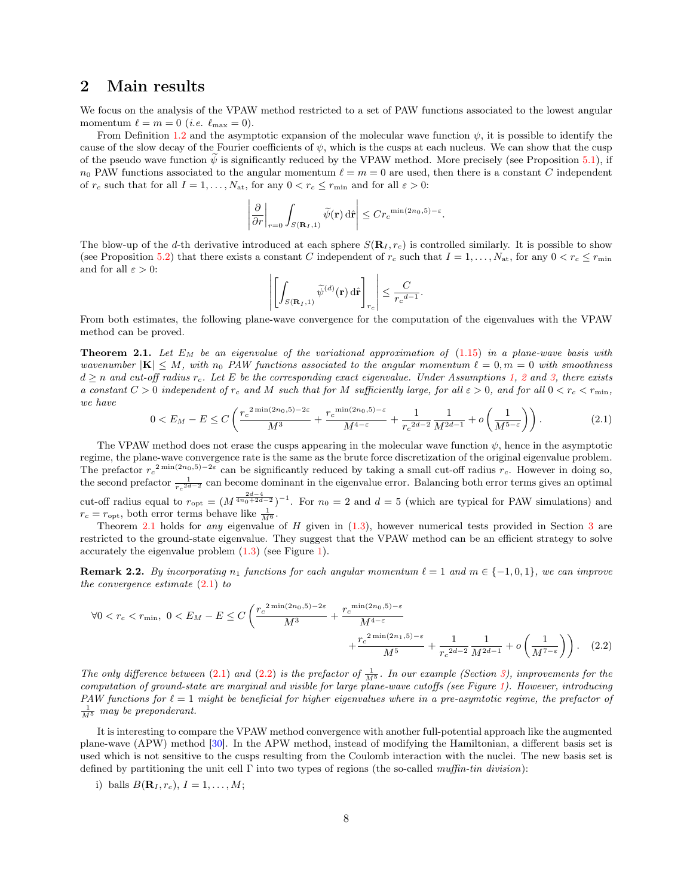## 2 Main results

We focus on the analysis of the VPAW method restricted to a set of PAW functions associated to the lowest angular momentum $\ell = m = 0$ (*i.e.* $\ell_{\max} = 0$).

From Definition 1.2 and the asymptotic expansion of the molecular wave function $\psi$, it is possible to identify the cause of the slow decay of the Fourier coefficients of $\psi$, which is the cusps at each nucleus. We can show that the cusp of the pseudo wave function $\widetilde{\psi}$ is significantly reduced by the VPAW method. More precisely (see Proposition 5.1), if $n_0$ PAW functions associated to the angular momentum $\ell = m = 0$ are used, then there is a constant $C$ independent of $r_c$ such that for all $I = 1, \ldots, N_{\mathrm{at}}$, for any $0 < r_c \leq r_{\min}$ and for all $\varepsilon > 0$:

$$\left| \frac{\partial}{\partial r}\bigg|_{r=0} \int_{S(\mathbf{R}_I,1)} \widetilde{\psi}(\mathbf{r}) \, \mathrm{d}\hat{\mathbf{r}} \right| \leq C {r_c}^{\min(2n_0,5)-\varepsilon}.$$

The blow-up of the $d$-th derivative introduced at each sphere $S(\mathbf{R}_I, r_c)$ is controlled similarly. It is possible to show (see Proposition 5.2) that there exists a constant $C$ independent of $r_c$ such that $I = 1, \ldots, N_{\mathrm{at}}$, for any $0 < r_c \leq r_{\min}$ and for all $\varepsilon > 0$:

$$\left| \left[ \int_{S(\mathbf{R}_I,1)} \widetilde{\psi}^{(d)}(\mathbf{r}) \, \mathrm{d}\hat{\mathbf{r}} \right]_{r_c} \right| \leq \frac{C}{{r_c}^{d-1}}.$$

From both estimates, the following plane-wave convergence for the computation of the eigenvalues with the VPAW method can be proved.

**Theorem 2.1.** *Let $E_M$ be an eigenvalue of the variational approximation of (1.15) in a plane-wave basis with wavenumber $|\mathbf{K}| \leq M$, with $n_0$ PAW functions associated to the angular momentum $\ell = 0, m = 0$ with smoothness $d \geq n$ and cut-off radius $r_c$. Let $E$ be the corresponding exact eigenvalue. Under Assumptions 1, 2 and 3, there exists a constant $C > 0$ independent of $r_c$ and $M$ such that for $M$ sufficiently large, for all $\varepsilon > 0$, and for all $0 < r_c < r_{\min}$, we have*

$$0 < E_M - E \leq C \left( \frac{{r_c}^{2\min(2n_0,5)-2\varepsilon}}{M^3} + \frac{{r_c}^{\min(2n_0,5)-\varepsilon}}{M^{4-\varepsilon}} + \frac{1}{{r_c}^{2d-2}} \frac{1}{M^{2d-1}} + o\left(\frac{1}{M^{5-\varepsilon}}\right) \right). \tag{2.1}$$

The VPAW method does not erase the cusps appearing in the molecular wave function $\psi$, hence in the asymptotic regime, the plane-wave convergence rate is the same as the brute force discretization of the original eigenvalue problem. The prefactor ${r_c}^{2\min(2n_0,5)-2\varepsilon}$ can be significantly reduced by taking a small cut-off radius $r_c$. However in doing so, the second prefactor $\frac{1}{{r_c}^{2d-2}}$ can become dominant in the eigenvalue error. Balancing both error terms gives an optimal cut-off radius equal to $r_{\mathrm{opt}} = (M^{\frac{2d-4}{4n_0+2d-2}})^{-1}$. For $n_0 = 2$ and $d = 5$ (which are typical for PAW simulations) and $r_c = r_{\mathrm{opt}}$, both error terms behave like $\frac{1}{M^6}$.

Theorem 2.1 holds for *any* eigenvalue of $H$ given in (1.3), however numerical tests provided in Section 3 are restricted to the ground-state eigenvalue. They suggest that the VPAW method can be an efficient strategy to solve accurately the eigenvalue problem (1.3) (see Figure 1).

**Remark 2.2.** *By incorporating $n_1$ functions for each angular momentum $\ell = 1$ and $m \in \{-1, 0, 1\}$, we can improve the convergence estimate (2.1) to*

$$\forall 0 < r_c < r_{\min},\ 0 < E_M - E \leq C \left( \frac{{r_c}^{2\min(2n_0,5)-2\varepsilon}}{M^3} + \frac{{r_c}^{\min(2n_0,5)-\varepsilon}}{M^{4-\varepsilon}} + \frac{{r_c}^{2\min(2n_1,5)-\varepsilon}}{M^5} + \frac{1}{{r_c}^{2d-2}} \frac{1}{M^{2d-1}} + o\left(\frac{1}{M^{7-\varepsilon}}\right) \right). \tag{2.2}$$

*The only difference between (2.1) and (2.2) is the prefactor of $\frac{1}{M^5}$. In our example (Section 3), improvements for the computation of ground-state are marginal and visible for large plane-wave cutoffs (see Figure 1). However, introducing PAW functions for $\ell = 1$ might be beneficial for higher eigenvalues where in a pre-asymtotic regime, the prefactor of $\frac{1}{M^5}$ may be preponderant.*

It is interesting to compare the VPAW method convergence with another full-potential approach like the augmented plane-wave (APW) method [30]. In the APW method, instead of modifying the Hamiltonian, a different basis set is used which is not sensitive to the cusps resulting from the Coulomb interaction with the nuclei. The new basis set is defined by partitioning the unit cell $\Gamma$ into two types of regions (the so-called *muffin-tin division*):

i) balls $B(\mathbf{R}_I, r_c)$, $I = 1, \ldots, M$;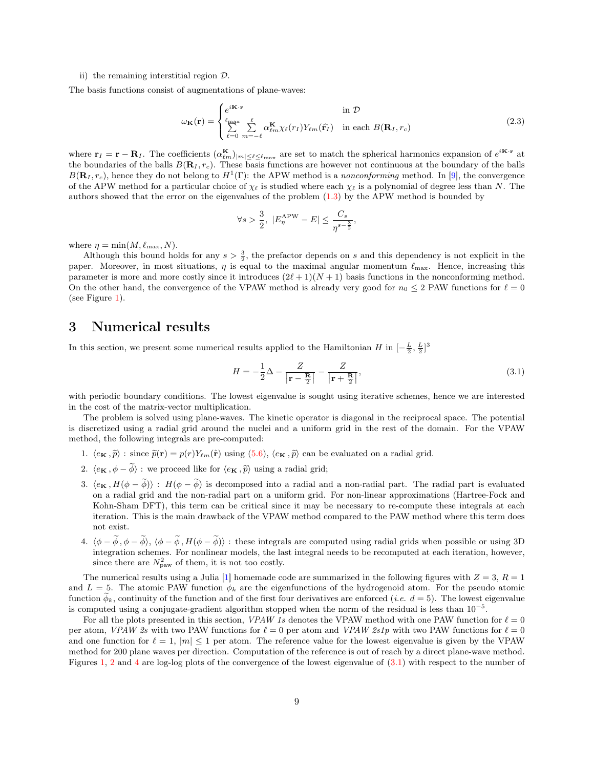ii) the remaining interstitial region $\mathcal{D}$.

The basis functions consist of augmentations of plane-waves:

$$\omega_{\mathbf{K}}(\mathbf{r}) = \begin{cases} e^{i\mathbf{K}\cdot\mathbf{r}} & \text{in } \mathcal{D} \\ \sum_{\ell=0}^{\ell_{\max}} \sum_{m=-\ell}^{\ell} \alpha_{\ell m}^{\mathbf{K}} \chi_\ell(r_I) Y_{\ell m}(\widehat{\mathbf{r}_I}) & \text{in each } B(\mathbf{R}_I, r_c) \end{cases} \tag{2.3}$$

where $\mathbf{r}_I = \mathbf{r} - \mathbf{R}_I$. The coefficients $(\alpha_{\ell m}^{\mathbf{K}})_{|m|\leq \ell \leq \ell_{\max}}$ are set to match the spherical harmonics expansion of $e^{i\mathbf{K}\cdot\mathbf{r}}$ at the boundaries of the balls $B(\mathbf{R}_I, r_c)$. These basis functions are however not continuous at the boundary of the balls $B(\mathbf{R}_I, r_c)$, hence they do not belong to $H^1(\Gamma)$: the APW method is a *nonconforming* method. In [9], the convergence of the APW method for a particular choice of $\chi_\ell$ is studied where each $\chi_\ell$ is a polynomial of degree less than $N$. The authors showed that the error on the eigenvalues of the problem (1.3) by the APW method is bounded by

$$\forall s > \frac{3}{2},\ |E_\eta^{\mathrm{APW}} - E| \leq \frac{C_s}{\eta^{s-\frac{3}{2}}},$$

where $\eta = \min(M, \ell_{\max}, N)$.

Although this bound holds for any $s > \frac{3}{2}$, the prefactor depends on $s$ and this dependency is not explicit in the paper. Moreover, in most situations, $\eta$ is equal to the maximal angular momentum $\ell_{\max}$. Hence, increasing this parameter is more and more costly since it introduces $(2\ell+1)(N+1)$ basis functions in the nonconforming method. On the other hand, the convergence of the VPAW method is already very good for $n_0 \leq 2$ PAW functions for $\ell = 0$ (see Figure 1).

# 3 Numerical results

In this section, we present some numerical results applied to the Hamiltonian $H$ in $[-\frac{L}{2}, \frac{L}{2}]^3$

$$H = -\frac{1}{2}\Delta - \frac{Z}{\left|\mathbf{r} - \frac{\mathbf{R}}{2}\right|} - \frac{Z}{\left|\mathbf{r} + \frac{\mathbf{R}}{2}\right|}, \tag{3.1}$$

with periodic boundary conditions. The lowest eigenvalue is sought using iterative schemes, hence we are interested in the cost of the matrix-vector multiplication.

The problem is solved using plane-waves. The kinetic operator is diagonal in the reciprocal space. The potential is discretized using a radial grid around the nuclei and a uniform grid in the rest of the domain. For the VPAW method, the following integrals are pre-computed:

1. $\langle e_{\mathbf{K}}, \widetilde{p}\rangle$ : since $\widetilde{p}(\mathbf{r}) = p(r)Y_{\ell m}(\hat{\mathbf{r}})$ using (5.6), $\langle e_{\mathbf{K}}, \widetilde{p}\rangle$ can be evaluated on a radial grid.
2. $\langle e_{\mathbf{K}}, \phi - \widetilde{\phi}\rangle$ : we proceed like for $\langle e_{\mathbf{K}}, \widetilde{p}\rangle$ using a radial grid;
3. $\langle e_{\mathbf{K}}, H(\phi - \widetilde{\phi})\rangle$ : $H(\phi - \widetilde{\phi})$ is decomposed into a radial and a non-radial part. The radial part is evaluated on a radial grid and the non-radial part on a uniform grid. For non-linear approximations (Hartree-Fock and Kohn-Sham DFT), this term can be critical since it may be necessary to re-compute these integrals at each iteration. This is the main drawback of the VPAW method compared to the PAW method where this term does not exist.
4. $\langle \phi - \widetilde{\phi}, \phi - \widetilde{\phi}\rangle$, $\langle \phi - \widetilde{\phi}, H(\phi - \widetilde{\phi})\rangle$ : these integrals are computed using radial grids when possible or using 3D integration schemes. For nonlinear models, the last integral needs to be recomputed at each iteration, however, since there are $N_{\mathrm{paw}}^2$ of them, it is not too costly.

The numerical results using a Julia [1] homemade code are summarized in the following figures with $Z = 3$, $R = 1$ and $L = 5$. The atomic PAW function $\phi_k$ are the eigenfunctions of the hydrogenoid atom. For the pseudo atomic function $\widetilde{\phi}_k$, continuity of the function and of the first four derivatives are enforced (*i.e.* $d = 5$). The lowest eigenvalue is computed using a conjugate-gradient algorithm stopped when the norm of the residual is less than $10^{-5}$.

For all the plots presented in this section, *VPAW 1s* denotes the VPAW method with one PAW function for $\ell = 0$ per atom, *VPAW 2s* with two PAW functions for $\ell = 0$ per atom and *VPAW 2s1p* with two PAW functions for $\ell = 0$ and one function for $\ell = 1$, $|m| \leq 1$ per atom. The reference value for the lowest eigenvalue is given by the VPAW method for 200 plane waves per direction. Computation of the reference is out of reach by a direct plane-wave method. Figures 1, 2 and 4 are log-log plots of the convergence of the lowest eigenvalue of (3.1) with respect to the number of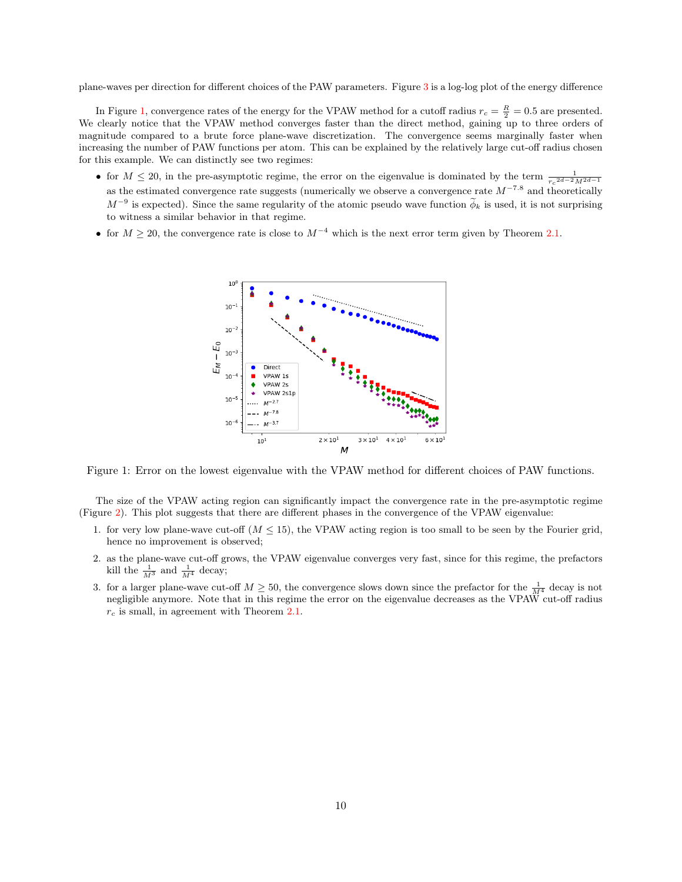plane-waves per direction for different choices of the PAW parameters. Figure 3 is a log-log plot of the energy difference

In Figure 1, convergence rates of the energy for the VPAW method for a cutoff radius $r_c = \frac{R}{2} = 0.5$ are presented. We clearly notice that the VPAW method converges faster than the direct method, gaining up to three orders of magnitude compared to a brute force plane-wave discretization. The convergence seems marginally faster when increasing the number of PAW functions per atom. This can be explained by the relatively large cut-off radius chosen for this example. We can distinctly see two regimes:

- for $M \leq 20$, in the pre-asymptotic regime, the error on the eigenvalue is dominated by the term $\frac{1}{r_c{}^{2d-2}M^{2d-1}}$ as the estimated convergence rate suggests (numerically we observe a convergence rate $M^{-7.8}$ and theoretically $M^{-9}$ is expected). Since the same regularity of the atomic pseudo wave function $\widetilde{\phi}_k$ is used, it is not surprising to witness a similar behavior in that regime.
- for $M \geq 20$, the convergence rate is close to $M^{-4}$ which is the next error term given by Theorem 2.1.

Figure 1: Error on the lowest eigenvalue with the VPAW method for different choices of PAW functions.

The size of the VPAW acting region can significantly impact the convergence rate in the pre-asymptotic regime (Figure 2). This plot suggests that there are different phases in the convergence of the VPAW eigenvalue:

1. for very low plane-wave cut-off ($M \leq 15$), the VPAW acting region is too small to be seen by the Fourier grid, hence no improvement is observed;
2. as the plane-wave cut-off grows, the VPAW eigenvalue converges very fast, since for this regime, the prefactors kill the $\frac{1}{M^3}$ and $\frac{1}{M^4}$ decay;
3. for a larger plane-wave cut-off $M \geq 50$, the convergence slows down since the prefactor for the $\frac{1}{M^4}$ decay is not negligible anymore. Note that in this regime the error on the eigenvalue decreases as the VPAW cut-off radius $r_c$ is small, in agreement with Theorem 2.1.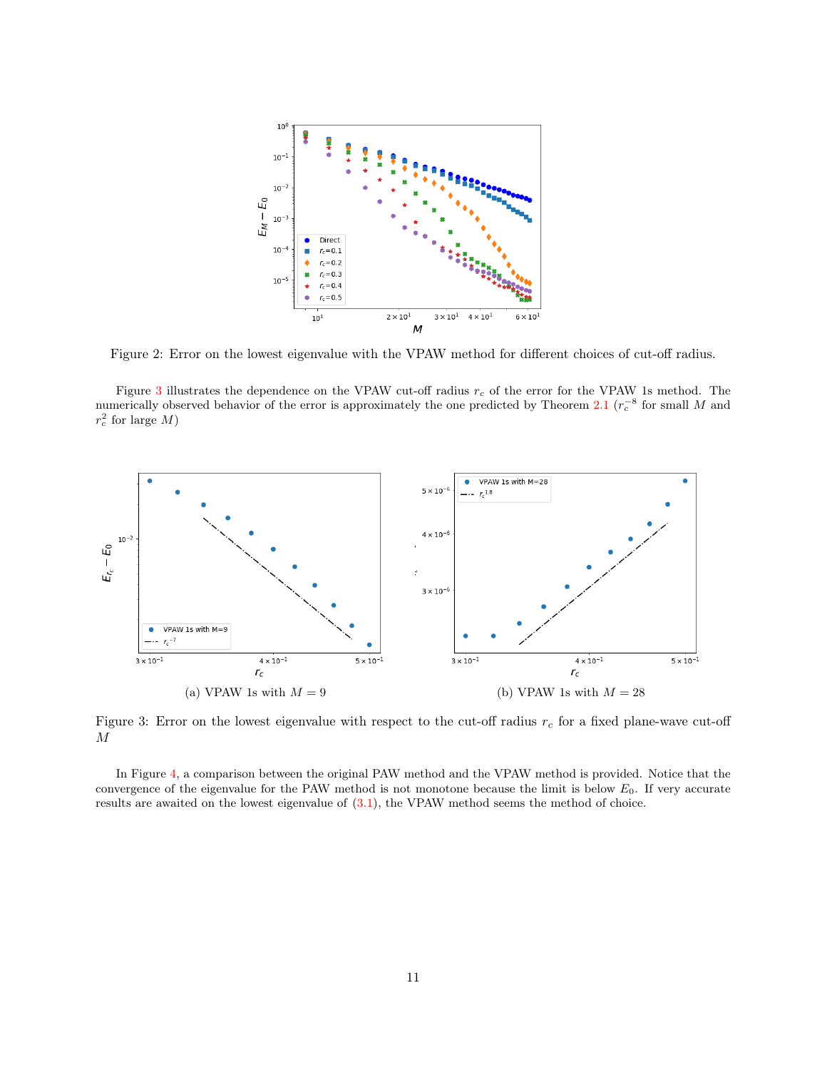Figure 2: Error on the lowest eigenvalue with the VPAW method for different choices of cut-off radius.

Figure 3 illustrates the dependence on the VPAW cut-off radius $r_c$ of the error for the VPAW 1s method. The numerically observed behavior of the error is approximately the one predicted by Theorem 2.1 ($r_c^{-8}$ for small $M$ and $r_c^2$ for large $M$)

(a) VPAW 1s with $M = 9$

(b) VPAW 1s with $M = 28$

Figure 3: Error on the lowest eigenvalue with respect to the cut-off radius $r_c$ for a fixed plane-wave cut-off $M$

In Figure 4, a comparison between the original PAW method and the VPAW method is provided. Notice that the convergence of the eigenvalue for the PAW method is not monotone because the limit is below $E_0$. If very accurate results are awaited on the lowest eigenvalue of (3.1), the VPAW method seems the method of choice.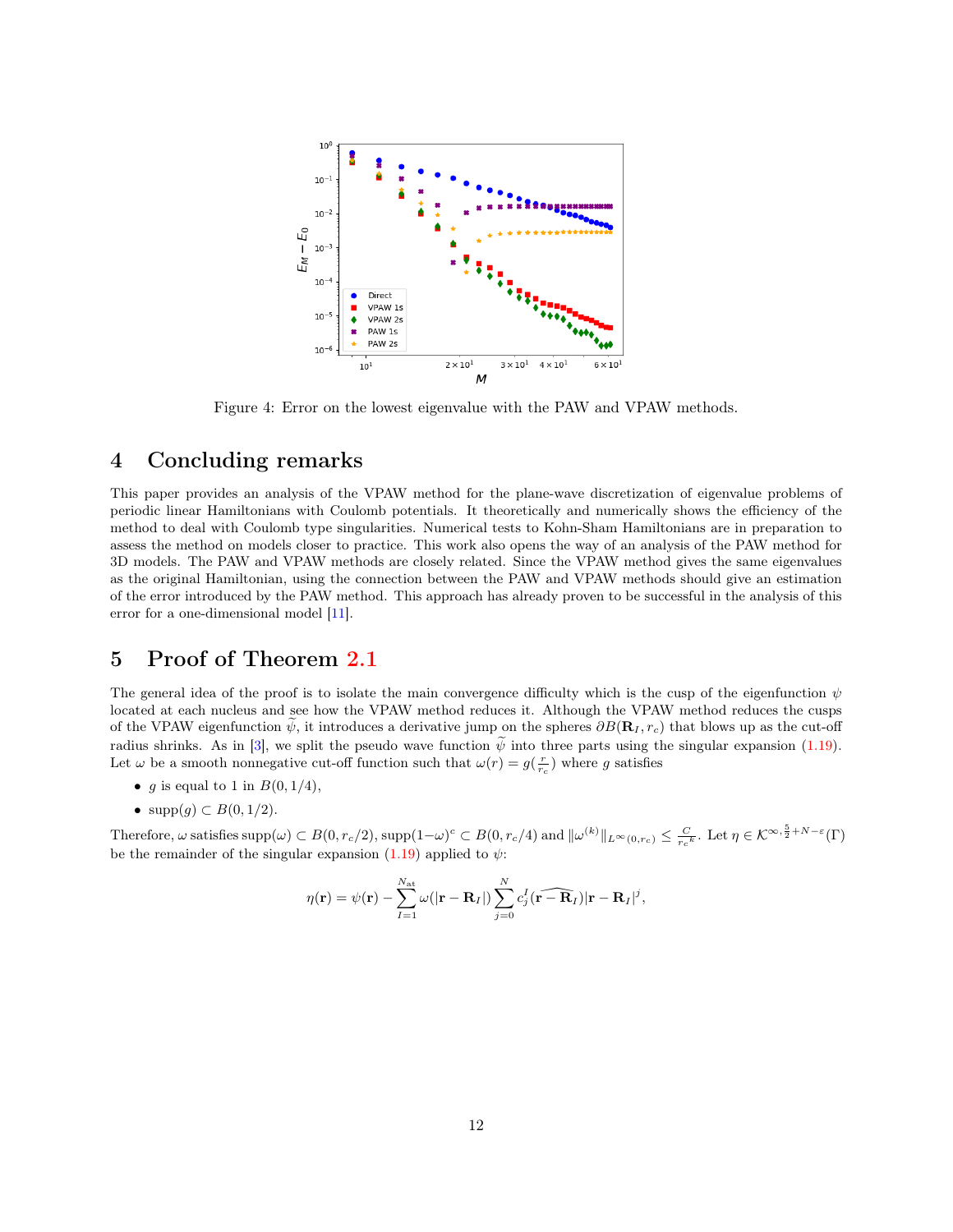Figure 4: Error on the lowest eigenvalue with the PAW and VPAW methods.

# 4 Concluding remarks

This paper provides an analysis of the VPAW method for the plane-wave discretization of eigenvalue problems of periodic linear Hamiltonians with Coulomb potentials. It theoretically and numerically shows the efficiency of the method to deal with Coulomb type singularities. Numerical tests to Kohn-Sham Hamiltonians are in preparation to assess the method on models closer to practice. This work also opens the way of an analysis of the PAW method for 3D models. The PAW and VPAW methods are closely related. Since the VPAW method gives the same eigenvalues as the original Hamiltonian, using the connection between the PAW and VPAW methods should give an estimation of the error introduced by the PAW method. This approach has already proven to be successful in the analysis of this error for a one-dimensional model [11].

# 5 Proof of Theorem 2.1

The general idea of the proof is to isolate the main convergence difficulty which is the cusp of the eigenfunction $\psi$ located at each nucleus and see how the VPAW method reduces it. Although the VPAW method reduces the cusps of the VPAW eigenfunction $\widetilde{\psi}$, it introduces a derivative jump on the spheres $\partial B(\mathbf{R}_I, r_c)$ that blows up as the cut-off radius shrinks. As in [3], we split the pseudo wave function $\widetilde{\psi}$ into three parts using the singular expansion (1.19). Let $\omega$ be a smooth nonnegative cut-off function such that $\omega(r) = g(\frac{r}{r_c})$ where $g$ satisfies

- $g$ is equal to 1 in $B(0, 1/4)$,
- $\text{supp}(g) \subset B(0, 1/2)$.

Therefore, $\omega$ satisfies $\text{supp}(\omega) \subset B(0, r_c/2)$, $\text{supp}(1-\omega)^c \subset B(0, r_c/4)$ and $\|\omega^{(k)}\|_{L^\infty(0,r_c)} \leq \frac{C}{r_c{}^k}$. Let $\eta \in \mathcal{K}^{\infty, \frac{5}{2}+N-\varepsilon}(\Gamma)$ be the remainder of the singular expansion (1.19) applied to $\psi$:

$$\eta(\mathbf{r}) = \psi(\mathbf{r}) - \sum_{I=1}^{N_{\text{at}}} \omega(|\mathbf{r} - \mathbf{R}_I|) \sum_{j=0}^{N} c_j^I(\widehat{\mathbf{r} - \mathbf{R}_I})|\mathbf{r} - \mathbf{R}_I|^j,$$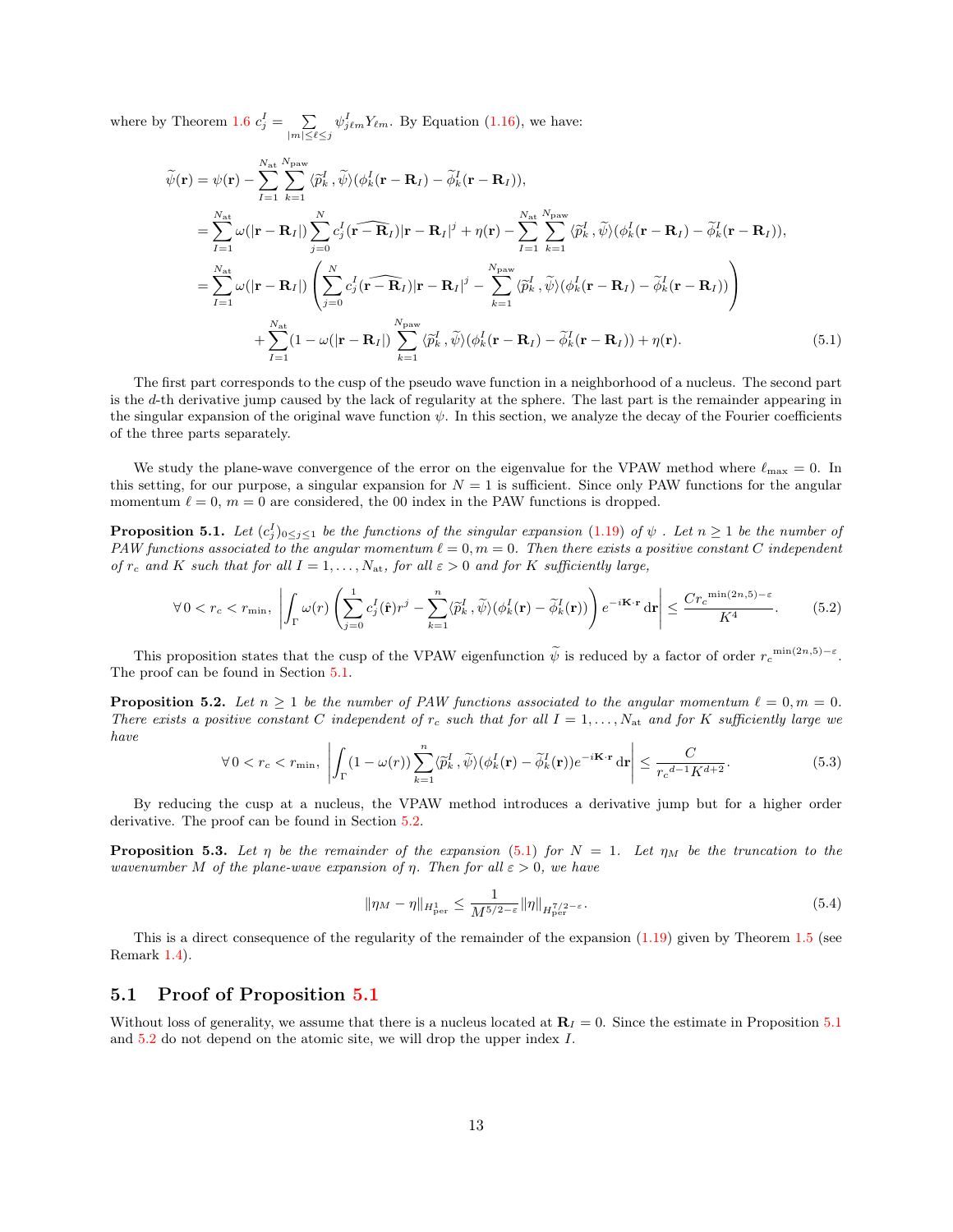where by Theorem 1.6 $c_j^I = \sum_{|m|\leq \ell \leq j} \psi_{j\ell m}^I Y_{\ell m}$. By Equation (1.16), we have:

$$
\begin{aligned}
\widetilde{\psi}(\mathbf{r}) &= \psi(\mathbf{r}) - \sum_{I=1}^{N_{\mathrm{at}}} \sum_{k=1}^{N_{\mathrm{paw}}} \langle \widetilde{p}_k^I, \widetilde{\psi} \rangle (\phi_k^I(\mathbf{r}-\mathbf{R}_I) - \widetilde{\phi}_k^I(\mathbf{r}-\mathbf{R}_I)), \\
&= \sum_{I=1}^{N_{\mathrm{at}}} \omega(|\mathbf{r}-\mathbf{R}_I|) \sum_{j=0}^{N} c_j^I(\widehat{\mathbf{r}-\mathbf{R}_I}) |\mathbf{r}-\mathbf{R}_I|^j + \eta(\mathbf{r}) - \sum_{I=1}^{N_{\mathrm{at}}} \sum_{k=1}^{N_{\mathrm{paw}}} \langle \widetilde{p}_k^I, \widetilde{\psi} \rangle (\phi_k^I(\mathbf{r}-\mathbf{R}_I) - \widetilde{\phi}_k^I(\mathbf{r}-\mathbf{R}_I)), \\
&= \sum_{I=1}^{N_{\mathrm{at}}} \omega(|\mathbf{r}-\mathbf{R}_I|) \left( \sum_{j=0}^{N} c_j^I(\widehat{\mathbf{r}-\mathbf{R}_I}) |\mathbf{r}-\mathbf{R}_I|^j - \sum_{k=1}^{N_{\mathrm{paw}}} \langle \widetilde{p}_k^I, \widetilde{\psi} \rangle (\phi_k^I(\mathbf{r}-\mathbf{R}_I) - \widetilde{\phi}_k^I(\mathbf{r}-\mathbf{R}_I)) \right) \\
&\qquad + \sum_{I=1}^{N_{\mathrm{at}}} (1-\omega(|\mathbf{r}-\mathbf{R}_I|)) \sum_{k=1}^{N_{\mathrm{paw}}} \langle \widetilde{p}_k^I, \widetilde{\psi} \rangle (\phi_k^I(\mathbf{r}-\mathbf{R}_I) - \widetilde{\phi}_k^I(\mathbf{r}-\mathbf{R}_I)) + \eta(\mathbf{r}).
\end{aligned} \tag{5.1}
$$

The first part corresponds to the cusp of the pseudo wave function in a neighborhood of a nucleus. The second part is the $d$-th derivative jump caused by the lack of regularity at the sphere. The last part is the remainder appearing in the singular expansion of the original wave function $\psi$. In this section, we analyze the decay of the Fourier coefficients of the three parts separately.

We study the plane-wave convergence of the error on the eigenvalue for the VPAW method where $\ell_{\max} = 0$. In this setting, for our purpose, a singular expansion for $N = 1$ is sufficient. Since only PAW functions for the angular momentum $\ell = 0$, $m = 0$ are considered, the 00 index in the PAW functions is dropped.

**Proposition 5.1.** *Let $(c_j^I)_{0\leq j\leq 1}$ be the functions of the singular expansion (1.19) of $\psi$ . Let $n \geq 1$ be the number of PAW functions associated to the angular momentum $\ell = 0, m = 0$. Then there exists a positive constant $C$ independent of $r_c$ and $K$ such that for all $I = 1, \dots, N_{\mathrm{at}}$, for all $\varepsilon > 0$ and for $K$ sufficiently large,*

$$
\forall\, 0 < r_c < r_{\min}, \quad \left| \int_\Gamma \omega(r) \left( \sum_{j=0}^{1} c_j^I(\hat{\mathbf{r}}) r^j - \sum_{k=1}^{n} \langle \widetilde{p}_k^I, \widetilde{\psi} \rangle (\phi_k^I(\mathbf{r}) - \widetilde{\phi}_k^I(\mathbf{r})) \right) e^{-i\mathbf{K}\cdot\mathbf{r}} \, \mathrm{d}\mathbf{r} \right| \leq \frac{C {r_c}^{\min(2n,5)-\varepsilon}}{K^4}. \tag{5.2}
$$

This proposition states that the cusp of the VPAW eigenfunction $\widetilde{\psi}$ is reduced by a factor of order ${r_c}^{\min(2n,5)-\varepsilon}$. The proof can be found in Section 5.1.

**Proposition 5.2.** *Let $n \geq 1$ be the number of PAW functions associated to the angular momentum $\ell = 0, m = 0$. There exists a positive constant $C$ independent of $r_c$ such that for all $I = 1, \dots, N_{\mathrm{at}}$ and for $K$ sufficiently large we have*

$$
\forall\, 0 < r_c < r_{\min}, \quad \left| \int_\Gamma (1-\omega(r)) \sum_{k=1}^{n} \langle \widetilde{p}_k^I, \widetilde{\psi} \rangle (\phi_k^I(\mathbf{r}) - \widetilde{\phi}_k^I(\mathbf{r}) e^{-i\mathbf{K}\cdot\mathbf{r}} \, \mathrm{d}\mathbf{r} \right| \leq \frac{C}{{r_c}^{d-1} K^{d+2}}. \tag{5.3}
$$

By reducing the cusp at a nucleus, the VPAW method introduces a derivative jump but for a higher order derivative. The proof can be found in Section 5.2.

**Proposition 5.3.** *Let $\eta$ be the remainder of the expansion (5.1) for $N = 1$. Let $\eta_M$ be the truncation to the wavenumber $M$ of the plane-wave expansion of $\eta$. Then for all $\varepsilon > 0$, we have*

$$
\|\eta_M - \eta\|_{H^1_{\mathrm{per}}} \leq \frac{1}{M^{5/2-\varepsilon}} \|\eta\|_{H^{7/2-\varepsilon}_{\mathrm{per}}}. \tag{5.4}
$$

This is a direct consequence of the regularity of the remainder of the expansion (1.19) given by Theorem 1.5 (see Remark 1.4).

## 5.1 Proof of Proposition 5.1

Without loss of generality, we assume that there is a nucleus located at $\mathbf{R}_I = 0$. Since the estimate in Proposition 5.1 and 5.2 do not depend on the atomic site, we will drop the upper index $I$.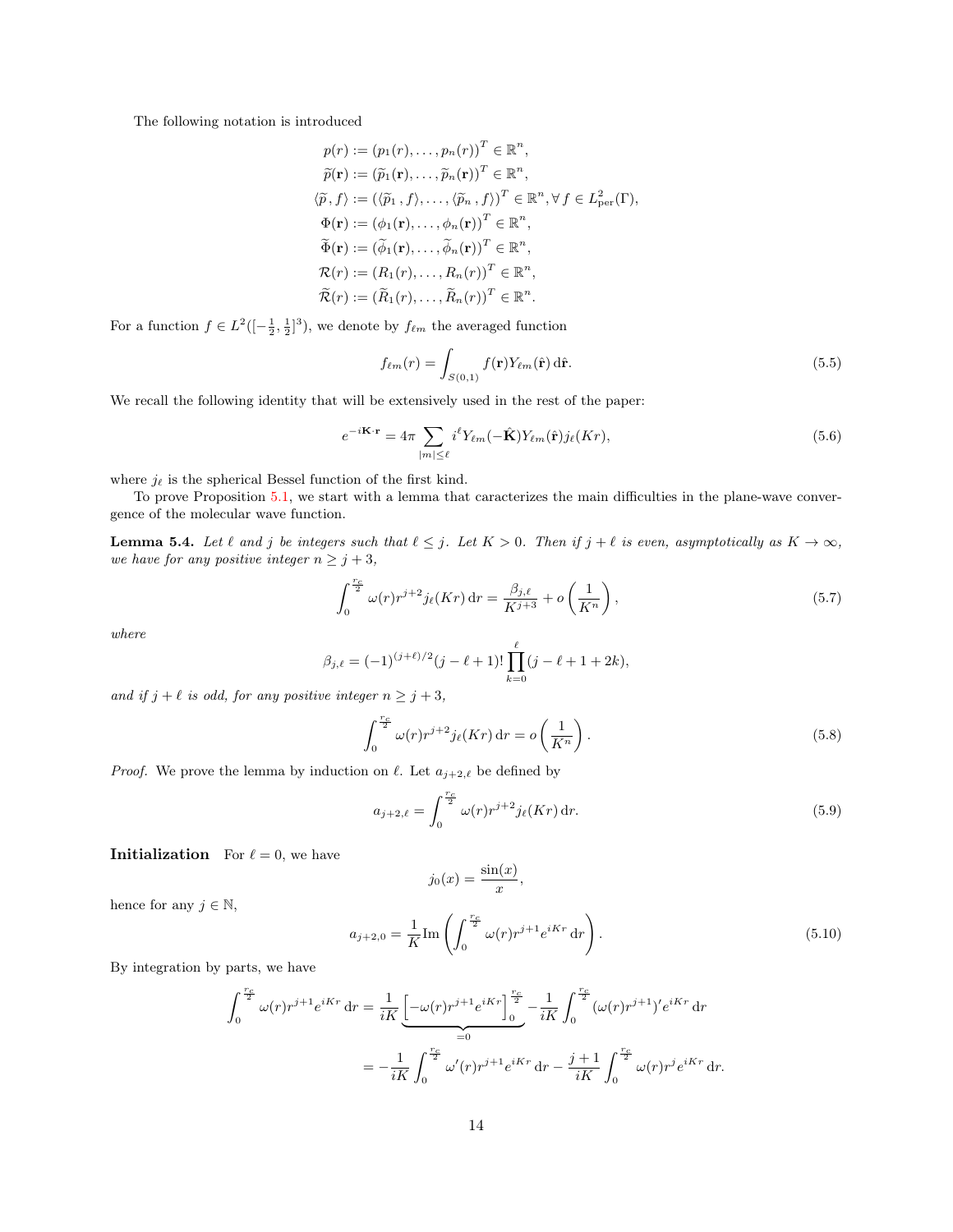The following notation is introduced

$$
\begin{aligned}
p(r) &:= (p_1(r), \dots, p_n(r))^T \in \mathbb{R}^n, \\
\widetilde{p}(\mathbf{r}) &:= (\widetilde{p}_1(\mathbf{r}), \dots, \widetilde{p}_n(\mathbf{r}))^T \in \mathbb{R}^n, \\
\langle \widetilde{p}, f \rangle &:= (\langle \widetilde{p}_1 , f \rangle, \dots, \langle \widetilde{p}_n , f \rangle)^T \in \mathbb{R}^n, \forall f \in L^2_{\mathrm{per}}(\Gamma), \\
\Phi(\mathbf{r}) &:= (\phi_1(\mathbf{r}), \dots, \phi_n(\mathbf{r}))^T \in \mathbb{R}^n, \\
\widetilde{\Phi}(\mathbf{r}) &:= (\widetilde{\phi}_1(\mathbf{r}), \dots, \widetilde{\phi}_n(\mathbf{r}))^T \in \mathbb{R}^n, \\
\mathcal{R}(r) &:= (R_1(r), \dots, R_n(r))^T \in \mathbb{R}^n, \\
\widetilde{\mathcal{R}}(r) &:= (\widetilde{R}_1(r), \dots, \widetilde{R}_n(r))^T \in \mathbb{R}^n.
\end{aligned}
$$

For a function $f \in L^2([-\frac{1}{2}, \frac{1}{2}]^3)$, we denote by $f_{\ell m}$ the averaged function

$$
f_{\ell m}(r) = \int_{S(0,1)} f(\mathbf{r}) Y_{\ell m}(\hat{\mathbf{r}}) \, \mathrm{d}\hat{\mathbf{r}}. \tag{5.5}
$$

We recall the following identity that will be extensively used in the rest of the paper:

$$
e^{-i\mathbf{K}\cdot\mathbf{r}} = 4\pi \sum_{|m| \le \ell} i^\ell Y_{\ell m}(-\hat{\mathbf{K}}) Y_{\ell m}(\hat{\mathbf{r}}) j_\ell(Kr), \tag{5.6}
$$

where $j_\ell$ is the spherical Bessel function of the first kind.

To prove Proposition 5.1, we start with a lemma that caracterizes the main difficulties in the plane-wave convergence of the molecular wave function.

**Lemma 5.4.** *Let $\ell$ and $j$ be integers such that $\ell \le j$. Let $K > 0$. Then if $j + \ell$ is even, asymptotically as $K \to \infty$, we have for any positive integer $n \ge j + 3$,*

$$
\int_0^{\frac{r_c}{2}} \omega(r) r^{j+2} j_\ell(Kr) \, \mathrm{d}r = \frac{\beta_{j,\ell}}{K^{j+3}} + o\left(\frac{1}{K^n}\right), \tag{5.7}
$$

*where*

$$
\beta_{j,\ell} = (-1)^{(j+\ell)/2} (j - \ell + 1)! \prod_{k=0}^{\ell} (j - \ell + 1 + 2k),
$$

*and if $j + \ell$ is odd, for any positive integer $n \ge j + 3$,*

$$
\int_0^{\frac{r_c}{2}} \omega(r) r^{j+2} j_\ell(Kr) \, \mathrm{d}r = o\left(\frac{1}{K^n}\right). \tag{5.8}
$$

*Proof.* We prove the lemma by induction on $\ell$. Let $a_{j+2,\ell}$ be defined by

$$
a_{j+2,\ell} = \int_0^{\frac{r_c}{2}} \omega(r) r^{j+2} j_\ell(Kr) \, \mathrm{d}r. \tag{5.9}
$$

**Initialization** For $\ell = 0$, we have

$$
j_0(x) = \frac{\sin(x)}{x},
$$

hence for any $j \in \mathbb{N}$,

$$
a_{j+2,0} = \frac{1}{K} \mathrm{Im} \left( \int_0^{\frac{r_c}{2}} \omega(r) r^{j+1} e^{iKr} \, \mathrm{d}r \right). \tag{5.10}
$$

By integration by parts, we have

$$
\begin{aligned}
\int_0^{\frac{r_c}{2}} \omega(r) r^{j+1} e^{iKr} \, \mathrm{d}r &= \frac{1}{iK} \underbrace{\left[ -\omega(r) r^{j+1} e^{iKr} \right]_0^{\frac{r_c}{2}}}_{=0} - \frac{1}{iK} \int_0^{\frac{r_c}{2}} (\omega(r) r^{j+1})' e^{iKr} \, \mathrm{d}r \\
&= -\frac{1}{iK} \int_0^{\frac{r_c}{2}} \omega'(r) r^{j+1} e^{iKr} \, \mathrm{d}r - \frac{j+1}{iK} \int_0^{\frac{r_c}{2}} \omega(r) r^j e^{iKr} \, \mathrm{d}r.
\end{aligned}
$$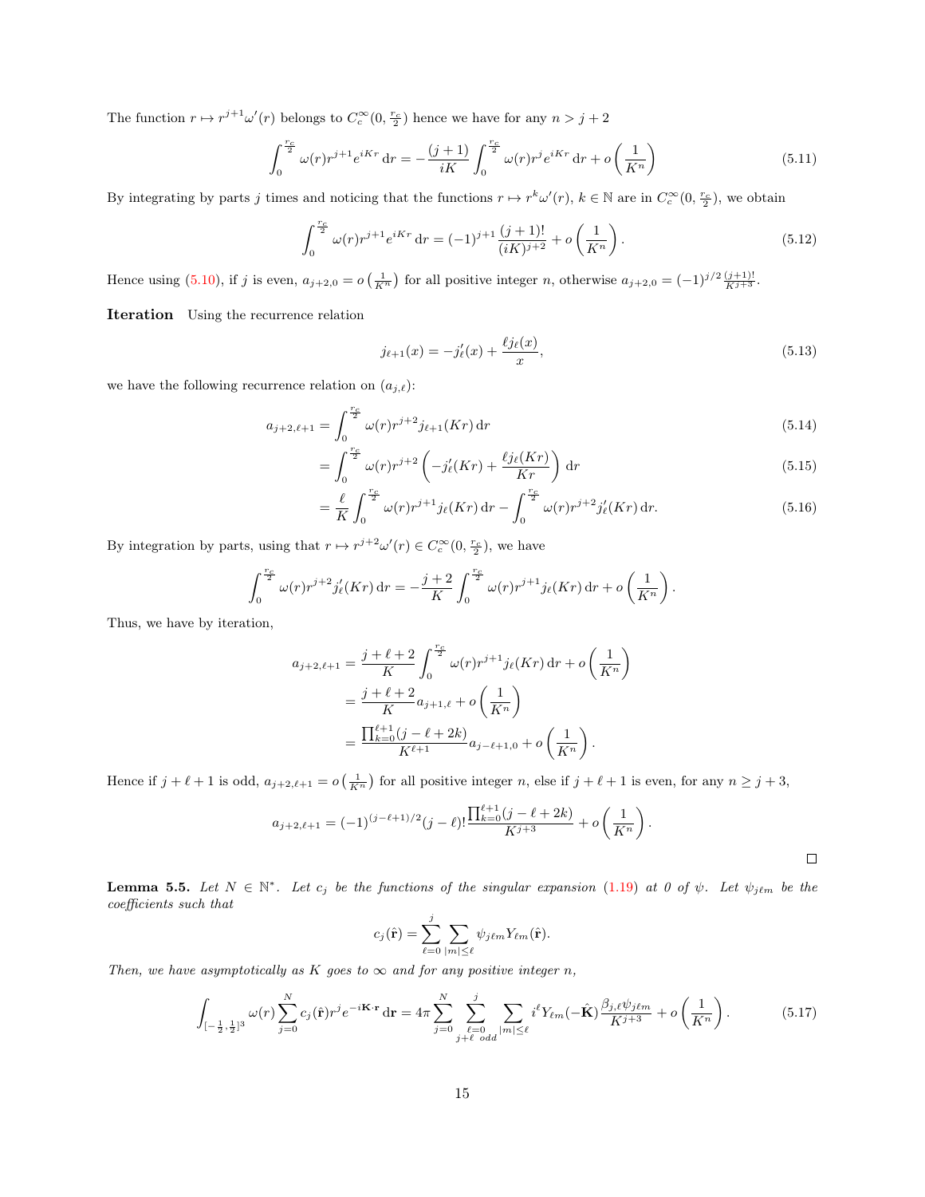The function $r \mapsto r^{j+1}\omega'(r)$ belongs to $C_c^\infty(0, \frac{r_c}{2})$ hence we have for any $n > j+2$

$$\int_0^{\frac{r_c}{2}} \omega(r) r^{j+1} e^{iKr} \, \mathrm{d}r = -\frac{(j+1)}{iK} \int_0^{\frac{r_c}{2}} \omega(r) r^j e^{iKr} \, \mathrm{d}r + o\left(\frac{1}{K^n}\right) \tag{5.11}$$

By integrating by parts $j$ times and noticing that the functions $r \mapsto r^k \omega'(r)$, $k \in \mathbb{N}$ are in $C_c^\infty(0, \frac{r_c}{2})$, we obtain

$$\int_0^{\frac{r_c}{2}} \omega(r) r^{j+1} e^{iKr} \, \mathrm{d}r = (-1)^{j+1} \frac{(j+1)!}{(iK)^{j+2}} + o\left(\frac{1}{K^n}\right). \tag{5.12}$$

Hence using (5.10), if $j$ is even, $a_{j+2,0} = o\left(\frac{1}{K^n}\right)$ for all positive integer $n$, otherwise $a_{j+2,0} = (-1)^{j/2} \frac{(j+1)!}{K^{j+3}}$.

**Iteration** Using the recurrence relation

$$j_{\ell+1}(x) = -j_\ell'(x) + \frac{\ell j_\ell(x)}{x}, \tag{5.13}$$

we have the following recurrence relation on $(a_{j,\ell})$:

$$a_{j+2,\ell+1} = \int_0^{\frac{r_c}{2}} \omega(r) r^{j+2} j_{\ell+1}(Kr) \, \mathrm{d}r \tag{5.14}$$

$$= \int_0^{\frac{r_c}{2}} \omega(r) r^{j+2} \left(-j_\ell'(Kr) + \frac{\ell j_\ell(Kr)}{Kr}\right) \mathrm{d}r \tag{5.15}$$

$$= \frac{\ell}{K} \int_0^{\frac{r_c}{2}} \omega(r) r^{j+1} j_\ell(Kr) \, \mathrm{d}r - \int_0^{\frac{r_c}{2}} \omega(r) r^{j+2} j_\ell'(Kr) \, \mathrm{d}r. \tag{5.16}$$

By integration by parts, using that $r \mapsto r^{j+2}\omega'(r) \in C_c^\infty(0, \frac{r_c}{2})$, we have

$$\int_0^{\frac{r_c}{2}} \omega(r) r^{j+2} j_\ell'(Kr) \, \mathrm{d}r = -\frac{j+2}{K} \int_0^{\frac{r_c}{2}} \omega(r) r^{j+1} j_\ell(Kr) \, \mathrm{d}r + o\left(\frac{1}{K^n}\right).$$

Thus, we have by iteration,

$$\begin{aligned}
a_{j+2,\ell+1} &= \frac{j+\ell+2}{K} \int_0^{\frac{r_c}{2}} \omega(r) r^{j+1} j_\ell(Kr) \, \mathrm{d}r + o\left(\frac{1}{K^n}\right) \\
&= \frac{j+\ell+2}{K} a_{j+1,\ell} + o\left(\frac{1}{K^n}\right) \\
&= \frac{\prod_{k=0}^{\ell+1}(j-\ell+2k)}{K^{\ell+1}} a_{j-\ell+1,0} + o\left(\frac{1}{K^n}\right).
\end{aligned}$$

Hence if $j+\ell+1$ is odd, $a_{j+2,\ell+1} = o\left(\frac{1}{K^n}\right)$ for all positive integer $n$, else if $j+\ell+1$ is even, for any $n \geq j+3$,

$$a_{j+2,\ell+1} = (-1)^{(j-\ell+1)/2} (j-\ell)! \frac{\prod_{k=0}^{\ell+1}(j-\ell+2k)}{K^{j+3}} + o\left(\frac{1}{K^n}\right).$$

$\square$

**Lemma 5.5.** *Let $N \in \mathbb{N}^*$. Let $c_j$ be the functions of the singular expansion (1.19) at 0 of $\psi$. Let $\psi_{j\ell m}$ be the coefficients such that*

$$c_j(\hat{\mathbf{r}}) = \sum_{\ell=0}^{j} \sum_{|m| \leq \ell} \psi_{j\ell m} Y_{\ell m}(\hat{\mathbf{r}}).$$

*Then, we have asymptotically as $K$ goes to $\infty$ and for any positive integer $n$,*

$$\int_{[-\frac{1}{2},\frac{1}{2}]^3} \omega(r) \sum_{j=0}^{N} c_j(\hat{\mathbf{r}}) r^j e^{-i\mathbf{K}\cdot\mathbf{r}} \, \mathrm{d}\mathbf{r} = 4\pi \sum_{j=0}^{N} \sum_{\substack{\ell=0 \\ j+\ell \text{ odd}}}^{j} \sum_{|m| \leq \ell} i^\ell Y_{\ell m}(-\hat{\mathbf{K}}) \frac{\beta_{j,\ell} \psi_{j\ell m}}{K^{j+3}} + o\left(\frac{1}{K^n}\right). \tag{5.17}$$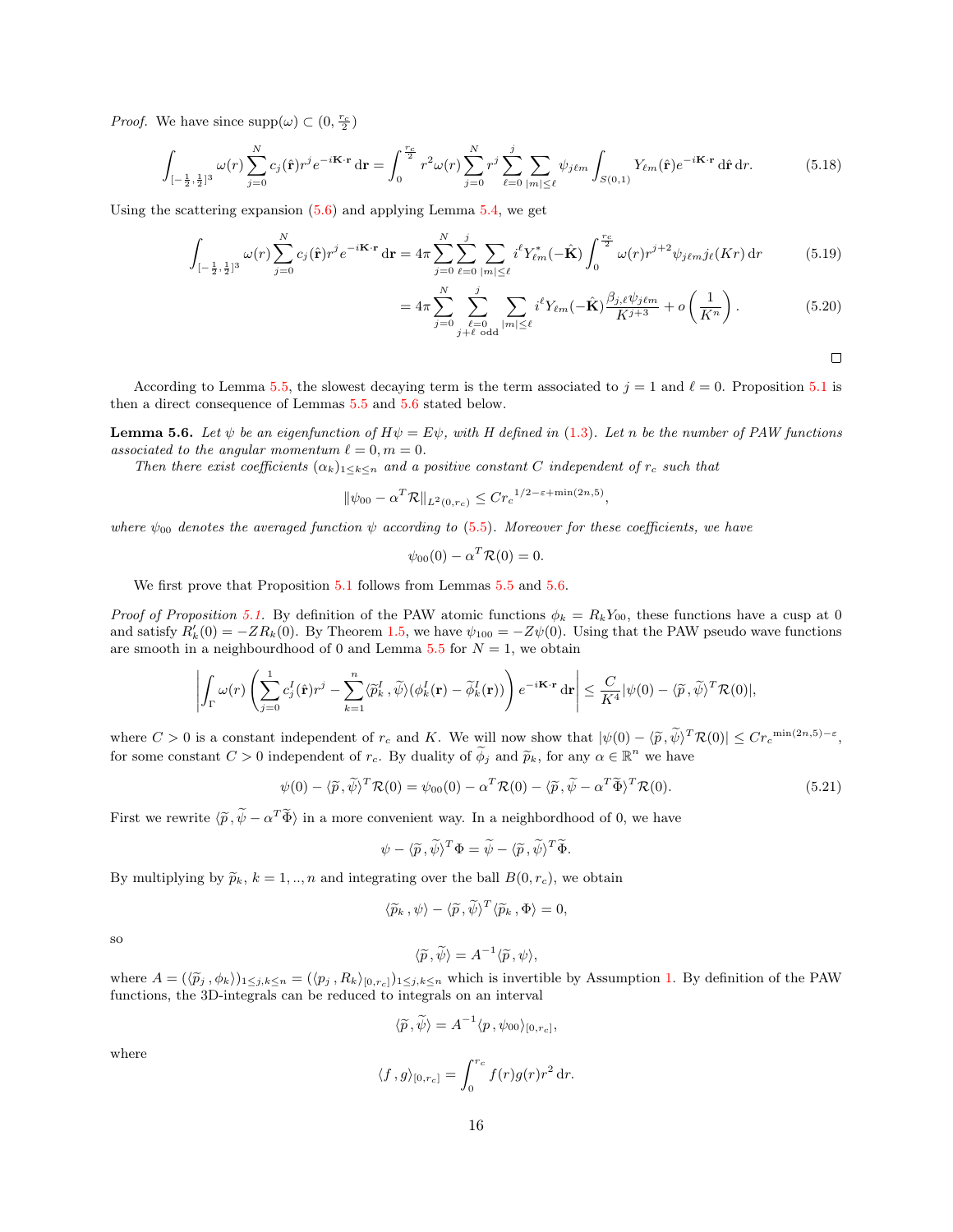*Proof.* We have since $\text{supp}(\omega) \subset (0, \frac{r_c}{2})$

$$\int_{[-\frac{1}{2},\frac{1}{2}]^3} \omega(r) \sum_{j=0}^{N} c_j(\hat{\mathbf{r}}) r^j e^{-i\mathbf{K}\cdot\mathbf{r}} \, \mathrm{d}\mathbf{r} = \int_0^{\frac{r_c}{2}} r^2 \omega(r) \sum_{j=0}^{N} r^j \sum_{\ell=0}^{j} \sum_{|m|\leq \ell} \psi_{j\ell m} \int_{S(0,1)} Y_{\ell m}(\hat{\mathbf{r}}) e^{-i\mathbf{K}\cdot\mathbf{r}} \, \mathrm{d}\hat{\mathbf{r}} \, \mathrm{d}r. \tag{5.18}$$

Using the scattering expansion (5.6) and applying Lemma 5.4, we get

$$\int_{[-\frac{1}{2},\frac{1}{2}]^3} \omega(r) \sum_{j=0}^{N} c_j(\hat{\mathbf{r}}) r^j e^{-i\mathbf{K}\cdot\mathbf{r}} \, \mathrm{d}\mathbf{r} = 4\pi \sum_{j=0}^{N} \sum_{\ell=0}^{j} \sum_{|m|\leq \ell} i^\ell Y_{\ell m}^*(-\hat{\mathbf{K}}) \int_0^{\frac{r_c}{2}} \omega(r) r^{j+2} \psi_{j\ell m} j_\ell(Kr) \, \mathrm{d}r \tag{5.19}$$

$$= 4\pi \sum_{j=0}^{N} \sum_{\substack{\ell=0 \\ j+\ell \text{ odd}}}^{j} \sum_{|m|\leq \ell} i^\ell Y_{\ell m}(-\hat{\mathbf{K}}) \frac{\beta_{j,\ell} \psi_{j\ell m}}{K^{j+3}} + o\left(\frac{1}{K^n}\right). \tag{5.20}$$

□

According to Lemma 5.5, the slowest decaying term is the term associated to $j = 1$ and $\ell = 0$. Proposition 5.1 is then a direct consequence of Lemmas 5.5 and 5.6 stated below.

**Lemma 5.6.** *Let $\psi$ be an eigenfunction of $H\psi = E\psi$, with $H$ defined in (1.3). Let $n$ be the number of PAW functions associated to the angular momentum $\ell = 0, m = 0$.*

*Then there exist coefficients $(\alpha_k)_{1\leq k\leq n}$ and a positive constant $C$ independent of $r_c$ such that*

$$\|\psi_{00} - \alpha^T \mathcal{R}\|_{L^2(0,r_c)} \leq C {r_c}^{1/2-\varepsilon+\min(2n,5)},$$

*where $\psi_{00}$ denotes the averaged function $\psi$ according to (5.5). Moreover for these coefficients, we have*

$$\psi_{00}(0) - \alpha^T \mathcal{R}(0) = 0.$$

We first prove that Proposition 5.1 follows from Lemmas 5.5 and 5.6.

*Proof of Proposition 5.1.* By definition of the PAW atomic functions $\phi_k = R_k Y_{00}$, these functions have a cusp at 0 and satisfy $R_k'(0) = -Z R_k(0)$. By Theorem 1.5, we have $\psi_{100} = -Z\psi(0)$. Using that the PAW pseudo wave functions are smooth in a neighbourdhood of 0 and Lemma 5.5 for $N = 1$, we obtain

$$\left| \int_\Gamma \omega(r) \left( \sum_{j=0}^{1} c_j^I(\hat{\mathbf{r}}) r^j - \sum_{k=1}^{n} \langle \widetilde{p}_k^I, \widetilde{\psi} \rangle (\phi_k^I(\mathbf{r}) - \widetilde{\phi}_k^I(\mathbf{r})) \right) e^{-i\mathbf{K}\cdot\mathbf{r}} \, \mathrm{d}\mathbf{r} \right| \leq \frac{C}{K^4} |\psi(0) - \langle \widetilde{p}, \widetilde{\psi} \rangle^T \mathcal{R}(0)|,$$

where $C > 0$ is a constant independent of $r_c$ and $K$. We will now show that $|\psi(0) - \langle \widetilde{p}, \widetilde{\psi} \rangle^T \mathcal{R}(0)| \leq C {r_c}^{\min(2n,5)-\varepsilon}$, for some constant $C > 0$ independent of $r_c$. By duality of $\widetilde{\phi}_j$ and $\widetilde{p}_k$, for any $\alpha \in \mathbb{R}^n$ we have

$$\psi(0) - \langle \widetilde{p}, \widetilde{\psi} \rangle^T \mathcal{R}(0) = \psi_{00}(0) - \alpha^T \mathcal{R}(0) - \langle \widetilde{p}, \widetilde{\psi} - \alpha^T \widetilde{\Phi} \rangle^T \mathcal{R}(0). \tag{5.21}$$

First we rewrite $\langle \widetilde{p}, \widetilde{\psi} - \alpha^T \widetilde{\Phi} \rangle$ in a more convenient way. In a neighbordhood of 0, we have

$$\psi - \langle \widetilde{p}, \widetilde{\psi} \rangle^T \Phi = \widetilde{\psi} - \langle \widetilde{p}, \widetilde{\psi} \rangle^T \widetilde{\Phi}.$$

By multiplying by $\widetilde{p}_k$, $k = 1, .., n$ and integrating over the ball $B(0, r_c)$, we obtain

$$\langle \widetilde{p}_k, \psi \rangle - \langle \widetilde{p}, \widetilde{\psi} \rangle^T \langle \widetilde{p}_k, \Phi \rangle = 0,$$

so

$$\langle \widetilde{p}, \widetilde{\psi} \rangle = A^{-1} \langle \widetilde{p}, \psi \rangle,$$

where $A = (\langle \widetilde{p}_j, \phi_k \rangle)_{1\leq j,k\leq n} = (\langle p_j, R_k \rangle_{[0,r_c]})_{1\leq j,k\leq n}$ which is invertible by Assumption 1. By definition of the PAW functions, the 3D-integrals can be reduced to integrals on an interval

$$\langle \widetilde{p}, \widetilde{\psi} \rangle = A^{-1} \langle p, \psi_{00} \rangle_{[0,r_c]},$$

where

$$\langle f, g \rangle_{[0,r_c]} = \int_0^{r_c} f(r) g(r) r^2 \, \mathrm{d}r.$$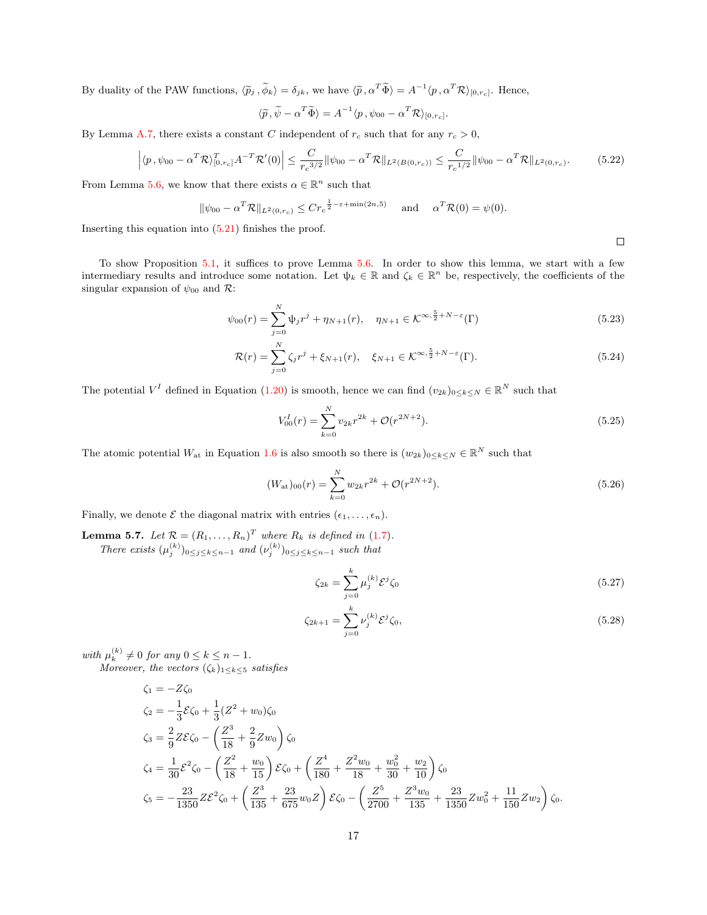By duality of the PAW functions, $\langle \widetilde{p}_j \,, \widetilde{\phi}_k \rangle = \delta_{jk}$, we have $\langle \widetilde{p} \,, \alpha^T \widetilde{\Phi} \rangle = A^{-1} \langle p \,, \alpha^T \mathcal{R} \rangle_{[0,r_c]}$. Hence,

$$\langle \widetilde{p} \,, \widetilde{\psi} - \alpha^T \widetilde{\Phi} \rangle = A^{-1} \langle p \,, \psi_{00} - \alpha^T \mathcal{R} \rangle_{[0,r_c]}.$$

By Lemma A.7, there exists a constant $C$ independent of $r_c$ such that for any $r_c > 0$,

$$\left| \langle p \,, \psi_{00} - \alpha^T \mathcal{R} \rangle_{[0,r_c]}^T A^{-T} \mathcal{R}'(0) \right| \leq \frac{C}{{r_c}^{3/2}} \| \psi_{00} - \alpha^T \mathcal{R} \|_{L^2(B(0,r_c))} \leq \frac{C}{{r_c}^{1/2}} \| \psi_{00} - \alpha^T \mathcal{R} \|_{L^2(0,r_c)}. \tag{5.22}$$

From Lemma 5.6, we know that there exists $\alpha \in \mathbb{R}^n$ such that

$$\| \psi_{00} - \alpha^T \mathcal{R} \|_{L^2(0,r_c)} \leq C {r_c}^{\frac{1}{2} - \varepsilon + \min(2n,5)} \quad \text{and} \quad \alpha^T \mathcal{R}(0) = \psi(0).$$

Inserting this equation into (5.21) finishes the proof.

□

To show Proposition 5.1, it suffices to prove Lemma 5.6. In order to show this lemma, we start with a few intermediary results and introduce some notation. Let $\psi_k \in \mathbb{R}$ and $\zeta_k \in \mathbb{R}^n$ be, respectively, the coefficients of the singular expansion of $\psi_{00}$ and $\mathcal{R}$:

$$\psi_{00}(r) = \sum_{j=0}^{N} \psi_j r^j + \eta_{N+1}(r), \quad \eta_{N+1} \in \mathcal{K}^{\infty, \frac{5}{2}+N-\varepsilon}(\Gamma) \tag{5.23}$$

$$\mathcal{R}(r) = \sum_{j=0}^{N} \zeta_j r^j + \xi_{N+1}(r), \quad \xi_{N+1} \in \mathcal{K}^{\infty, \frac{5}{2}+N-\varepsilon}(\Gamma). \tag{5.24}$$

The potential $V^I$ defined in Equation (1.20) is smooth, hence we can find $(v_{2k})_{0 \leq k \leq N} \in \mathbb{R}^N$ such that

$$V^I_{00}(r) = \sum_{k=0}^{N} v_{2k} r^{2k} + \mathcal{O}(r^{2N+2}). \tag{5.25}$$

The atomic potential $W_{\text{at}}$ in Equation 1.6 is also smooth so there is $(w_{2k})_{0 \leq k \leq N} \in \mathbb{R}^N$ such that

$$(W_{\text{at}})_{00}(r) = \sum_{k=0}^{N} w_{2k} r^{2k} + \mathcal{O}(r^{2N+2}). \tag{5.26}$$

Finally, we denote $\mathcal{E}$ the diagonal matrix with entries $(\epsilon_1, \ldots, \epsilon_n)$.

**Lemma 5.7.** *Let $\mathcal{R} = (R_1, \ldots, R_n)^T$ where $R_k$ is defined in (1.7).*
*There exists $(\mu_j^{(k)})_{0 \leq j \leq k \leq n-1}$ and $(\nu_j^{(k)})_{0 \leq j \leq k \leq n-1}$ such that*

$$\zeta_{2k} = \sum_{j=0}^{k} \mu_j^{(k)} \mathcal{E}^j \zeta_0 \tag{5.27}$$

$$\zeta_{2k+1} = \sum_{j=0}^{k} \nu_j^{(k)} \mathcal{E}^j \zeta_0, \tag{5.28}$$

*with $\mu_k^{(k)} \neq 0$ for any $0 \leq k \leq n-1$.*
*Moreover, the vectors $(\zeta_k)_{1 \leq k \leq 5}$ satisfies*

$$\begin{aligned}
\zeta_1 &= -Z\zeta_0 \\
\zeta_2 &= -\frac{1}{3}\mathcal{E}\zeta_0 + \frac{1}{3}(Z^2 + w_0)\zeta_0 \\
\zeta_3 &= \frac{2}{9}Z\mathcal{E}\zeta_0 - \left( \frac{Z^3}{18} + \frac{2}{9}Zw_0 \right)\zeta_0 \\
\zeta_4 &= \frac{1}{30}\mathcal{E}^2\zeta_0 - \left( \frac{Z^2}{18} + \frac{w_0}{15} \right)\mathcal{E}\zeta_0 + \left( \frac{Z^4}{180} + \frac{Z^2 w_0}{18} + \frac{w_0^2}{30} + \frac{w_2}{10} \right)\zeta_0 \\
\zeta_5 &= -\frac{23}{1350}Z\mathcal{E}^2\zeta_0 + \left( \frac{Z^3}{135} + \frac{23}{675}w_0 Z \right)\mathcal{E}\zeta_0 - \left( \frac{Z^5}{2700} + \frac{Z^3 w_0}{135} + \frac{23}{1350}Zw_0^2 + \frac{11}{150}Zw_2 \right)\zeta_0.
\end{aligned}$$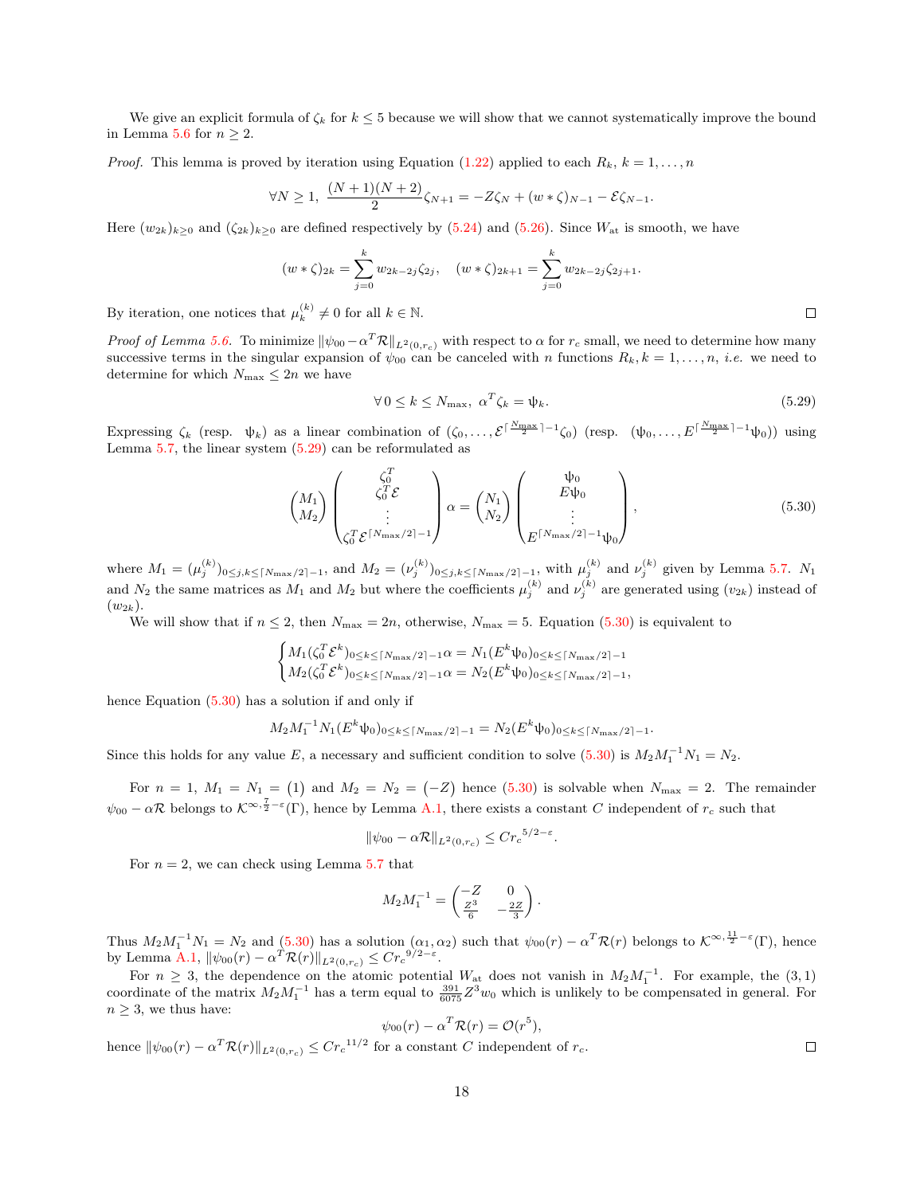We give an explicit formula of $\zeta_k$ for $k \leq 5$ because we will show that we cannot systematically improve the bound in Lemma 5.6 for $n \geq 2$.

*Proof.* This lemma is proved by iteration using Equation (1.22) applied to each $R_k$, $k = 1, \dots, n$

$$\forall N \geq 1, \; \frac{(N+1)(N+2)}{2} \zeta_{N+1} = -Z\zeta_N + (w * \zeta)_{N-1} - \mathcal{E}\zeta_{N-1}.$$

Here $(w_{2k})_{k\geq 0}$ and $(\zeta_{2k})_{k \geq 0}$ are defined respectively by (5.24) and (5.26). Since $W_{\text{at}}$ is smooth, we have

$$(w * \zeta)_{2k} = \sum_{j=0}^{k} w_{2k-2j}\zeta_{2j}, \quad (w * \zeta)_{2k+1} = \sum_{j=0}^{k} w_{2k-2j}\zeta_{2j+1}.$$

By iteration, one notices that $\mu_k^{(k)} \neq 0$ for all $k \in \mathbb{N}$. ∎

*Proof of Lemma 5.6.* To minimize $\|\psi_{00} - \alpha^T \mathcal{R}\|_{L^2(0,r_c)}$ with respect to $\alpha$ for $r_c$ small, we need to determine how many successive terms in the singular expansion of $\psi_{00}$ can be canceled with $n$ functions $R_k$, $k = 1, \dots, n$, *i.e.* we need to determine for which $N_{\max} \leq 2n$ we have

$$\forall\, 0 \leq k \leq N_{\max}, \; \alpha^T \zeta_k = \psi_k. \tag{5.29}$$

Expressing $\zeta_k$ (resp. $\psi_k$) as a linear combination of $(\zeta_0, \dots, \mathcal{E}^{\lceil \frac{N_{\max}}{2} \rceil - 1}\zeta_0)$ (resp. $(\psi_0, \dots, E^{\lceil \frac{N_{\max}}{2} \rceil - 1}\psi_0)$) using Lemma 5.7, the linear system (5.29) can be reformulated as

$$\begin{pmatrix} M_1 \\ M_2 \end{pmatrix} \begin{pmatrix} \zeta_0^T \\ \zeta_0^T \mathcal{E} \\ \vdots \\ \zeta_0^T \mathcal{E}^{\lceil N_{\max}/2 \rceil - 1} \end{pmatrix} \alpha = \begin{pmatrix} N_1 \\ N_2 \end{pmatrix} \begin{pmatrix} \psi_0 \\ E\psi_0 \\ \vdots \\ E^{\lceil N_{\max}/2 \rceil - 1}\psi_0 \end{pmatrix}, \tag{5.30}$$

where $M_1 = (\mu_j^{(k)})_{0 \leq j,k \leq \lceil N_{\max}/2 \rceil - 1}$, and $M_2 = (\nu_j^{(k)})_{0 \leq j,k \leq \lceil N_{\max}/2 \rceil - 1}$, with $\mu_j^{(k)}$ and $\nu_j^{(k)}$ given by Lemma 5.7. $N_1$ and $N_2$ the same matrices as $M_1$ and $M_2$ but where the coefficients $\mu_j^{(k)}$ and $\nu_j^{(k)}$ are generated using $(v_{2k})$ instead of $(w_{2k})$.

We will show that if $n \leq 2$, then $N_{\max} = 2n$, otherwise, $N_{\max} = 5$. Equation (5.30) is equivalent to

$$\begin{cases} M_1 (\zeta_0^T \mathcal{E}^k)_{0 \leq k \leq \lceil N_{\max}/2 \rceil - 1} \alpha = N_1 (E^k \psi_0)_{0 \leq k \leq \lceil N_{\max}/2 \rceil - 1} \\ M_2 (\zeta_0^T \mathcal{E}^k)_{0 \leq k \leq \lceil N_{\max}/2 \rceil - 1} \alpha = N_2 (E^k \psi_0)_{0 \leq k \leq \lceil N_{\max}/2 \rceil - 1}, \end{cases}$$

hence Equation (5.30) has a solution if and only if

$$M_2 M_1^{-1} N_1 (E^k \psi_0)_{0 \leq k \leq \lceil N_{\max}/2 \rceil - 1} = N_2 (E^k \psi_0)_{0 \leq k \leq \lceil N_{\max}/2 \rceil - 1}.$$

Since this holds for any value $E$, a necessary and sufficient condition to solve (5.30) is $M_2 M_1^{-1} N_1 = N_2$.

For $n = 1$, $M_1 = N_1 = \begin{pmatrix} 1 \end{pmatrix}$ and $M_2 = N_2 = \begin{pmatrix} -Z \end{pmatrix}$ hence (5.30) is solvable when $N_{\max} = 2$. The remainder $\psi_{00} - \alpha\mathcal{R}$ belongs to $\mathcal{K}^{\infty, \frac{7}{2} - \varepsilon}(\Gamma)$, hence by Lemma A.1, there exists a constant $C$ independent of $r_c$ such that

$$\|\psi_{00} - \alpha \mathcal{R}\|_{L^2(0,r_c)} \leq C {r_c}^{5/2 - \varepsilon}.$$

For $n = 2$, we can check using Lemma 5.7 that

$$M_2 M_1^{-1} = \begin{pmatrix} -Z & 0 \\ \frac{Z^3}{6} & -\frac{2Z}{3} \end{pmatrix}.$$

Thus $M_2 M_1^{-1} N_1 = N_2$ and (5.30) has a solution $(\alpha_1, \alpha_2)$ such that $\psi_{00}(r) - \alpha^T \mathcal{R}(r)$ belongs to $\mathcal{K}^{\infty, \frac{11}{2} - \varepsilon}(\Gamma)$, hence by Lemma A.1, $\|\psi_{00}(r) - \alpha^T \mathcal{R}(r)\|_{L^2(0,r_c)} \leq C {r_c}^{9/2 - \varepsilon}$.

For $n \geq 3$, the dependence on the atomic potential $W_{\text{at}}$ does not vanish in $M_2 M_1^{-1}$. For example, the $(3, 1)$ coordinate of the matrix $M_2 M_1^{-1}$ has a term equal to $\frac{391}{6075} Z^3 w_0$ which is unlikely to be compensated in general. For $n \geq 3$, we thus have:

$$\psi_{00}(r) - \alpha^T \mathcal{R}(r) = \mathcal{O}(r^5),$$

hence $\|\psi_{00}(r) - \alpha^T \mathcal{R}(r)\|_{L^2(0,r_c)} \leq C {r_c}^{11/2}$ for a constant $C$ independent of $r_c$. ∎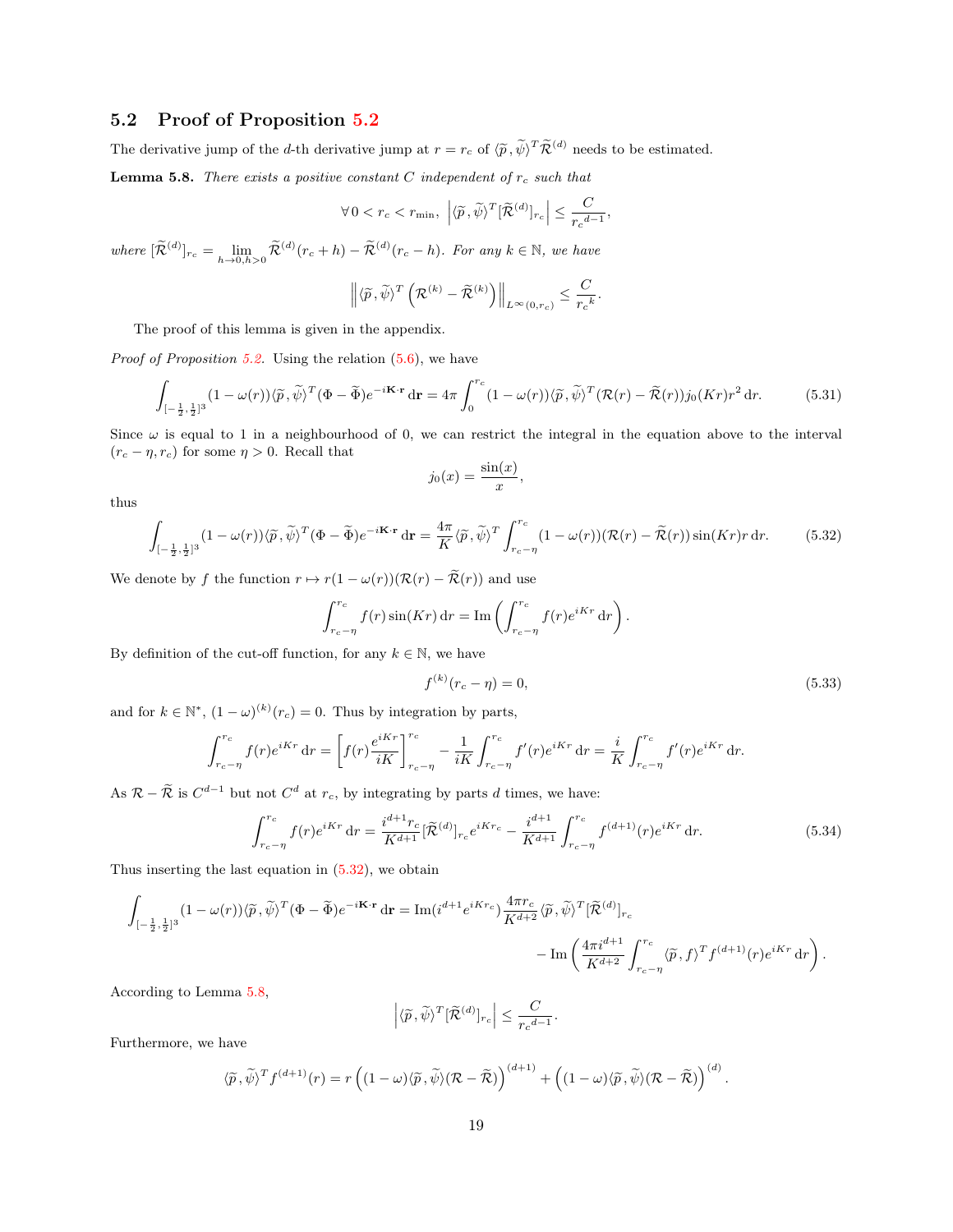## 5.2 Proof of Proposition 5.2

The derivative jump of the $d$-th derivative jump at $r = r_c$ of $\langle \widetilde{p}, \widetilde{\psi}\rangle^T \widetilde{\mathcal{R}}^{(d)}$ needs to be estimated.

**Lemma 5.8.** *There exists a positive constant $C$ independent of $r_c$ such that*

$$\forall\, 0 < r_c < r_{\min},\ \left| \langle \widetilde{p}, \widetilde{\psi}\rangle^T [\widetilde{\mathcal{R}}^{(d)}]_{r_c} \right| \leq \frac{C}{{r_c}^{d-1}},$$

*where $[\widetilde{\mathcal{R}}^{(d)}]_{r_c} = \lim_{h\to 0, h>0} \widetilde{\mathcal{R}}^{(d)}(r_c + h) - \widetilde{\mathcal{R}}^{(d)}(r_c - h)$. For any $k \in \mathbb{N}$, we have*

$$\left\| \langle \widetilde{p}, \widetilde{\psi}\rangle^T \left( \mathcal{R}^{(k)} - \widetilde{\mathcal{R}}^{(k)} \right) \right\|_{L^\infty(0,r_c)} \leq \frac{C}{{r_c}^k}.$$

The proof of this lemma is given in the appendix.

*Proof of Proposition 5.2.* Using the relation (5.6), we have

$$\int_{[-\frac{1}{2},\frac{1}{2}]^3} (1-\omega(r)) \langle \widetilde{p}, \widetilde{\psi}\rangle^T (\Phi - \widetilde{\Phi}) e^{-i\mathbf{K}\cdot\mathbf{r}}\,\mathrm{d}\mathbf{r} = 4\pi \int_0^{r_c} (1-\omega(r)) \langle \widetilde{p}, \widetilde{\psi}\rangle^T (\mathcal{R}(r) - \widetilde{\mathcal{R}}(r)) j_0(Kr) r^2\,\mathrm{d}r. \tag{5.31}$$

Since $\omega$ is equal to 1 in a neighbourhood of 0, we can restrict the integral in the equation above to the interval $(r_c - \eta, r_c)$ for some $\eta > 0$. Recall that

$$j_0(x) = \frac{\sin(x)}{x},$$

thus

$$\int_{[-\frac{1}{2},\frac{1}{2}]^3} (1-\omega(r)) \langle \widetilde{p}, \widetilde{\psi}\rangle^T (\Phi - \widetilde{\Phi}) e^{-i\mathbf{K}\cdot\mathbf{r}}\,\mathrm{d}\mathbf{r} = \frac{4\pi}{K} \langle \widetilde{p}, \widetilde{\psi}\rangle^T \int_{r_c-\eta}^{r_c} (1-\omega(r))(\mathcal{R}(r) - \widetilde{\mathcal{R}}(r)) \sin(Kr) r\,\mathrm{d}r. \tag{5.32}$$

We denote by $f$ the function $r \mapsto r(1-\omega(r))(\mathcal{R}(r) - \widetilde{\mathcal{R}}(r))$ and use

$$\int_{r_c-\eta}^{r_c} f(r)\sin(Kr)\,\mathrm{d}r = \mathrm{Im}\left( \int_{r_c-\eta}^{r_c} f(r) e^{iKr}\,\mathrm{d}r \right).$$

By definition of the cut-off function, for any $k \in \mathbb{N}$, we have

$$f^{(k)}(r_c - \eta) = 0, \tag{5.33}$$

and for $k \in \mathbb{N}^*$, $(1-\omega)^{(k)}(r_c) = 0$. Thus by integration by parts,

$$\int_{r_c-\eta}^{r_c} f(r) e^{iKr}\,\mathrm{d}r = \left[ f(r) \frac{e^{iKr}}{iK} \right]_{r_c-\eta}^{r_c} - \frac{1}{iK} \int_{r_c-\eta}^{r_c} f'(r) e^{iKr}\,\mathrm{d}r = \frac{i}{K} \int_{r_c-\eta}^{r_c} f'(r) e^{iKr}\,\mathrm{d}r.$$

As $\mathcal{R} - \widetilde{\mathcal{R}}$ is $C^{d-1}$ but not $C^d$ at $r_c$, by integrating by parts $d$ times, we have:

$$\int_{r_c-\eta}^{r_c} f(r) e^{iKr}\,\mathrm{d}r = \frac{i^{d+1} r_c}{K^{d+1}} [\widetilde{\mathcal{R}}^{(d)}]_{r_c} e^{iKr_c} - \frac{i^{d+1}}{K^{d+1}} \int_{r_c-\eta}^{r_c} f^{(d+1)}(r) e^{iKr}\,\mathrm{d}r. \tag{5.34}$$

Thus inserting the last equation in (5.32), we obtain

$$\begin{aligned}
\int_{[-\frac{1}{2},\frac{1}{2}]^3} (1-\omega(r)) \langle \widetilde{p}, \widetilde{\psi}\rangle^T (\Phi - \widetilde{\Phi}) e^{-i\mathbf{K}\cdot\mathbf{r}}\,\mathrm{d}\mathbf{r} &= \mathrm{Im}(i^{d+1} e^{iKr_c}) \frac{4\pi r_c}{K^{d+2}} \langle \widetilde{p}, \widetilde{\psi}\rangle^T [\widetilde{\mathcal{R}}^{(d)}]_{r_c} \\
&\quad - \mathrm{Im}\left( \frac{4\pi i^{d+1}}{K^{d+2}} \int_{r_c-\eta}^{r_c} \langle \widetilde{p}, f\rangle^T f^{(d+1)}(r) e^{iKr}\,\mathrm{d}r \right).
\end{aligned}$$

According to Lemma 5.8,

$$\left| \langle \widetilde{p}, \widetilde{\psi}\rangle^T [\widetilde{\mathcal{R}}^{(d)}]_{r_c} \right| \leq \frac{C}{{r_c}^{d-1}}.$$

Furthermore, we have

$$\langle \widetilde{p}, \widetilde{\psi}\rangle^T f^{(d+1)}(r) = r \left( (1-\omega) \langle \widetilde{p}, \widetilde{\psi}\rangle (\mathcal{R} - \widetilde{\mathcal{R}}) \right)^{(d+1)} + \left( (1-\omega) \langle \widetilde{p}, \widetilde{\psi}\rangle (\mathcal{R} - \widetilde{\mathcal{R}}) \right)^{(d)}.$$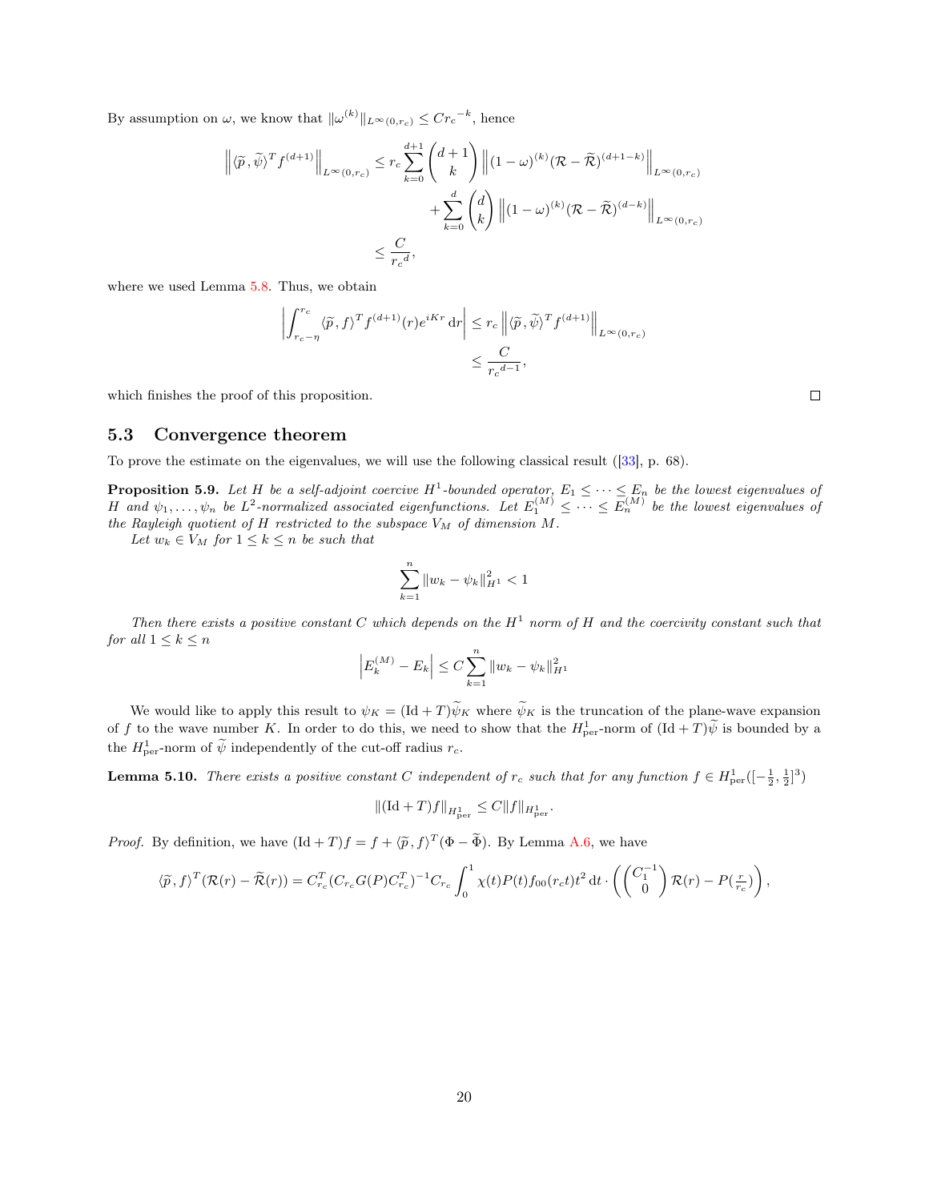By assumption on $\omega$, we know that $\|\omega^{(k)}\|_{L^\infty(0,r_c)} \leq C{r_c}^{-k}$, hence

$$
\begin{aligned}
\left\| \langle \widetilde{p}, \widetilde{\psi}\rangle^T f^{(d+1)} \right\|_{L^\infty(0,r_c)} &\leq r_c \sum_{k=0}^{d+1} \binom{d+1}{k} \left\| (1-\omega)^{(k)} (\mathcal{R} - \widetilde{\mathcal{R}})^{(d+1-k)} \right\|_{L^\infty(0,r_c)} \\
&\qquad + \sum_{k=0}^{d} \binom{d}{k} \left\| (1-\omega)^{(k)} (\mathcal{R} - \widetilde{\mathcal{R}})^{(d-k)} \right\|_{L^\infty(0,r_c)} \\
&\leq \frac{C}{{r_c}^d},
\end{aligned}
$$

where we used Lemma 5.8. Thus, we obtain

$$
\begin{aligned}
\left| \int_{r_c-\eta}^{r_c} \langle \widetilde{p}, f\rangle^T f^{(d+1)}(r) e^{iKr} \, \mathrm{d}r \right| &\leq r_c \left\| \langle \widetilde{p}, \widetilde{\psi}\rangle^T f^{(d+1)} \right\|_{L^\infty(0,r_c)} \\
&\leq \frac{C}{{r_c}^{d-1}},
\end{aligned}
$$

which finishes the proof of this proposition. $\square$

## 5.3 Convergence theorem

To prove the estimate on the eigenvalues, we will use the following classical result ([33], p. 68).

**Proposition 5.9.** *Let $H$ be a self-adjoint coercive $H^1$-bounded operator, $E_1 \leq \cdots \leq E_n$ be the lowest eigenvalues of $H$ and $\psi_1, \dots, \psi_n$ be $L^2$-normalized associated eigenfunctions. Let $E_1^{(M)} \leq \cdots \leq E_n^{(M)}$ be the lowest eigenvalues of the Rayleigh quotient of $H$ restricted to the subspace $V_M$ of dimension $M$.*

*Let $w_k \in V_M$ for $1 \leq k \leq n$ be such that*

$$
\sum_{k=1}^{n} \|w_k - \psi_k\|_{H^1}^2 < 1
$$

*Then there exists a positive constant $C$ which depends on the $H^1$ norm of $H$ and the coercivity constant such that for all $1 \leq k \leq n$*

$$
\left| E_k^{(M)} - E_k \right| \leq C \sum_{k=1}^{n} \|w_k - \psi_k\|_{H^1}^2
$$

We would like to apply this result to $\psi_K = (\mathrm{Id} + T)\widetilde{\psi}_K$ where $\widetilde{\psi}_K$ is the truncation of the plane-wave expansion of $f$ to the wave number $K$. In order to do this, we need to show that the $H^1_{\mathrm{per}}$-norm of $(\mathrm{Id} + T)\widetilde{\psi}$ is bounded by a the $H^1_{\mathrm{per}}$-norm of $\widetilde{\psi}$ independently of the cut-off radius $r_c$.

**Lemma 5.10.** *There exists a positive constant $C$ independent of $r_c$ such that for any function $f \in H^1_{\mathrm{per}}([-\frac{1}{2}, \frac{1}{2}]^3)$*

$$
\|(\mathrm{Id} + T)f\|_{H^1_{\mathrm{per}}} \leq C \|f\|_{H^1_{\mathrm{per}}}.
$$

*Proof.* By definition, we have $(\mathrm{Id} + T)f = f + \langle \widetilde{p}, f\rangle^T (\Phi - \widetilde{\Phi})$. By Lemma A.6, we have

$$
\langle \widetilde{p}, f\rangle^T (\mathcal{R}(r) - \widetilde{\mathcal{R}}(r)) = C_{r_c}^T (C_{r_c} G(P) C_{r_c}^T)^{-1} C_{r_c} \int_0^1 \chi(t) P(t) f_{00}(r_c t) t^2 \, \mathrm{d}t \cdot \left( \begin{pmatrix} C_1^{-1} \\ 0 \end{pmatrix} \mathcal{R}(r) - P(\tfrac{r}{r_c}) \right),
$$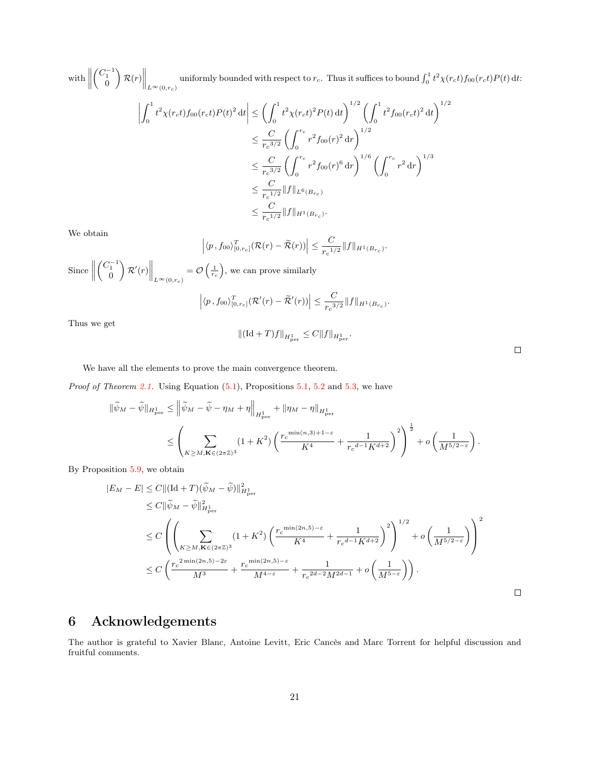with $\left\| \begin{pmatrix} C_1^{-1} \\ 0 \end{pmatrix} \mathcal{R}(r) \right\|_{L^\infty(0,r_c)}$ uniformly bounded with respect to $r_c$. Thus it suffices to bound $\int_0^1 t^2 \chi(r_c t) f_{00}(r_c t) P(t)\,\mathrm{d}t$:

$$
\begin{aligned}
\left| \int_0^1 t^2 \chi(r_c t) f_{00}(r_c t) P(t)^2 \,\mathrm{d}t \right| &\leq \left( \int_0^1 t^2 \chi(r_c t)^2 P(t)\,\mathrm{d}t \right)^{1/2} \left( \int_0^1 t^2 f_{00}(r_c t)^2 \,\mathrm{d}t \right)^{1/2} \\
&\leq \frac{C}{{r_c}^{3/2}} \left( \int_0^{r_c} r^2 f_{00}(r)^2 \,\mathrm{d}r \right)^{1/2} \\
&\leq \frac{C}{{r_c}^{3/2}} \left( \int_0^{r_c} r^2 f_{00}(r)^6 \,\mathrm{d}r \right)^{1/6} \left( \int_0^{r_c} r^2 \,\mathrm{d}r \right)^{1/3} \\
&\leq \frac{C}{{r_c}^{1/2}} \|f\|_{L^6(B_{r_c})} \\
&\leq \frac{C}{{r_c}^{1/2}} \|f\|_{H^1(B_{r_c})}.
\end{aligned}
$$

We obtain

$$
\left| \langle p\,, f_{00} \rangle_{[0,r_c]}^T (\mathcal{R}(r) - \widetilde{\mathcal{R}}(r)) \right| \leq \frac{C}{{r_c}^{1/2}} \|f\|_{H^1(B_{r_c})}.
$$

Since $\left\| \begin{pmatrix} C_1^{-1} \\ 0 \end{pmatrix} \mathcal{R}'(r) \right\|_{L^\infty(0,r_c)} = \mathcal{O}\left(\frac{1}{r_c}\right)$, we can prove similarly

$$
\left| \langle p\,, f_{00} \rangle_{[0,r_c]}^T (\mathcal{R}'(r) - \widetilde{\mathcal{R}}'(r)) \right| \leq \frac{C}{{r_c}^{3/2}} \|f\|_{H^1(B_{r_c})}.
$$

Thus we get

$$
\|(\mathrm{Id} + T) f\|_{H^1_{\mathrm{per}}} \leq C \|f\|_{H^1_{\mathrm{per}}}.
$$

□

We have all the elements to prove the main convergence theorem.

*Proof of Theorem 2.1.* Using Equation (5.1), Propositions 5.1, 5.2 and 5.3, we have

$$
\begin{aligned}
\|\widetilde{\psi}_M - \widetilde{\psi}\|_{H^1_{\mathrm{per}}} &\leq \left\| \widetilde{\psi}_M - \widetilde{\psi} - \eta_M + \eta \right\|_{H^1_{\mathrm{per}}} + \|\eta_M - \eta\|_{H^1_{\mathrm{per}}} \\
&\leq \left( \sum_{K \geq M, \mathbf{K} \in (2\pi\mathbb{Z})^3} (1 + K^2) \left( \frac{{r_c}^{\min(n,3)+1-\varepsilon}}{K^4} + \frac{1}{{r_c}^{d-1} K^{d+2}} \right)^2 \right)^{\frac{1}{2}} + o\left( \frac{1}{M^{5/2-\varepsilon}} \right).
\end{aligned}
$$

By Proposition 5.9, we obtain

$$
\begin{aligned}
|E_M - E| &\leq C \|(\mathrm{Id} + T)(\widetilde{\psi}_M - \widetilde{\psi})\|^2_{H^1_{\mathrm{per}}} \\
&\leq C \|\widetilde{\psi}_M - \widetilde{\psi}\|^2_{H^1_{\mathrm{per}}} \\
&\leq C \left( \left( \sum_{K \geq M, \mathbf{K} \in (2\pi\mathbb{Z})^3} (1 + K^2) \left( \frac{{r_c}^{\min(2n,5)-\varepsilon}}{K^4} + \frac{1}{{r_c}^{d-1} K^{d+2}} \right)^2 \right)^{1/2} + o\left( \frac{1}{M^{5/2-\varepsilon}} \right) \right)^2 \\
&\leq C \left( \frac{{r_c}^{2\min(2n,5)-2\varepsilon}}{M^3} + \frac{{r_c}^{\min(2n,5)-\varepsilon}}{M^{4-\varepsilon}} + \frac{1}{{r_c}^{2d-2} M^{2d-1}} + o\left( \frac{1}{M^{5-\varepsilon}} \right) \right).
\end{aligned}
$$

□

# 6 Acknowledgements

The author is grateful to Xavier Blanc, Antoine Levitt, Eric Cancès and Marc Torrent for helpful discussion and fruitful comments.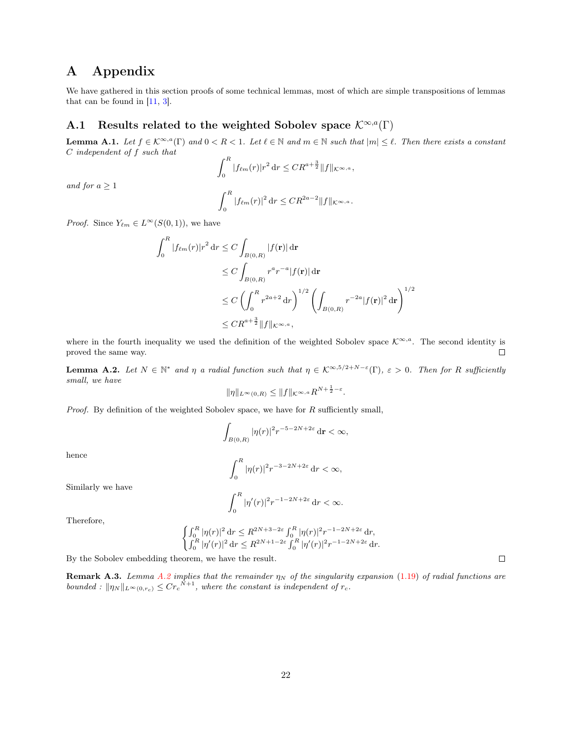# A Appendix

We have gathered in this section proofs of some technical lemmas, most of which are simple transpositions of lemmas that can be found in [11, 3].

## A.1 Results related to the weighted Sobolev space $\mathcal{K}^{\infty,a}(\Gamma)$

**Lemma A.1.** *Let $f \in \mathcal{K}^{\infty,a}(\Gamma)$ and $0 < R < 1$. Let $\ell \in \mathbb{N}$ and $m \in \mathbb{N}$ such that $|m| \leq \ell$. Then there exists a constant $C$ independent of $f$ such that*

$$\int_0^R |f_{\ell m}(r)| r^2 \, \mathrm{d}r \leq C R^{a+\frac{3}{2}} \|f\|_{\mathcal{K}^{\infty,a}},$$

*and for $a \geq 1$*

$$\int_0^R |f_{\ell m}(r)|^2 \, \mathrm{d}r \leq C R^{2a-2} \|f\|_{\mathcal{K}^{\infty,a}}.$$

*Proof.* Since $Y_{\ell m} \in L^\infty(S(0,1))$, we have

$$\begin{aligned}
\int_0^R |f_{\ell m}(r)| r^2 \, \mathrm{d}r &\leq C \int_{B(0,R)} |f(\mathbf{r})| \, \mathrm{d}\mathbf{r} \\
&\leq C \int_{B(0,R)} r^a r^{-a} |f(\mathbf{r})| \, \mathrm{d}\mathbf{r} \\
&\leq C \left( \int_0^R r^{2a+2} \, \mathrm{d}r \right)^{1/2} \left( \int_{B(0,R)} r^{-2a} |f(\mathbf{r})|^2 \, \mathrm{d}\mathbf{r} \right)^{1/2} \\
&\leq C R^{a+\frac{3}{2}} \|f\|_{\mathcal{K}^{\infty,a}},
\end{aligned}$$

where in the fourth inequality we used the definition of the weighted Sobolev space $\mathcal{K}^{\infty,a}$. The second identity is proved the same way. □

**Lemma A.2.** *Let $N \in \mathbb{N}^*$ and $\eta$ a radial function such that $\eta \in \mathcal{K}^{\infty,5/2+N-\varepsilon}(\Gamma)$, $\varepsilon > 0$. Then for $R$ sufficiently small, we have*

$$\|\eta\|_{L^\infty(0,R)} \leq \|f\|_{\mathcal{K}^{\infty,a}} R^{N+\frac{1}{2}-\varepsilon}.$$

*Proof.* By definition of the weighted Sobolev space, we have for $R$ sufficiently small,

$$\int_{B(0,R)} |\eta(r)|^2 r^{-5-2N+2\varepsilon} \, \mathrm{d}\mathbf{r} < \infty,$$

hence

$$\int_0^R |\eta(r)|^2 r^{-3-2N+2\varepsilon} \, \mathrm{d}r < \infty,$$

Similarly we have

$$\int_0^R |\eta'(r)|^2 r^{-1-2N+2\varepsilon} \, \mathrm{d}r < \infty.$$

Therefore,

$$\begin{cases}
\int_0^R |\eta(r)|^2 \, \mathrm{d}r \leq R^{2N+3-2\varepsilon} \int_0^R |\eta(r)|^2 r^{-1-2N+2\varepsilon} \, \mathrm{d}r, \\
\int_0^R |\eta'(r)|^2 \, \mathrm{d}r \leq R^{2N+1-2\varepsilon} \int_0^R |\eta'(r)|^2 r^{-1-2N+2\varepsilon} \, \mathrm{d}r.
\end{cases}$$

By the Sobolev embedding theorem, we have the result. □

**Remark A.3.** *Lemma A.2 implies that the remainder $\eta_N$ of the singularity expansion (1.19) of radial functions are bounded : $\|\eta_N\|_{L^\infty(0,r_c)} \leq C {r_c}^{N+1}$, where the constant is independent of $r_c$.*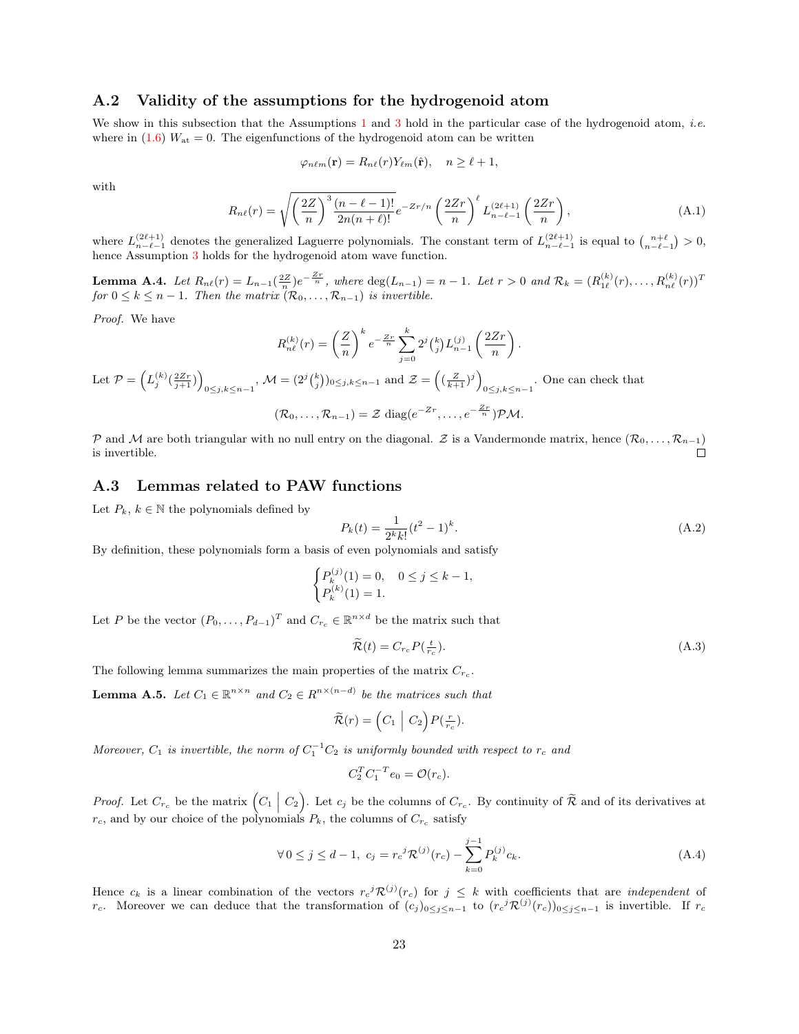## A.2 Validity of the assumptions for the hydrogenoid atom

We show in this subsection that the Assumptions 1 and 3 hold in the particular case of the hydrogenoid atom, *i.e.* where in (1.6) $W_{\mathrm{at}} = 0$. The eigenfunctions of the hydrogenoid atom can be written

$$\varphi_{n\ell m}(\mathbf{r}) = R_{n\ell}(r) Y_{\ell m}(\hat{\mathbf{r}}), \quad n \geq \ell + 1,$$

with

$$R_{n\ell}(r) = \sqrt{\left(\frac{2Z}{n}\right)^3 \frac{(n-\ell-1)!}{2n(n+\ell)!}} e^{-Zr/n} \left(\frac{2Zr}{n}\right)^\ell L_{n-\ell-1}^{(2\ell+1)}\left(\frac{2Zr}{n}\right), \tag{A.1}$$

where $L_{n-\ell-1}^{(2\ell+1)}$ denotes the generalized Laguerre polynomials. The constant term of $L_{n-\ell-1}^{(2\ell+1)}$ is equal to $\binom{n+\ell}{n-\ell-1} > 0$, hence Assumption 3 holds for the hydrogenoid atom wave function.

**Lemma A.4.** *Let $R_{n\ell}(r) = L_{n-1}(\frac{2Z}{n}) e^{-\frac{Zr}{n}}$, where $\deg(L_{n-1}) = n-1$. Let $r > 0$ and $\mathcal{R}_k = (R_{1\ell}^{(k)}(r), \dots, R_{n\ell}^{(k)}(r))^T$ for $0 \leq k \leq n-1$. Then the matrix $(\mathcal{R}_0, \dots, \mathcal{R}_{n-1})$ is invertible.*

*Proof.* We have

$$R_{n\ell}^{(k)}(r) = \left(\frac{Z}{n}\right)^k e^{-\frac{Zr}{n}} \sum_{j=0}^k 2^j \tbinom{k}{j} L_{n-1}^{(j)}\left(\frac{2Zr}{n}\right).$$

Let $\mathcal{P} = \left(L_j^{(k)}(\frac{2Zr}{j+1})\right)_{0 \leq j,k \leq n-1}$, $\mathcal{M} = (2^j \binom{k}{j})_{0 \leq j,k \leq n-1}$ and $\mathcal{Z} = \left((\frac{Z}{k+1})^j\right)_{0 \leq j,k \leq n-1}$. One can check that

$$(\mathcal{R}_0, \dots, \mathcal{R}_{n-1}) = \mathcal{Z} \operatorname{diag}(e^{-Zr}, \dots, e^{-\frac{Zr}{n}}) \mathcal{P} \mathcal{M}.$$

$\mathcal{P}$ and $\mathcal{M}$ are both triangular with no null entry on the diagonal. $\mathcal{Z}$ is a Vandermonde matrix, hence $(\mathcal{R}_0, \dots, \mathcal{R}_{n-1})$ is invertible. □

## A.3 Lemmas related to PAW functions

Let $P_k$, $k \in \mathbb{N}$ the polynomials defined by

$$P_k(t) = \frac{1}{2^k k!}(t^2 - 1)^k. \tag{A.2}$$

By definition, these polynomials form a basis of even polynomials and satisfy

$$\begin{cases} P_k^{(j)}(1) = 0, \quad 0 \leq j \leq k-1, \\ P_k^{(k)}(1) = 1. \end{cases}$$

Let $P$ be the vector $(P_0, \dots, P_{d-1})^T$ and $C_{r_c} \in \mathbb{R}^{n \times d}$ be the matrix such that

$$\widetilde{\mathcal{R}}(t) = C_{r_c} P(\tfrac{t}{r_c}). \tag{A.3}$$

The following lemma summarizes the main properties of the matrix $C_{r_c}$.

**Lemma A.5.** *Let $C_1 \in \mathbb{R}^{n \times n}$ and $C_2 \in R^{n \times (n-d)}$ be the matrices such that*

$$\widetilde{\mathcal{R}}(r) = \left(C_1 \;\middle|\; C_2\right) P(\tfrac{r}{r_c}).$$

*Moreover, $C_1$ is invertible, the norm of $C_1^{-1} C_2$ is uniformly bounded with respect to $r_c$ and*

$$C_2^T C_1^{-T} e_0 = \mathcal{O}(r_c).$$

*Proof.* Let $C_{r_c}$ be the matrix $\left(C_1 \;\middle|\; C_2\right)$. Let $c_j$ be the columns of $C_{r_c}$. By continuity of $\widetilde{\mathcal{R}}$ and of its derivatives at $r_c$, and by our choice of the polynomials $P_k$, the columns of $C_{r_c}$ satisfy

$$\forall\, 0 \leq j \leq d-1, \; c_j = {r_c}^j \mathcal{R}^{(j)}(r_c) - \sum_{k=0}^{j-1} P_k^{(j)} c_k. \tag{A.4}$$

Hence $c_k$ is a linear combination of the vectors ${r_c}^j \mathcal{R}^{(j)}(r_c)$ for $j \leq k$ with coefficients that are *independent* of $r_c$. Moreover we can deduce that the transformation of $(c_j)_{0 \leq j \leq n-1}$ to $({r_c}^j \mathcal{R}^{(j)}(r_c))_{0 \leq j \leq n-1}$ is invertible. If $r_c$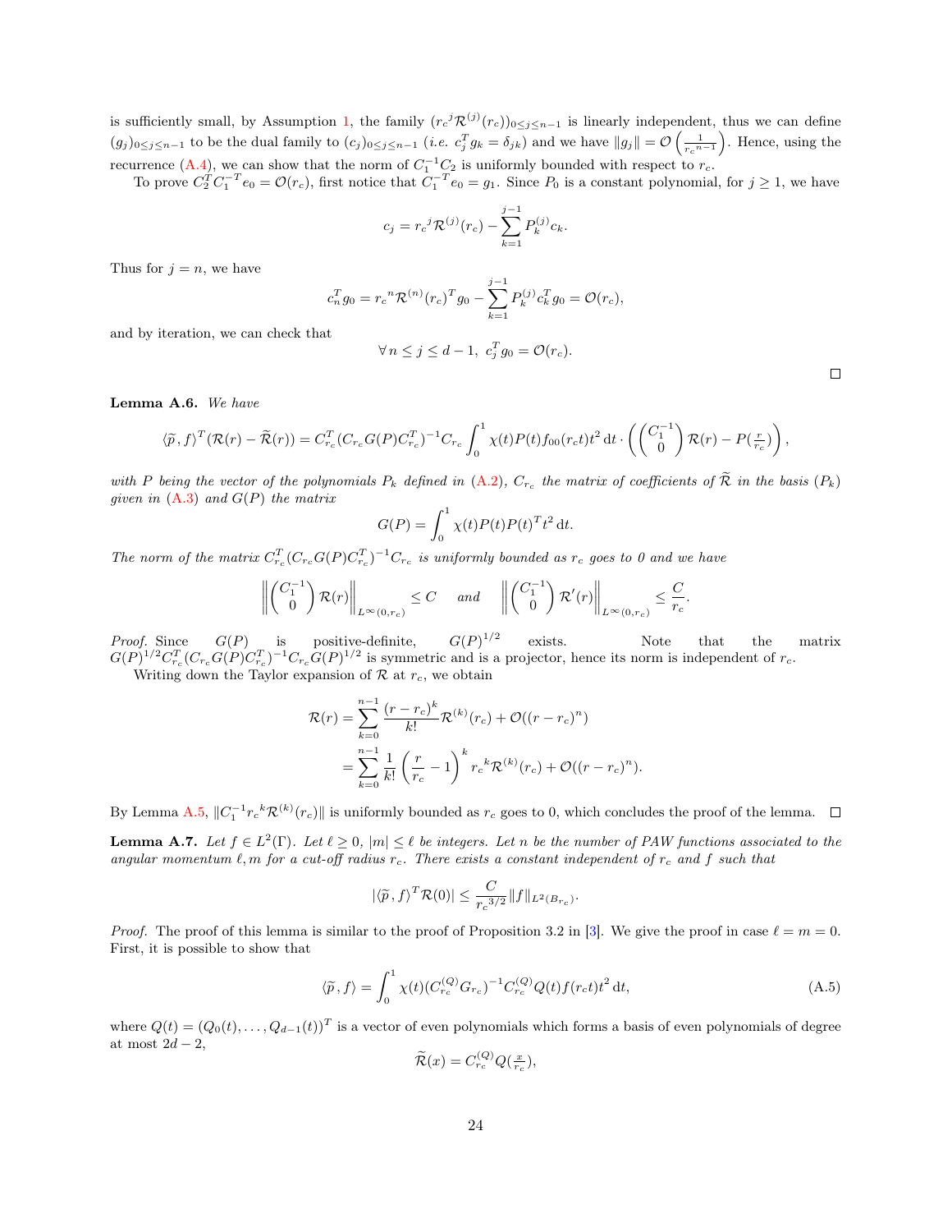is sufficiently small, by Assumption 1, the family $({r_c}^j \mathcal{R}^{(j)}(r_c))_{0\le j\le n-1}$ is linearly independent, thus we can define $(g_j)_{0\le j\le n-1}$ to be the dual family to $(c_j)_{0\le j\le n-1}$ (*i.e.* $c_j^T g_k = \delta_{jk}$) and we have $\|g_j\| = \mathcal{O}\left(\frac{1}{{r_c}^{n-1}}\right)$. Hence, using the recurrence (A.4), we can show that the norm of $C_1^{-1}C_2$ is uniformly bounded with respect to $r_c$.

To prove $C_2^T C_1^{-T} e_0 = \mathcal{O}(r_c)$, first notice that $C_1^{-T}e_0 = g_1$. Since $P_0$ is a constant polynomial, for $j \ge 1$, we have

$$c_j = {r_c}^j \mathcal{R}^{(j)}(r_c) - \sum_{k=1}^{j-1} P_k^{(j)} c_k.$$

Thus for $j = n$, we have

$$c_n^T g_0 = {r_c}^n \mathcal{R}^{(n)}(r_c)^T g_0 - \sum_{k=1}^{j-1} P_k^{(j)} c_k^T g_0 = \mathcal{O}(r_c),$$

and by iteration, we can check that

$$\forall\, n \le j \le d-1,\ c_j^T g_0 = \mathcal{O}(r_c).$$

□

**Lemma A.6.** *We have*

$$\langle \widetilde{p}, f\rangle^T(\mathcal{R}(r) - \widetilde{\mathcal{R}}(r)) = C_{r_c}^T (C_{r_c} G(P) C_{r_c}^T)^{-1} C_{r_c} \int_0^1 \chi(t) P(t) f_{00}(r_c t) t^2 \,\mathrm{d}t \cdot \left( \begin{pmatrix} C_1^{-1} \\ 0 \end{pmatrix} \mathcal{R}(r) - P(\tfrac{r}{r_c}) \right),$$

*with $P$ being the vector of the polynomials $P_k$ defined in (A.2), $C_{r_c}$ the matrix of coefficients of $\widetilde{\mathcal{R}}$ in the basis $(P_k)$ given in (A.3) and $G(P)$ the matrix*

$$G(P) = \int_0^1 \chi(t) P(t) P(t)^T t^2 \,\mathrm{d}t.$$

*The norm of the matrix $C_{r_c}^T (C_{r_c} G(P) C_{r_c}^T)^{-1} C_{r_c}$ is uniformly bounded as $r_c$ goes to 0 and we have*

$$\left\| \begin{pmatrix} C_1^{-1} \\ 0 \end{pmatrix} \mathcal{R}(r) \right\|_{L^\infty(0,r_c)} \le C \quad \textit{and} \quad \left\| \begin{pmatrix} C_1^{-1} \\ 0 \end{pmatrix} \mathcal{R}'(r) \right\|_{L^\infty(0,r_c)} \le \frac{C}{r_c}.$$

*Proof.* Since $G(P)$ is positive-definite, $G(P)^{1/2}$ exists. Note that the matrix $G(P)^{1/2} C_{r_c}^T (C_{r_c} G(P) C_{r_c}^T)^{-1} C_{r_c} G(P)^{1/2}$ is symmetric and is a projector, hence its norm is independent of $r_c$.

Writing down the Taylor expansion of $\mathcal{R}$ at $r_c$, we obtain

$$\begin{aligned}
\mathcal{R}(r) &= \sum_{k=0}^{n-1} \frac{(r-r_c)^k}{k!} \mathcal{R}^{(k)}(r_c) + \mathcal{O}((r-r_c)^n) \\
&= \sum_{k=0}^{n-1} \frac{1}{k!} \left(\frac{r}{r_c} - 1\right)^k {r_c}^k \mathcal{R}^{(k)}(r_c) + \mathcal{O}((r-r_c)^n).
\end{aligned}$$

By Lemma A.5, $\|C_1^{-1} {r_c}^k \mathcal{R}^{(k)}(r_c)\|$ is uniformly bounded as $r_c$ goes to 0, which concludes the proof of the lemma. □

**Lemma A.7.** *Let $f \in L^2(\Gamma)$. Let $\ell \ge 0$, $|m| \le \ell$ be integers. Let $n$ be the number of PAW functions associated to the angular momentum $\ell, m$ for a cut-off radius $r_c$. There exists a constant independent of $r_c$ and $f$ such that*

$$|\langle \widetilde{p}, f\rangle^T \mathcal{R}(0)| \le \frac{C}{{r_c}^{3/2}} \|f\|_{L^2(B_{r_c})}.$$

*Proof.* The proof of this lemma is similar to the proof of Proposition 3.2 in [3]. We give the proof in case $\ell = m = 0$. First, it is possible to show that

$$\langle \widetilde{p}, f\rangle = \int_0^1 \chi(t) (C_{r_c}^{(Q)} G_{r_c})^{-1} C_{r_c}^{(Q)} Q(t) f(r_c t) t^2 \,\mathrm{d}t, \tag{A.5}$$

where $Q(t) = (Q_0(t), \ldots, Q_{d-1}(t))^T$ is a vector of even polynomials which forms a basis of even polynomials of degree at most $2d-2$,

$$\widetilde{\mathcal{R}}(x) = C_{r_c}^{(Q)} Q(\tfrac{x}{r_c}),$$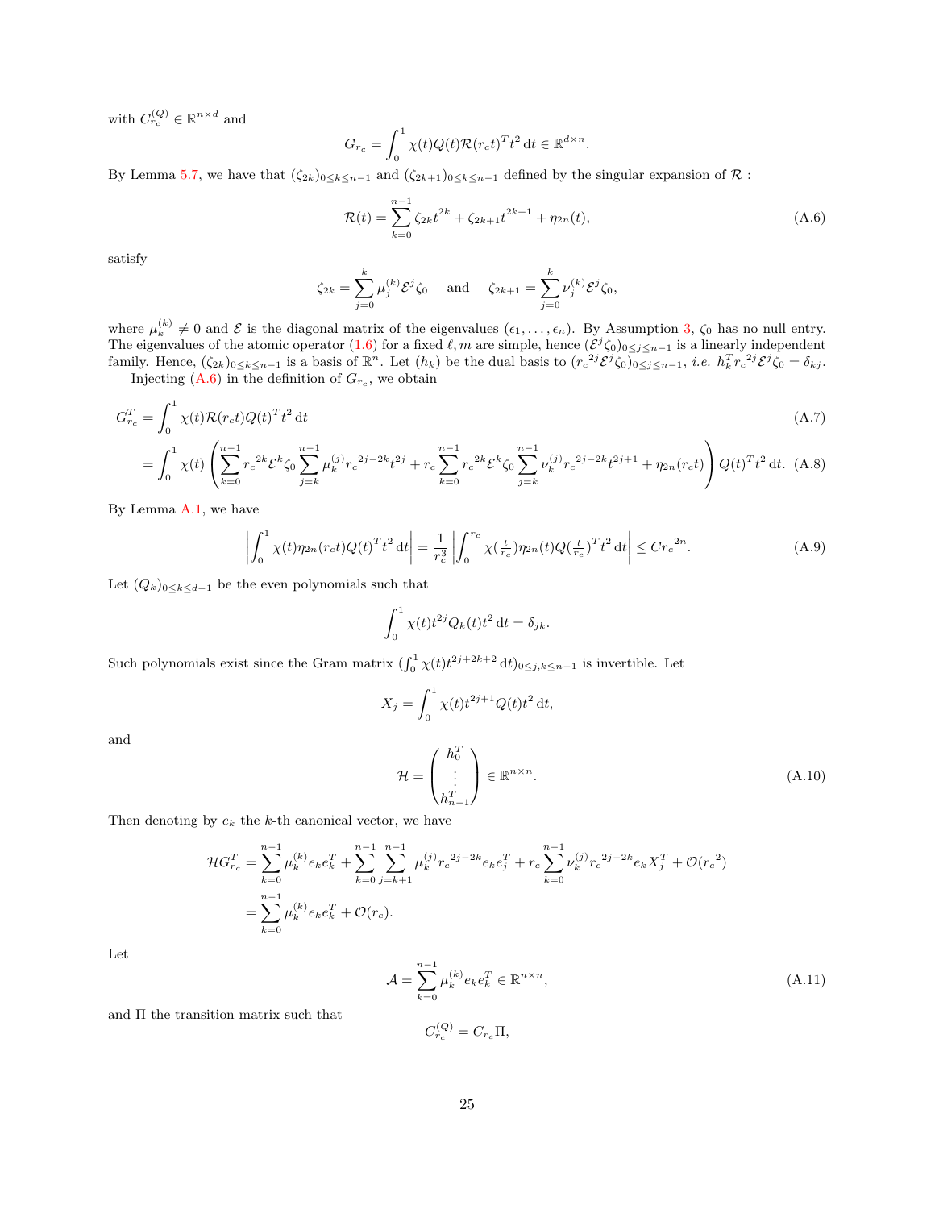with $C_{r_c}^{(Q)} \in \mathbb{R}^{n\times d}$ and

$$G_{r_c} = \int_0^1 \chi(t) Q(t) \mathcal{R}(r_c t)^T t^2 \,\mathrm{d}t \in \mathbb{R}^{d\times n}.$$

By Lemma 5.7, we have that $(\zeta_{2k})_{0\le k\le n-1}$ and $(\zeta_{2k+1})_{0\le k\le n-1}$ defined by the singular expansion of $\mathcal{R}$ :

$$\mathcal{R}(t) = \sum_{k=0}^{n-1} \zeta_{2k} t^{2k} + \zeta_{2k+1} t^{2k+1} + \eta_{2n}(t), \tag{A.6}$$

satisfy

$$\zeta_{2k} = \sum_{j=0}^{k} \mu_j^{(k)} \mathcal{E}^j \zeta_0 \quad \text{ and } \quad \zeta_{2k+1} = \sum_{j=0}^{k} \nu_j^{(k)} \mathcal{E}^j \zeta_0,$$

where $\mu_k^{(k)} \neq 0$ and $\mathcal{E}$ is the diagonal matrix of the eigenvalues $(\epsilon_1, \dots, \epsilon_n)$. By Assumption 3, $\zeta_0$ has no null entry. The eigenvalues of the atomic operator (1.6) for a fixed $\ell, m$ are simple, hence $(\mathcal{E}^j\zeta_0)_{0\le j\le n-1}$ is a linearly independent family. Hence, $(\zeta_{2k})_{0\le k\le n-1}$ is a basis of $\mathbb{R}^n$. Let $(h_k)$ be the dual basis to $({r_c}^{2j}\mathcal{E}^j\zeta_0)_{0\le j\le n-1}$, *i.e.* $h_k^T {r_c}^{2j}\mathcal{E}^j \zeta_0 = \delta_{kj}$.

Injecting (A.6) in the definition of $G_{r_c}$, we obtain

$$G_{r_c}^T = \int_0^1 \chi(t)\mathcal{R}(r_c t) Q(t)^T t^2 \,\mathrm{d}t \tag{A.7}$$

$$= \int_0^1 \chi(t) \left( \sum_{k=0}^{n-1} {r_c}^{2k} \mathcal{E}^k \zeta_0 \sum_{j=k}^{n-1} \mu_k^{(j)} {r_c}^{2j-2k} t^{2j} + r_c \sum_{k=0}^{n-1} {r_c}^{2k}\mathcal{E}^k\zeta_0 \sum_{j=k}^{n-1} \nu_k^{(j)} {r_c}^{2j-2k} t^{2j+1} + \eta_{2n}(r_c t) \right) Q(t)^T t^2 \,\mathrm{d}t. \tag{A.8}$$

By Lemma A.1, we have

$$\left| \int_0^1 \chi(t) \eta_{2n}(r_c t) Q(t)^T t^2 \,\mathrm{d}t \right| = \frac{1}{r_c^3} \left| \int_0^{r_c} \chi(\tfrac{t}{r_c}) \eta_{2n}(t) Q(\tfrac{t}{r_c})^T t^2 \,\mathrm{d}t \right| \le C {r_c}^{2n}. \tag{A.9}$$

Let $(Q_k)_{0\le k\le d-1}$ be the even polynomials such that

$$\int_0^1 \chi(t) t^{2j} Q_k(t) t^2 \,\mathrm{d}t = \delta_{jk}.$$

Such polynomials exist since the Gram matrix $(\int_0^1 \chi(t) t^{2j+2k+2}\,\mathrm{d}t)_{0\le j,k\le n-1}$ is invertible. Let

$$X_j = \int_0^1 \chi(t) t^{2j+1} Q(t) t^2 \,\mathrm{d}t,$$

and

$$\mathcal{H} = \begin{pmatrix} h_0^T \\ \vdots \\ h_{n-1}^T \end{pmatrix} \in \mathbb{R}^{n\times n}. \tag{A.10}$$

Then denoting by $e_k$ the $k$-th canonical vector, we have

$$\begin{aligned}
\mathcal{H} G_{r_c}^T &= \sum_{k=0}^{n-1} \mu_k^{(k)} e_k e_k^T + \sum_{k=0}^{n-1}\sum_{j=k+1}^{n-1} \mu_k^{(j)} {r_c}^{2j-2k} e_k e_j^T + r_c \sum_{k=0}^{n-1} \nu_k^{(j)} {r_c}^{2j-2k} e_k X_j^T + \mathcal{O}({r_c}^2) \\
&= \sum_{k=0}^{n-1} \mu_k^{(k)} e_k e_k^T + \mathcal{O}(r_c).
\end{aligned}$$

Let

$$\mathcal{A} = \sum_{k=0}^{n-1} \mu_k^{(k)} e_k e_k^T \in \mathbb{R}^{n\times n}, \tag{A.11}$$

and $\Pi$ the transition matrix such that

$$C_{r_c}^{(Q)} = C_{r_c}\Pi,$$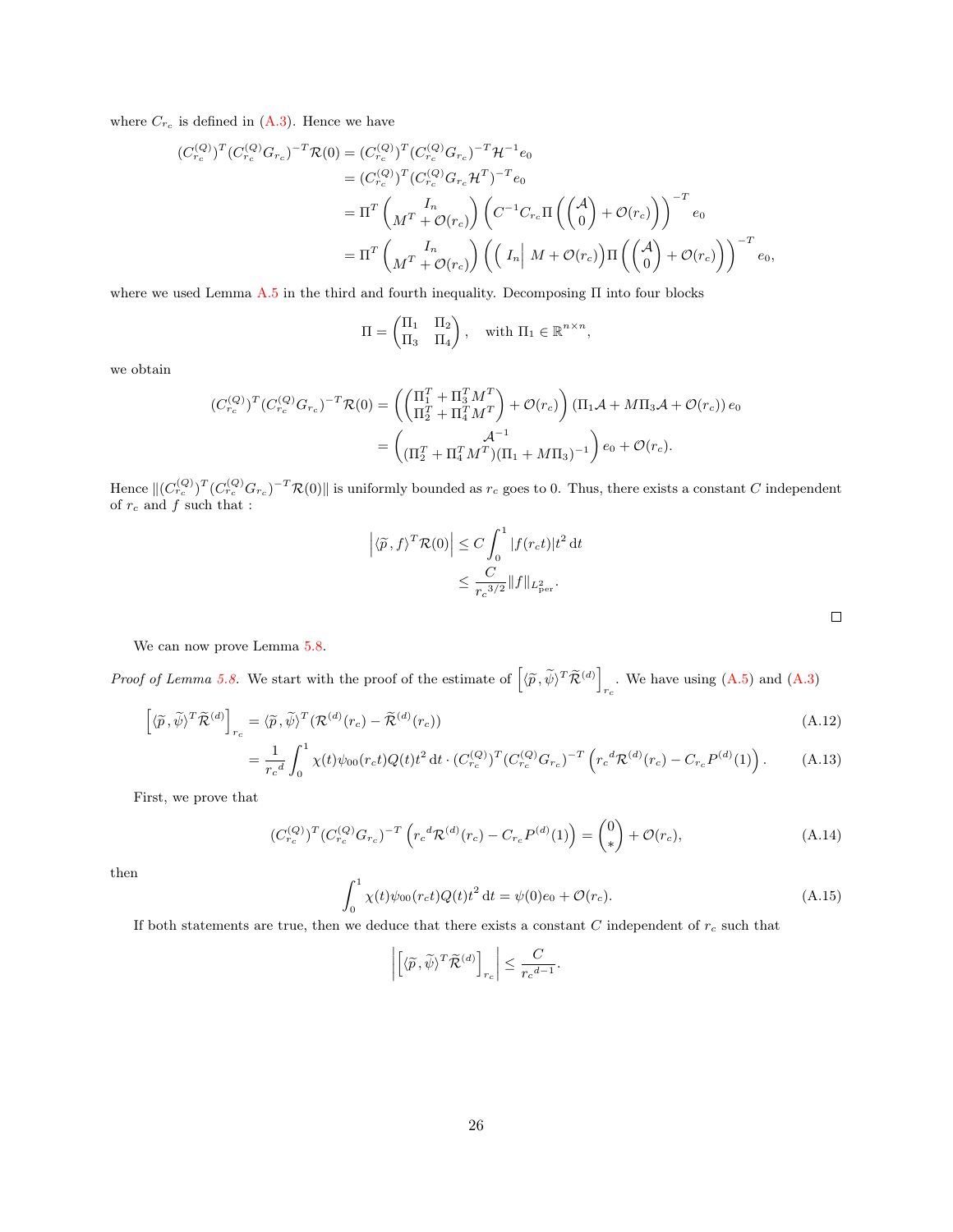where $C_{r_c}$ is defined in (A.3). Hence we have

$$
\begin{aligned}
(C_{r_c}^{(Q)})^T (C_{r_c}^{(Q)} G_{r_c})^{-T} \mathcal{R}(0) &= (C_{r_c}^{(Q)})^T (C_{r_c}^{(Q)} G_{r_c})^{-T} \mathcal{H}^{-1} e_0 \\
&= (C_{r_c}^{(Q)})^T (C_{r_c}^{(Q)} G_{r_c} \mathcal{H}^T)^{-T} e_0 \\
&= \Pi^T \begin{pmatrix} I_n \\ M^T + \mathcal{O}(r_c) \end{pmatrix} \left( C^{-1} C_{r_c} \Pi \left( \begin{pmatrix} \mathcal{A} \\ 0 \end{pmatrix} + \mathcal{O}(r_c) \right) \right)^{-T} e_0 \\
&= \Pi^T \begin{pmatrix} I_n \\ M^T + \mathcal{O}(r_c) \end{pmatrix} \left( \Big( \, I_n \Big| \; M + \mathcal{O}(r_c) \Big) \Pi \left( \begin{pmatrix} \mathcal{A} \\ 0 \end{pmatrix} + \mathcal{O}(r_c) \right) \right)^{-T} e_0,
\end{aligned}
$$

where we used Lemma A.5 in the third and fourth inequality. Decomposing $\Pi$ into four blocks

$$
\Pi = \begin{pmatrix} \Pi_1 & \Pi_2 \\ \Pi_3 & \Pi_4 \end{pmatrix}, \quad \text{with } \Pi_1 \in \mathbb{R}^{n \times n},
$$

we obtain

$$
\begin{aligned}
(C_{r_c}^{(Q)})^T (C_{r_c}^{(Q)} G_{r_c})^{-T} \mathcal{R}(0) &= \left( \begin{pmatrix} \Pi_1^T + \Pi_3^T M^T \\ \Pi_2^T + \Pi_4^T M^T \end{pmatrix} + \mathcal{O}(r_c) \right) \left( \Pi_1 \mathcal{A} + M \Pi_3 \mathcal{A} + \mathcal{O}(r_c) \right) e_0 \\
&= \begin{pmatrix} \mathcal{A}^{-1} \\ (\Pi_2^T + \Pi_4^T M^T)(\Pi_1 + M\Pi_3)^{-1} \end{pmatrix} e_0 + \mathcal{O}(r_c).
\end{aligned}
$$

Hence $\|(C_{r_c}^{(Q)})^T (C_{r_c}^{(Q)} G_{r_c})^{-T} \mathcal{R}(0)\|$ is uniformly bounded as $r_c$ goes to 0. Thus, there exists a constant $C$ independent of $r_c$ and $f$ such that :

$$
\begin{aligned}
\left| \langle \widetilde{p}, f \rangle^T \mathcal{R}(0) \right| &\leq C \int_0^1 |f(r_c t)| t^2 \, \mathrm{d}t \\
&\leq \frac{C}{{r_c}^{3/2}} \|f\|_{L^2_{\mathrm{per}}}.
\end{aligned}
$$

□

We can now prove Lemma 5.8.

*Proof of Lemma 5.8.* We start with the proof of the estimate of $\left[ \langle \widetilde{p}, \widetilde{\psi} \rangle^T \widetilde{\mathcal{R}}^{(d)} \right]_{r_c}$. We have using (A.5) and (A.3)

$$
\left[ \langle \widetilde{p}, \widetilde{\psi} \rangle^T \widetilde{\mathcal{R}}^{(d)} \right]_{r_c} = \langle \widetilde{p}, \widetilde{\psi} \rangle^T (\mathcal{R}^{(d)}(r_c) - \widetilde{\mathcal{R}}^{(d)}(r_c)) \tag{A.12}
$$

$$
= \frac{1}{{r_c}^d} \int_0^1 \chi(t) \psi_{00}(r_c t) Q(t) t^2 \, \mathrm{d}t \cdot (C_{r_c}^{(Q)})^T (C_{r_c}^{(Q)} G_{r_c})^{-T} \left( {r_c}^d \mathcal{R}^{(d)}(r_c) - C_{r_c} P^{(d)}(1) \right). \tag{A.13}
$$

First, we prove that

$$
(C_{r_c}^{(Q)})^T (C_{r_c}^{(Q)} G_{r_c})^{-T} \left( {r_c}^d \mathcal{R}^{(d)}(r_c) - C_{r_c} P^{(d)}(1) \right) = \begin{pmatrix} 0 \\ * \end{pmatrix} + \mathcal{O}(r_c), \tag{A.14}
$$

then

$$
\int_0^1 \chi(t) \psi_{00}(r_c t) Q(t) t^2 \, \mathrm{d}t = \psi(0) e_0 + \mathcal{O}(r_c). \tag{A.15}
$$

If both statements are true, then we deduce that there exists a constant $C$ independent of $r_c$ such that

$$
\left| \left[ \langle \widetilde{p}, \widetilde{\psi} \rangle^T \widetilde{\mathcal{R}}^{(d)} \right]_{r_c} \right| \leq \frac{C}{{r_c}^{d-1}}.
$$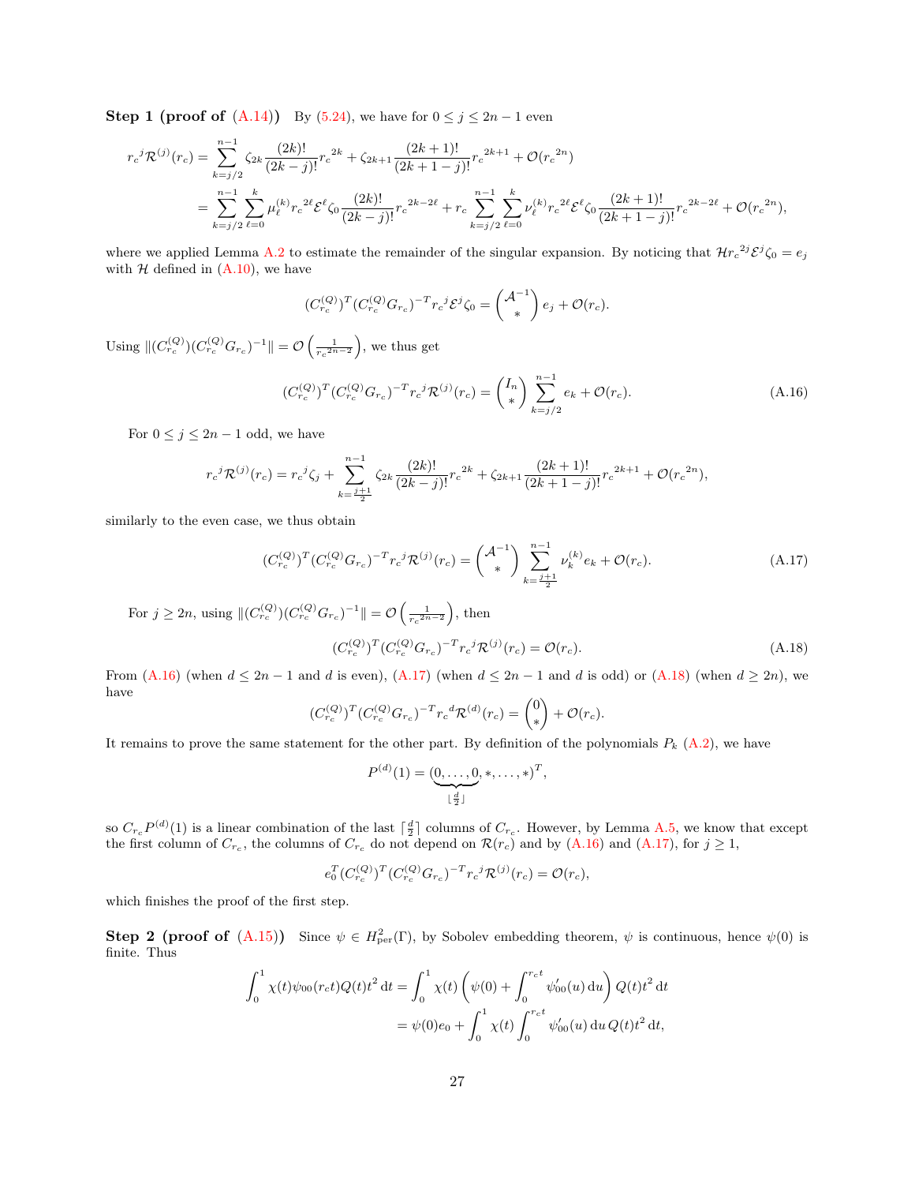**Step 1 (proof of (A.14))** By (5.24), we have for $0 \le j \le 2n-1$ even

$$
\begin{aligned}
{r_c}^j \mathcal{R}^{(j)}(r_c) &= \sum_{k=j/2}^{n-1} \zeta_{2k} \frac{(2k)!}{(2k-j)!} {r_c}^{2k} + \zeta_{2k+1} \frac{(2k+1)!}{(2k+1-j)!} {r_c}^{2k+1} + \mathcal{O}({r_c}^{2n}) \\
&= \sum_{k=j/2}^{n-1} \sum_{\ell=0}^{k} \mu_\ell^{(k)} {r_c}^{2\ell} \mathcal{E}^\ell \zeta_0 \frac{(2k)!}{(2k-j)!} {r_c}^{2k-2\ell} + r_c \sum_{k=j/2}^{n-1} \sum_{\ell=0}^{k} \nu_\ell^{(k)} {r_c}^{2\ell} \mathcal{E}^\ell \zeta_0 \frac{(2k+1)!}{(2k+1-j)!} {r_c}^{2k-2\ell} + \mathcal{O}({r_c}^{2n}),
\end{aligned}
$$

where we applied Lemma A.2 to estimate the remainder of the singular expansion. By noticing that $\mathcal{H} {r_c}^{2j} \mathcal{E}^j \zeta_0 = e_j$ with $\mathcal{H}$ defined in (A.10), we have

$$
(C_{r_c}^{(Q)})^T (C_{r_c}^{(Q)} G_{r_c})^{-T} {r_c}^j \mathcal{E}^j \zeta_0 = \begin{pmatrix} \mathcal{A}^{-1} \\ * \end{pmatrix} e_j + \mathcal{O}(r_c).
$$

Using $\|(C_{r_c}^{(Q)})(C_{r_c}^{(Q)} G_{r_c})^{-1}\| = \mathcal{O}\left(\frac{1}{{r_c}^{2n-2}}\right)$, we thus get

$$
(C_{r_c}^{(Q)})^T (C_{r_c}^{(Q)} G_{r_c})^{-T} {r_c}^j \mathcal{R}^{(j)}(r_c) = \begin{pmatrix} I_n \\ * \end{pmatrix} \sum_{k=j/2}^{n-1} e_k + \mathcal{O}(r_c). \tag{A.16}
$$

For $0 \le j \le 2n-1$ odd, we have

$$
{r_c}^j \mathcal{R}^{(j)}(r_c) = {r_c}^j \zeta_j + \sum_{k=\frac{j+1}{2}}^{n-1} \zeta_{2k} \frac{(2k)!}{(2k-j)!} {r_c}^{2k} + \zeta_{2k+1} \frac{(2k+1)!}{(2k+1-j)!} {r_c}^{2k+1} + \mathcal{O}({r_c}^{2n}),
$$

similarly to the even case, we thus obtain

$$
(C_{r_c}^{(Q)})^T (C_{r_c}^{(Q)} G_{r_c})^{-T} {r_c}^j \mathcal{R}^{(j)}(r_c) = \begin{pmatrix} \mathcal{A}^{-1} \\ * \end{pmatrix} \sum_{k=\frac{j+1}{2}}^{n-1} \nu_k^{(k)} e_k + \mathcal{O}(r_c). \tag{A.17}
$$

For $j \ge 2n$, using $\|(C_{r_c}^{(Q)})(C_{r_c}^{(Q)} G_{r_c})^{-1}\| = \mathcal{O}\left(\frac{1}{{r_c}^{2n-2}}\right)$, then

$$
(C_{r_c}^{(Q)})^T (C_{r_c}^{(Q)} G_{r_c})^{-T} {r_c}^j \mathcal{R}^{(j)}(r_c) = \mathcal{O}(r_c). \tag{A.18}
$$

From (A.16) (when $d \le 2n-1$ and $d$ is even), (A.17) (when $d \le 2n-1$ and $d$ is odd) or (A.18) (when $d \ge 2n$), we have

$$
(C_{r_c}^{(Q)})^T (C_{r_c}^{(Q)} G_{r_c})^{-T} {r_c}^d \mathcal{R}^{(d)}(r_c) = \begin{pmatrix} 0 \\ * \end{pmatrix} + \mathcal{O}(r_c).
$$

It remains to prove the same statement for the other part. By definition of the polynomials $P_k$ (A.2), we have

$$
P^{(d)}(1) = (\underbrace{0, \dots, 0}_{\lfloor \frac{d}{2} \rfloor}, *, \dots, *)^T,
$$

so $C_{r_c} P^{(d)}(1)$ is a linear combination of the last $\lceil \frac{d}{2} \rceil$ columns of $C_{r_c}$. However, by Lemma A.5, we know that except the first column of $C_{r_c}$, the columns of $C_{r_c}$ do not depend on $\mathcal{R}(r_c)$ and by (A.16) and (A.17), for $j \ge 1$,

$$
e_0^T (C_{r_c}^{(Q)})^T (C_{r_c}^{(Q)} G_{r_c})^{-T} {r_c}^j \mathcal{R}^{(j)}(r_c) = \mathcal{O}(r_c),
$$

which finishes the proof of the first step.

**Step 2 (proof of (A.15))** Since $\psi \in H^2_{\mathrm{per}}(\Gamma)$, by Sobolev embedding theorem, $\psi$ is continuous, hence $\psi(0)$ is finite. Thus

$$
\begin{aligned}
\int_0^1 \chi(t) \psi_{00}(r_c t) Q(t) t^2 \, \mathrm{d}t &= \int_0^1 \chi(t) \left( \psi(0) + \int_0^{r_c t} \psi_{00}'(u) \, \mathrm{d}u \right) Q(t) t^2 \, \mathrm{d}t \\
&= \psi(0) e_0 + \int_0^1 \chi(t) \int_0^{r_c t} \psi_{00}'(u) \, \mathrm{d}u \, Q(t) t^2 \, \mathrm{d}t,
\end{aligned}
$$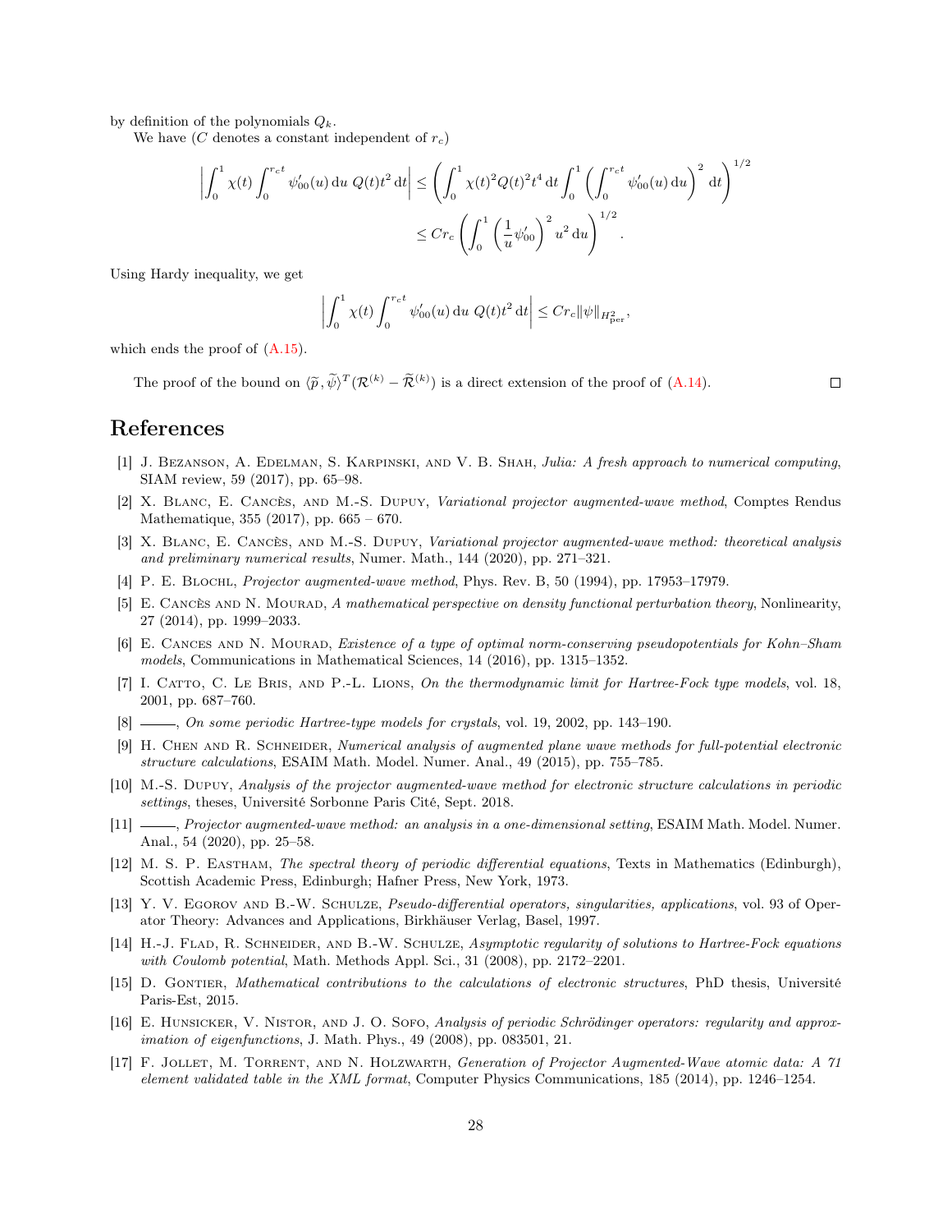by definition of the polynomials $Q_k$.

We have ($C$ denotes a constant independent of $r_c$)

$$\left| \int_0^1 \chi(t) \int_0^{r_c t} \psi_{00}'(u)\,\mathrm{d}u \; Q(t) t^2 \,\mathrm{d}t \right| \leq \left( \int_0^1 \chi(t)^2 Q(t)^2 t^4 \,\mathrm{d}t \int_0^1 \left( \int_0^{r_c t} \psi_{00}'(u)\,\mathrm{d}u \right)^2 \mathrm{d}t \right)^{1/2}$$
$$\leq C r_c \left( \int_0^1 \left( \frac{1}{u} \psi_{00}' \right)^2 u^2 \,\mathrm{d}u \right)^{1/2}.$$

Using Hardy inequality, we get

$$\left| \int_0^1 \chi(t) \int_0^{r_c t} \psi_{00}'(u)\,\mathrm{d}u \; Q(t) t^2 \,\mathrm{d}t \right| \leq C r_c \|\psi\|_{H^2_{\mathrm{per}}},$$

which ends the proof of (A.15).

The proof of the bound on $\langle \widetilde{p}, \widetilde{\psi} \rangle^T (\mathcal{R}^{(k)} - \widetilde{\mathcal{R}}^{(k)})$ is a direct extension of the proof of (A.14). $\square$

# References

[1] J. Bezanson, A. Edelman, S. Karpinski, and V. B. Shah, *Julia: A fresh approach to numerical computing*, SIAM review, 59 (2017), pp. 65–98.

[2] X. Blanc, E. Cancès, and M.-S. Dupuy, *Variational projector augmented-wave method*, Comptes Rendus Mathematique, 355 (2017), pp. 665 – 670.

[3] X. Blanc, E. Cancès, and M.-S. Dupuy, *Variational projector augmented-wave method: theoretical analysis and preliminary numerical results*, Numer. Math., 144 (2020), pp. 271–321.

[4] P. E. Blochl, *Projector augmented-wave method*, Phys. Rev. B, 50 (1994), pp. 17953–17979.

[5] E. Cancès and N. Mourad, *A mathematical perspective on density functional perturbation theory*, Nonlinearity, 27 (2014), pp. 1999–2033.

[6] E. Cances and N. Mourad, *Existence of a type of optimal norm-conserving pseudopotentials for Kohn–Sham models*, Communications in Mathematical Sciences, 14 (2016), pp. 1315–1352.

[7] I. Catto, C. Le Bris, and P.-L. Lions, *On the thermodynamic limit for Hartree-Fock type models*, vol. 18, 2001, pp. 687–760.

[8] ———, *On some periodic Hartree-type models for crystals*, vol. 19, 2002, pp. 143–190.

[9] H. Chen and R. Schneider, *Numerical analysis of augmented plane wave methods for full-potential electronic structure calculations*, ESAIM Math. Model. Numer. Anal., 49 (2015), pp. 755–785.

[10] M.-S. Dupuy, *Analysis of the projector augmented-wave method for electronic structure calculations in periodic settings*, theses, Université Sorbonne Paris Cité, Sept. 2018.

[11] ———, *Projector augmented-wave method: an analysis in a one-dimensional setting*, ESAIM Math. Model. Numer. Anal., 54 (2020), pp. 25–58.

[12] M. S. P. Eastham, *The spectral theory of periodic differential equations*, Texts in Mathematics (Edinburgh), Scottish Academic Press, Edinburgh; Hafner Press, New York, 1973.

[13] Y. V. Egorov and B.-W. Schulze, *Pseudo-differential operators, singularities, applications*, vol. 93 of Operator Theory: Advances and Applications, Birkhäuser Verlag, Basel, 1997.

[14] H.-J. Flad, R. Schneider, and B.-W. Schulze, *Asymptotic regularity of solutions to Hartree-Fock equations with Coulomb potential*, Math. Methods Appl. Sci., 31 (2008), pp. 2172–2201.

[15] D. Gontier, *Mathematical contributions to the calculations of electronic structures*, PhD thesis, Université Paris-Est, 2015.

[16] E. Hunsicker, V. Nistor, and J. O. Sofo, *Analysis of periodic Schrödinger operators: regularity and approximation of eigenfunctions*, J. Math. Phys., 49 (2008), pp. 083501, 21.

[17] F. Jollet, M. Torrent, and N. Holzwarth, *Generation of Projector Augmented-Wave atomic data: A 71 element validated table in the XML format*, Computer Physics Communications, 185 (2014), pp. 1246–1254.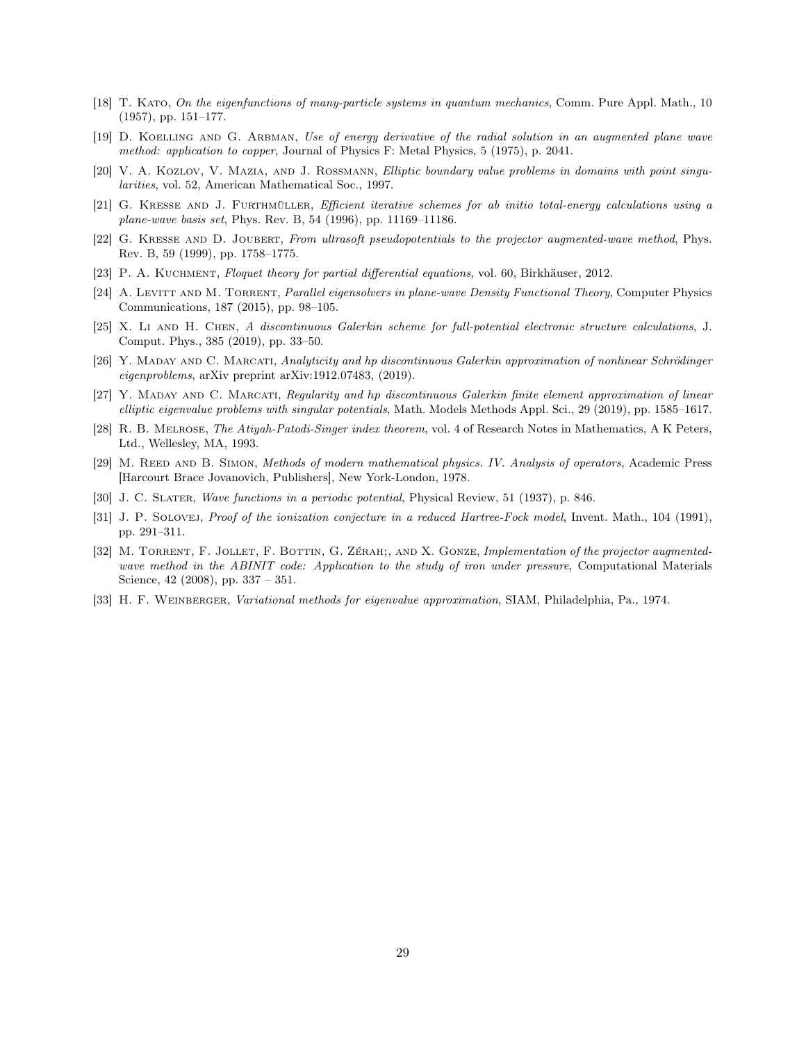[18] T. Kato, *On the eigenfunctions of many-particle systems in quantum mechanics*, Comm. Pure Appl. Math., 10 (1957), pp. 151–177.

[19] D. Koelling and G. Arbman, *Use of energy derivative of the radial solution in an augmented plane wave method: application to copper*, Journal of Physics F: Metal Physics, 5 (1975), p. 2041.

[20] V. A. Kozlov, V. Mazia, and J. Rossmann, *Elliptic boundary value problems in domains with point singularities*, vol. 52, American Mathematical Soc., 1997.

[21] G. Kresse and J. Furthmüller, *Efficient iterative schemes for ab initio total-energy calculations using a plane-wave basis set*, Phys. Rev. B, 54 (1996), pp. 11169–11186.

[22] G. Kresse and D. Joubert, *From ultrasoft pseudopotentials to the projector augmented-wave method*, Phys. Rev. B, 59 (1999), pp. 1758–1775.

[23] P. A. Kuchment, *Floquet theory for partial differential equations*, vol. 60, Birkhäuser, 2012.

[24] A. Levitt and M. Torrent, *Parallel eigensolvers in plane-wave Density Functional Theory*, Computer Physics Communications, 187 (2015), pp. 98–105.

[25] X. Li and H. Chen, *A discontinuous Galerkin scheme for full-potential electronic structure calculations*, J. Comput. Phys., 385 (2019), pp. 33–50.

[26] Y. Maday and C. Marcati, *Analyticity and hp discontinuous Galerkin approximation of nonlinear Schrödinger eigenproblems*, arXiv preprint arXiv:1912.07483, (2019).

[27] Y. Maday and C. Marcati, *Regularity and hp discontinuous Galerkin finite element approximation of linear elliptic eigenvalue problems with singular potentials*, Math. Models Methods Appl. Sci., 29 (2019), pp. 1585–1617.

[28] R. B. Melrose, *The Atiyah-Patodi-Singer index theorem*, vol. 4 of Research Notes in Mathematics, A K Peters, Ltd., Wellesley, MA, 1993.

[29] M. Reed and B. Simon, *Methods of modern mathematical physics. IV. Analysis of operators*, Academic Press [Harcourt Brace Jovanovich, Publishers], New York-London, 1978.

[30] J. C. Slater, *Wave functions in a periodic potential*, Physical Review, 51 (1937), p. 846.

[31] J. P. Solovej, *Proof of the ionization conjecture in a reduced Hartree-Fock model*, Invent. Math., 104 (1991), pp. 291–311.

[32] M. Torrent, F. Jollet, F. Bottin, G. Zérah;, and X. Gonze, *Implementation of the projector augmented-wave method in the ABINIT code: Application to the study of iron under pressure*, Computational Materials Science, 42 (2008), pp. 337 – 351.

[33] H. F. Weinberger, *Variational methods for eigenvalue approximation*, SIAM, Philadelphia, Pa., 1974.